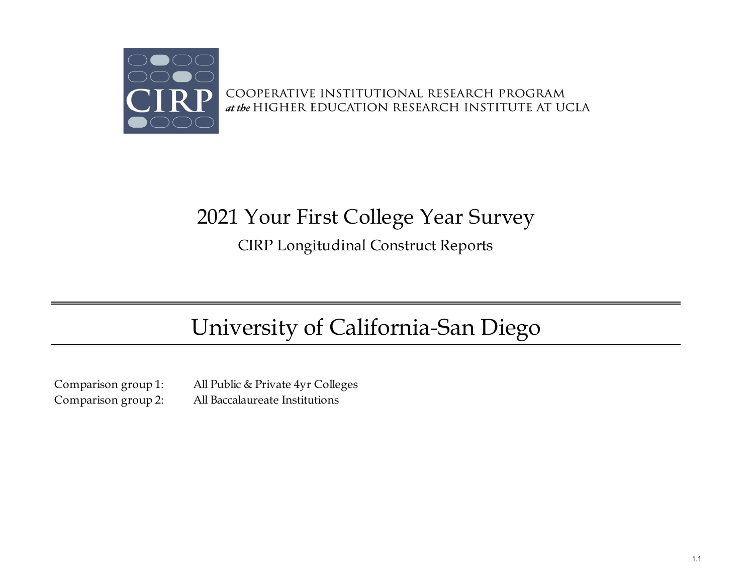CIRP

COOPERATIVE INSTITUTIONAL RESEARCH PROGRAM
*at the* HIGHER EDUCATION RESEARCH INSTITUTE AT UCLA

# 2021 Your First College Year Survey

CIRP Longitudinal Construct Reports

# University of California-San Diego

Comparison group 1: All Public & Private 4yr Colleges
Comparison group 2: All Baccalaureate Institutions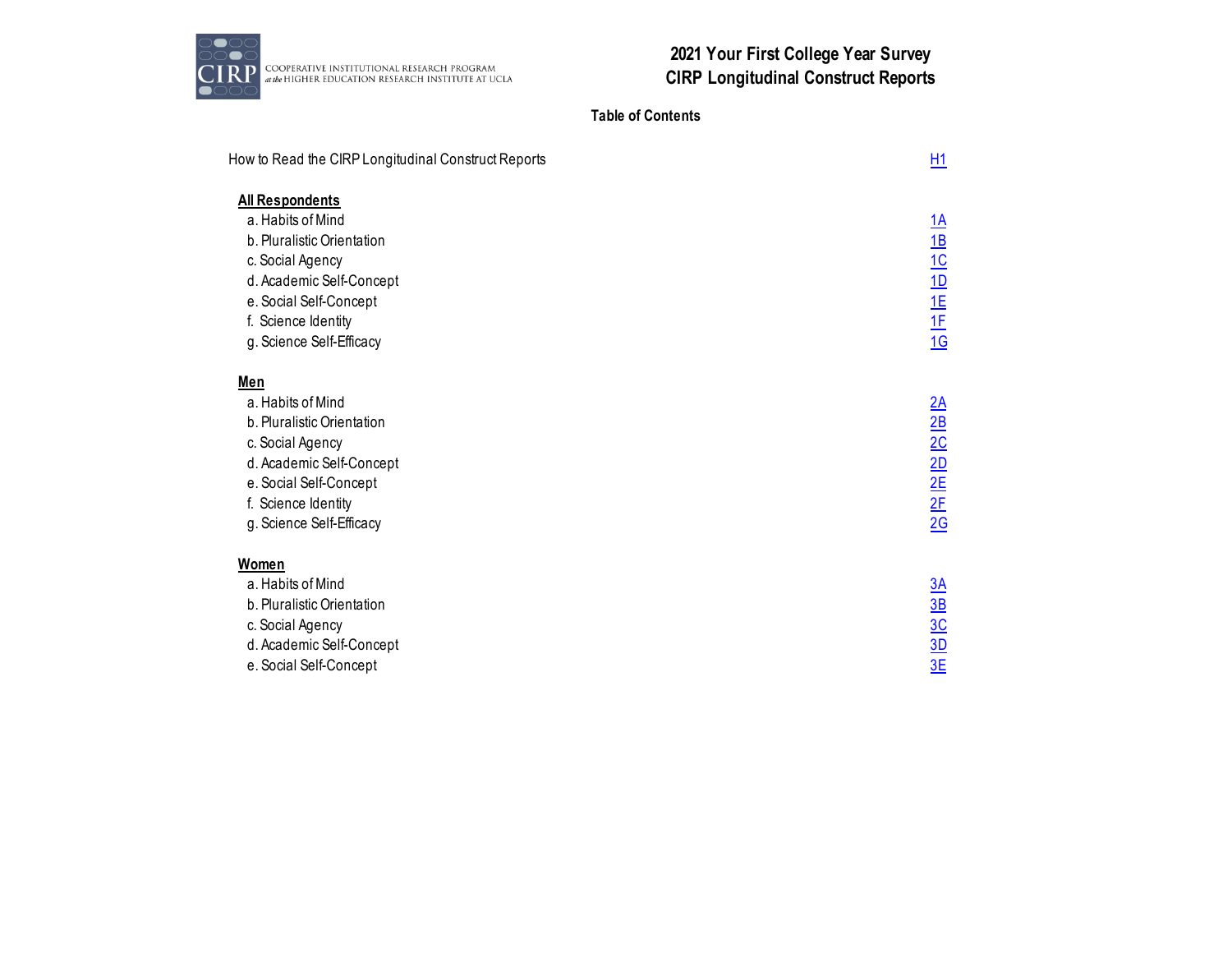COOPERATIVE INSTITUTIONAL RESEARCH PROGRAM *at the* HIGHER EDUCATION RESEARCH INSTITUTE AT UCLA

# 2021 Your First College Year Survey
# CIRP Longitudinal Construct Reports

## Table of Contents

| | |
|---|---|
| How to Read the CIRP Longitudinal Construct Reports | H1 |
| **All Respondents** | |
| a. Habits of Mind | 1A |
| b. Pluralistic Orientation | 1B |
| c. Social Agency | 1C |
| d. Academic Self-Concept | 1D |
| e. Social Self-Concept | 1E |
| f. Science Identity | 1F |
| g. Science Self-Efficacy | 1G |
| **Men** | |
| a. Habits of Mind | 2A |
| b. Pluralistic Orientation | 2B |
| c. Social Agency | 2C |
| d. Academic Self-Concept | 2D |
| e. Social Self-Concept | 2E |
| f. Science Identity | 2F |
| g. Science Self-Efficacy | 2G |
| **Women** | |
| a. Habits of Mind | 3A |
| b. Pluralistic Orientation | 3B |
| c. Social Agency | 3C |
| d. Academic Self-Concept | 3D |
| e. Social Self-Concept | 3E |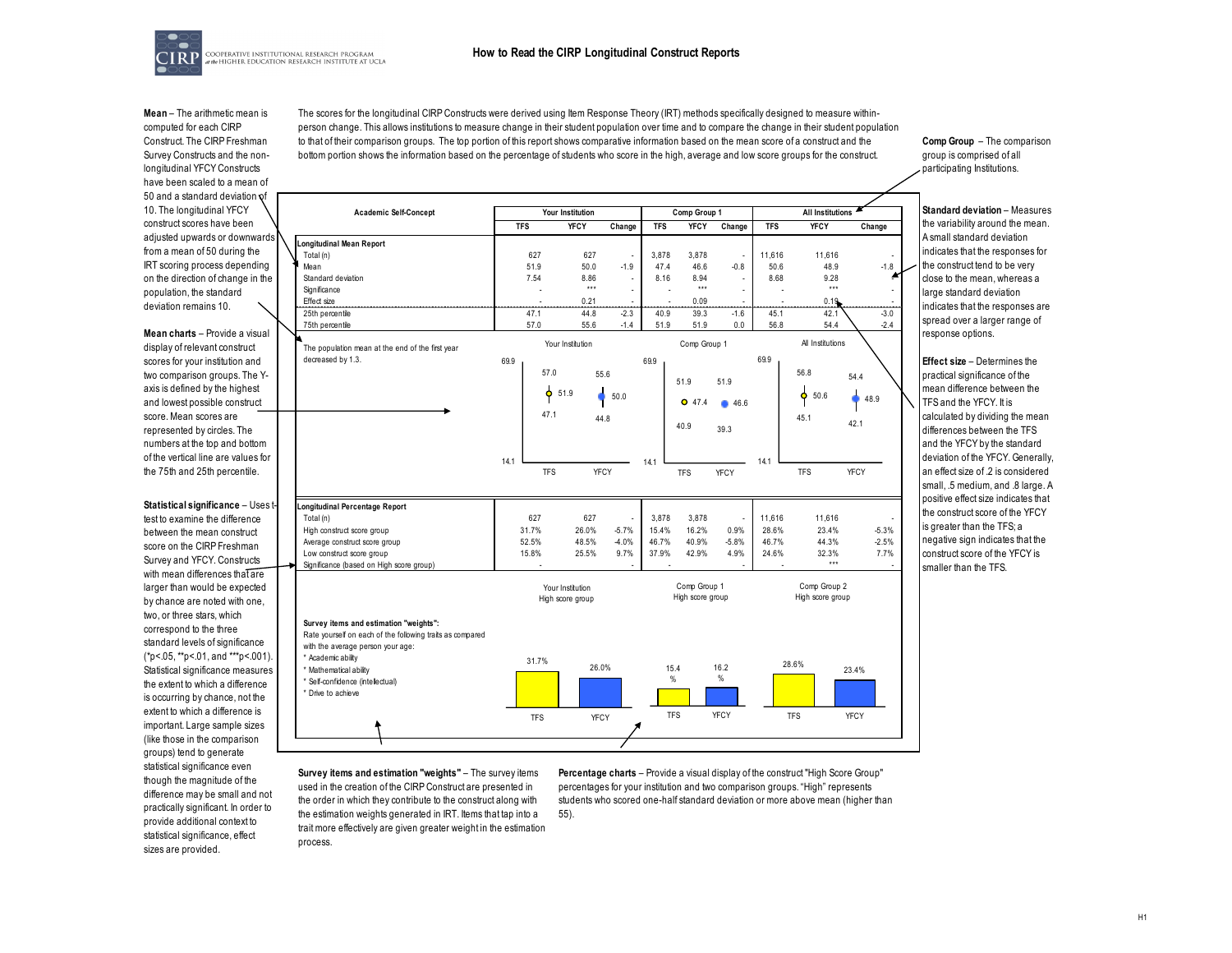# How to Read the CIRP Longitudinal Construct Reports

**Mean** – The arithmetic mean is computed for each CIRP Construct. The CIRP Freshman Survey Constructs and the non-longitudinal YFCY Constructs have been scaled to a mean of 50 and a standard deviation of 10. The longitudinal YFCY construct scores have been adjusted upwards or downwards from a mean of 50 during the IRT scoring process depending on the direction of change in the population, the standard deviation remains 10.

**Mean charts** – Provide a visual display of relevant construct scores for your institution and two comparison groups. The Y-axis is defined by the highest and lowest possible construct score. Mean scores are represented by circles. The numbers at the top and bottom of the vertical line are values for the 75th and 25th percentile.

**Statistical significance** – Uses t-test to examine the difference between the mean construct score on the CIRP Freshman Survey and YFCY. Constructs with mean differences that are larger than would be expected by chance are noted with one, two, or three stars, which correspond to the three standard levels of significance (*p<.05, **p<.01, and ***p<.001). Statistical significance measures the extent to which a difference is occurring by chance, not the extent to which a difference is important. Large sample sizes (like those in the comparison groups) tend to generate statistical significance even though the magnitude of the difference may be small and not practically significant. In order to provide additional context to statistical significance, effect sizes are provided.

The scores for the longitudinal CIRP Constructs were derived using Item Response Theory (IRT) methods specifically designed to measure within-person change. This allows institutions to measure change in their student population over time and to compare the change in their student population to that of their comparison groups. The top portion of this report shows comparative information based on the mean score of a construct and the bottom portion shows the information based on the percentage of students who score in the high, average and low score groups for the construct.

**Comp Group** – The comparison group is comprised of all participating Institutions.

**Standard deviation** – Measures the variability around the mean. A small standard deviation indicates that the responses for the construct tend to be very close to the mean, whereas a large standard deviation indicates that the responses are spread over a larger range of response options.

**Effect size** – Determines the practical significance of the mean difference between the TFS and the YFCY. It is calculated by dividing the mean differences between the TFS and the YFCY by the standard deviation of the YFCY. Generally, an effect size of .2 is considered small, .5 medium, and .8 large. A positive effect size indicates that the construct score of the YFCY is greater than the TFS; a negative sign indicates that the construct score of the YFCY is smaller than the TFS.

| Academic Self-Concept | Your Institution | | | Comp Group 1 | | | All Institutions | | |
|---|---|---|---|---|---|---|---|---|---|
| | TFS | YFCY | Change | TFS | YFCY | Change | TFS | YFCY | Change |
| **Longitudinal Mean Report** | | | | | | | | | |
| Total (n) | 627 | 627 | - | 3,878 | 3,878 | - | 11,616 | 11,616 | - |
| Mean | 51.9 | 50.0 | -1.9 | 47.4 | 46.6 | -0.8 | 50.6 | 48.9 | -1.8 |
| Standard deviation | 7.54 | 8.86 | - | 8.16 | 8.94 | - | 8.68 | 9.28 | - |
| Significance | - | *** | - | - | *** | - | - | *** | - |
| Effect size | - | 0.21 | - | - | 0.09 | - | - | 0.19 | - |
| 25th percentile | 47.1 | 44.8 | -2.3 | 40.9 | 39.3 | -1.6 | 45.1 | 42.1 | -3.0 |
| 75th percentile | 57.0 | 55.6 | -1.4 | 51.9 | 51.9 | 0.0 | 56.8 | 54.4 | -2.4 |

The population mean at the end of the first year decreased by 1.3.

| | Your Institution | | | Comp Group 1 | | | All Institutions | | |
|---|---|---|---|---|---|---|---|---|---|
| | TFS | YFCY | Change | TFS | YFCY | Change | TFS | YFCY | Change |
| **Longitudinal Percentage Report** | | | | | | | | | |
| Total (n) | 627 | 627 | - | 3,878 | 3,878 | - | 11,616 | 11,616 | - |
| High construct score group | 31.7% | 26.0% | -5.7% | 15.4% | 16.2% | 0.9% | 28.6% | 23.4% | -5.3% |
| Average construct score group | 52.5% | 48.5% | -4.0% | 46.7% | 40.9% | -5.8% | 46.7% | 44.3% | -2.5% |
| Low construct score group | 15.8% | 25.5% | 9.7% | 37.9% | 42.9% | 4.9% | 24.6% | 32.3% | 7.7% |
| Significance (based on High score group) | - | | - | - | | - | - | *** | - |

**Survey items and estimation "weights":**
Rate yourself on each of the following traits as compared with the average person your age:
* Academic ability
* Mathematical ability
* Self-confidence (intellectual)
* Drive to achieve

**Survey items and estimation "weights"** – The survey items used in the creation of the CIRP Construct are presented in the order in which they contribute to the construct along with the estimation weights generated in IRT. Items that tap into a trait more effectively are given greater weight in the estimation process.

**Percentage charts** – Provide a visual display of the construct "High Score Group" percentages for your institution and two comparison groups. "High" represents students who scored one-half standard deviation or more above mean (higher than 55).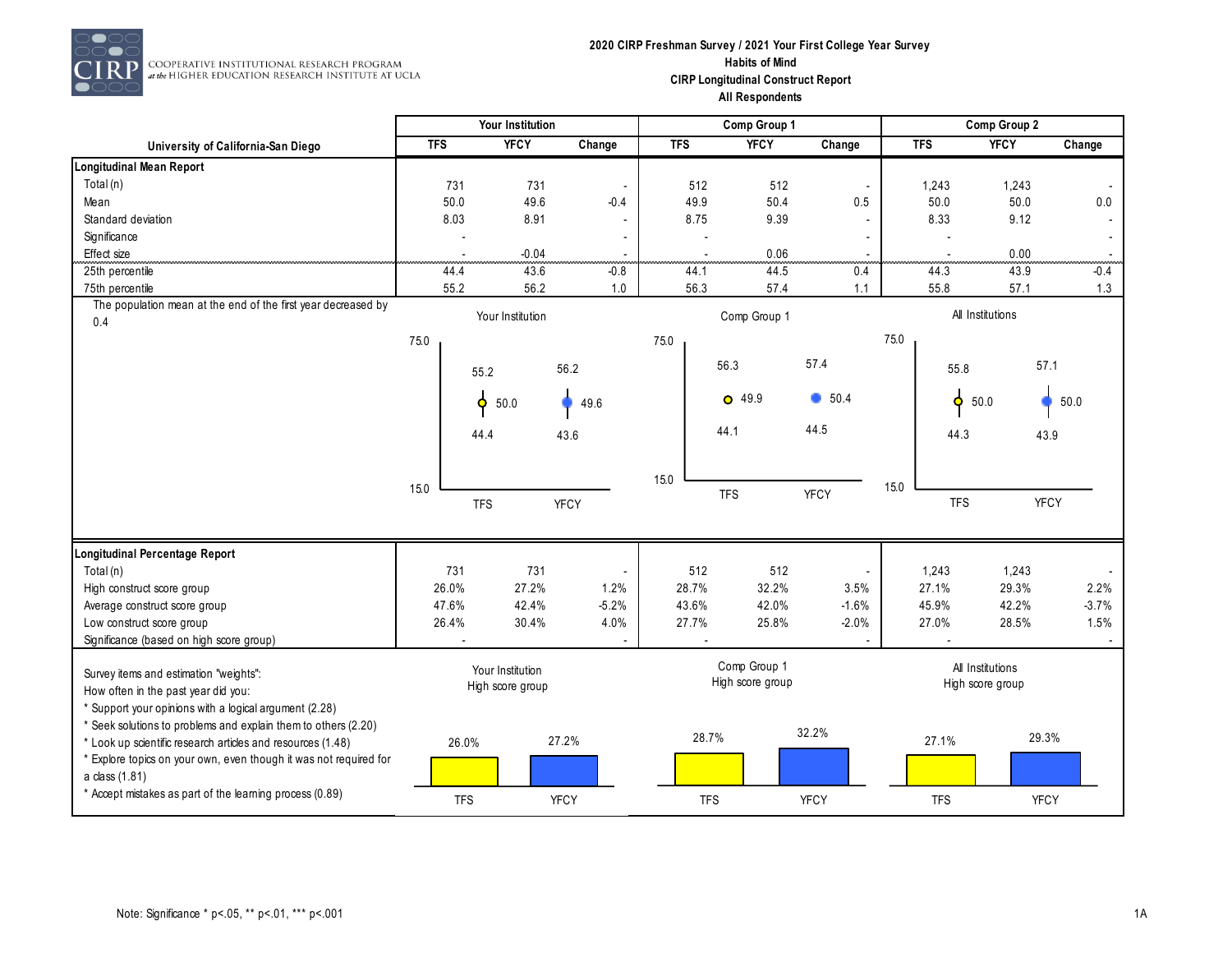**2020 CIRP Freshman Survey / 2021 Your First College Year Survey**
**Habits of Mind**
**CIRP Longitudinal Construct Report**
**All Respondents**

| University of California-San Diego | Your Institution | | | Comp Group 1 | | | Comp Group 2 | | |
|---|---|---|---|---|---|---|---|---|---|
| | TFS | YFCY | Change | TFS | YFCY | Change | TFS | YFCY | Change |
| **Longitudinal Mean Report** | | | | | | | | | |
| Total (n) | 731 | 731 | - | 512 | 512 | - | 1,243 | 1,243 | - |
| Mean | 50.0 | 49.6 | -0.4 | 49.9 | 50.4 | 0.5 | 50.0 | 50.0 | 0.0 |
| Standard deviation | 8.03 | 8.91 | - | 8.75 | 9.39 | - | 8.33 | 9.12 | - |
| Significance | - | | - | - | | - | - | | - |
| Effect size | - | -0.04 | - | - | 0.06 | - | - | 0.00 | - |
| 25th percentile | 44.4 | 43.6 | -0.8 | 44.1 | 44.5 | 0.4 | 44.3 | 43.9 | -0.4 |
| 75th percentile | 55.2 | 56.2 | 1.0 | 56.3 | 57.4 | 1.1 | 55.8 | 57.1 | 1.3 |

The population mean at the end of the first year decreased by 0.4

Your Institution: TFS 50.0 (44.4–55.2); YFCY 49.6 (43.6–56.2)

Comp Group 1: TFS 49.9 (44.1–56.3); YFCY 50.4 (44.5–57.4)

All Institutions: TFS 50.0 (44.3–55.8); YFCY 50.0 (43.9–57.1)

| | Your Institution | | | Comp Group 1 | | | Comp Group 2 | | |
|---|---|---|---|---|---|---|---|---|---|
| | TFS | YFCY | Change | TFS | YFCY | Change | TFS | YFCY | Change |
| **Longitudinal Percentage Report** | | | | | | | | | |
| Total (n) | 731 | 731 | - | 512 | 512 | - | 1,243 | 1,243 | - |
| High construct score group | 26.0% | 27.2% | 1.2% | 28.7% | 32.2% | 3.5% | 27.1% | 29.3% | 2.2% |
| Average construct score group | 47.6% | 42.4% | -5.2% | 43.6% | 42.0% | -1.6% | 45.9% | 42.2% | -3.7% |
| Low construct score group | 26.4% | 30.4% | 4.0% | 27.7% | 25.8% | -2.0% | 27.0% | 28.5% | 1.5% |
| Significance (based on high score group) | - | | - | - | | - | - | | - |

Survey items and estimation "weights":
How often in the past year did you:
* Support your opinions with a logical argument (2.28)
* Seek solutions to problems and explain them to others (2.20)
* Look up scientific research articles and resources (1.48)
* Explore topics on your own, even though it was not required for a class (1.81)
* Accept mistakes as part of the learning process (0.89)

High score group:

| | TFS | YFCY |
|---|---|---|
| Your Institution | 26.0% | 27.2% |
| Comp Group 1 | 28.7% | 32.2% |
| All Institutions | 27.1% | 29.3% |

Note: Significance * p<.05, ** p<.01, *** p<.001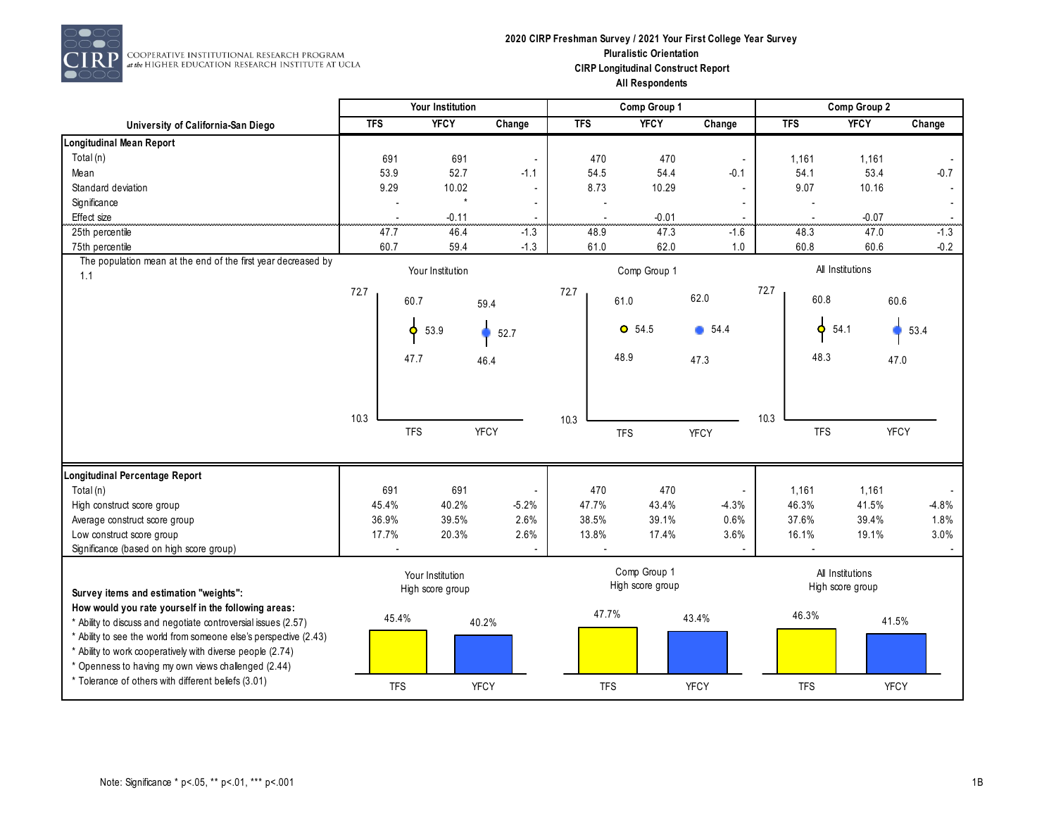COOPERATIVE INSTITUTIONAL RESEARCH PROGRAM at the HIGHER EDUCATION RESEARCH INSTITUTE AT UCLA

**2020 CIRP Freshman Survey / 2021 Your First College Year Survey**
**Pluralistic Orientation**
**CIRP Longitudinal Construct Report**
**All Respondents**

| University of California-San Diego | Your Institution | | | Comp Group 1 | | | Comp Group 2 | | |
|---|---|---|---|---|---|---|---|---|---|
| | TFS | YFCY | Change | TFS | YFCY | Change | TFS | YFCY | Change |
| **Longitudinal Mean Report** | | | | | | | | | |
| Total (n) | 691 | 691 | - | 470 | 470 | - | 1,161 | 1,161 | - |
| Mean | 53.9 | 52.7 | -1.1 | 54.5 | 54.4 | -0.1 | 54.1 | 53.4 | -0.7 |
| Standard deviation | 9.29 | 10.02 | - | 8.73 | 10.29 | - | 9.07 | 10.16 | - |
| Significance | - | * | - | - | | - | - | | - |
| Effect size | - | -0.11 | - | - | -0.01 | - | - | -0.07 | - |
| 25th percentile | 47.7 | 46.4 | -1.3 | 48.9 | 47.3 | -1.6 | 48.3 | 47.0 | -1.3 |
| 75th percentile | 60.7 | 59.4 | -1.3 | 61.0 | 62.0 | 1.0 | 60.8 | 60.6 | -0.2 |

The population mean at the end of the first year decreased by 1.1

| | Your Institution | | Comp Group 1 | | All Institutions | |
|---|---|---|---|---|---|---|
| | TFS | YFCY | TFS | YFCY | TFS | YFCY |
| 75th percentile | 60.7 | 59.4 | 61.0 | 62.0 | 60.8 | 60.6 |
| Mean | 53.9 | 52.7 | 54.5 | 54.4 | 54.1 | 53.4 |
| 25th percentile | 47.7 | 46.4 | 48.9 | 47.3 | 48.3 | 47.0 |

(Axis range: 10.3 – 72.7)

| | Your Institution | | | Comp Group 1 | | | Comp Group 2 | | |
|---|---|---|---|---|---|---|---|---|---|
| | TFS | YFCY | Change | TFS | YFCY | Change | TFS | YFCY | Change |
| **Longitudinal Percentage Report** | | | | | | | | | |
| Total (n) | 691 | 691 | - | 470 | 470 | - | 1,161 | 1,161 | - |
| High construct score group | 45.4% | 40.2% | -5.2% | 47.7% | 43.4% | -4.3% | 46.3% | 41.5% | -4.8% |
| Average construct score group | 36.9% | 39.5% | 2.6% | 38.5% | 39.1% | 0.6% | 37.6% | 39.4% | 1.8% |
| Low construct score group | 17.7% | 20.3% | 2.6% | 13.8% | 17.4% | 3.6% | 16.1% | 19.1% | 3.0% |
| Significance (based on high score group) | - | | - | - | | - | - | | - |

**Survey items and estimation "weights":**
**How would you rate yourself in the following areas:**
* Ability to discuss and negotiate controversial issues (2.57)
* Ability to see the world from someone else's perspective (2.43)
* Ability to work cooperatively with diverse people (2.74)
* Openness to having my own views challenged (2.44)
* Tolerance of others with different beliefs (3.01)

| High score group | TFS | YFCY |
|---|---|---|
| Your Institution | 45.4% | 40.2% |
| Comp Group 1 | 47.7% | 43.4% |
| All Institutions | 46.3% | 41.5% |

Note: Significance * p<.05, ** p<.01, *** p<.001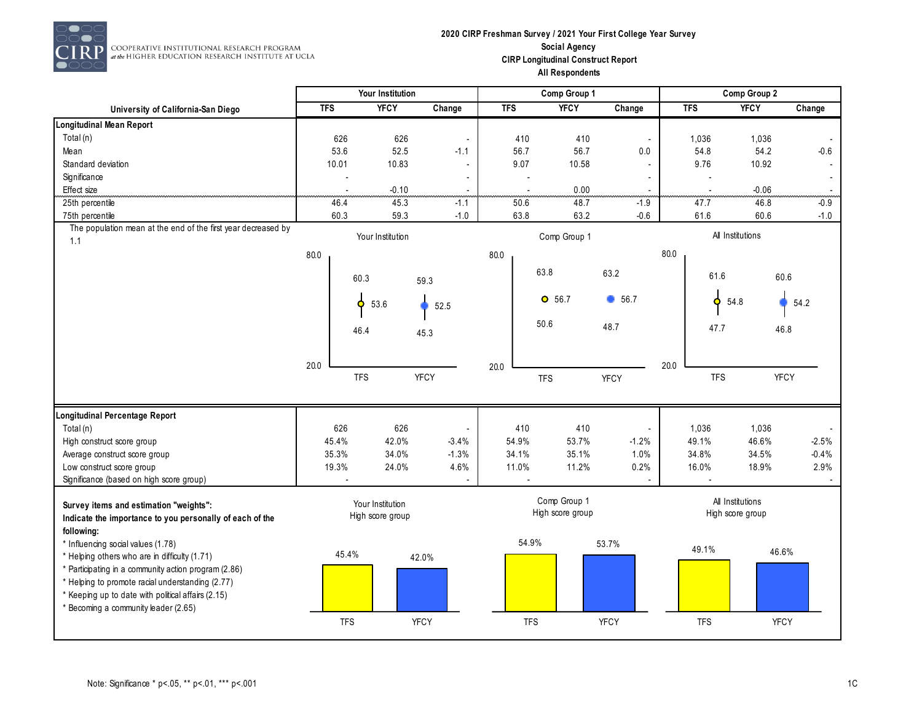COOPERATIVE INSTITUTIONAL RESEARCH PROGRAM at the HIGHER EDUCATION RESEARCH INSTITUTE AT UCLA

**2020 CIRP Freshman Survey / 2021 Your First College Year Survey**
**Social Agency**
**CIRP Longitudinal Construct Report**
**All Respondents**

| University of California-San Diego | Your Institution | | | Comp Group 1 | | | Comp Group 2 | | |
|---|---|---|---|---|---|---|---|---|---|
| | TFS | YFCY | Change | TFS | YFCY | Change | TFS | YFCY | Change |
| **Longitudinal Mean Report** | | | | | | | | | |
| Total (n) | 626 | 626 | - | 410 | 410 | - | 1,036 | 1,036 | - |
| Mean | 53.6 | 52.5 | -1.1 | 56.7 | 56.7 | 0.0 | 54.8 | 54.2 | -0.6 |
| Standard deviation | 10.01 | 10.83 | - | 9.07 | 10.58 | - | 9.76 | 10.92 | - |
| Significance | - | | - | - | | - | - | | - |
| Effect size | - | -0.10 | - | - | 0.00 | - | - | -0.06 | - |
| 25th percentile | 46.4 | 45.3 | -1.1 | 50.6 | 48.7 | -1.9 | 47.7 | 46.8 | -0.9 |
| 75th percentile | 60.3 | 59.3 | -1.0 | 63.8 | 63.2 | -0.6 | 61.6 | 60.6 | -1.0 |

The population mean at the end of the first year decreased by 1.1

| | Your Institution | | Comp Group 1 | | All Institutions | |
|---|---|---|---|---|---|---|
| | TFS | YFCY | TFS | YFCY | TFS | YFCY |
| 75th percentile | 60.3 | 59.3 | 63.8 | 63.2 | 61.6 | 60.6 |
| Mean | 53.6 | 52.5 | 56.7 | 56.7 | 54.8 | 54.2 |
| 25th percentile | 46.4 | 45.3 | 50.6 | 48.7 | 47.7 | 46.8 |

| | Your Institution | | | Comp Group 1 | | | Comp Group 2 | | |
|---|---|---|---|---|---|---|---|---|---|
| | TFS | YFCY | Change | TFS | YFCY | Change | TFS | YFCY | Change |
| **Longitudinal Percentage Report** | | | | | | | | | |
| Total (n) | 626 | 626 | - | 410 | 410 | - | 1,036 | 1,036 | - |
| High construct score group | 45.4% | 42.0% | -3.4% | 54.9% | 53.7% | -1.2% | 49.1% | 46.6% | -2.5% |
| Average construct score group | 35.3% | 34.0% | -1.3% | 34.1% | 35.1% | 1.0% | 34.8% | 34.5% | -0.4% |
| Low construct score group | 19.3% | 24.0% | 4.6% | 11.0% | 11.2% | 0.2% | 16.0% | 18.9% | 2.9% |
| Significance (based on high score group) | - | | - | - | | - | - | | - |

**Survey items and estimation "weights":**
**Indicate the importance to you personally of each of the following:**

* Influencing social values (1.78)
* Helping others who are in difficulty (1.71)
* Participating in a community action program (2.86)
* Helping to promote racial understanding (2.77)
* Keeping up to date with political affairs (2.15)
* Becoming a community leader (2.65)

| High score group | TFS | YFCY |
|---|---|---|
| Your Institution | 45.4% | 42.0% |
| Comp Group 1 | 54.9% | 53.7% |
| All Institutions | 49.1% | 46.6% |

Note: Significance * p<.05, ** p<.01, *** p<.001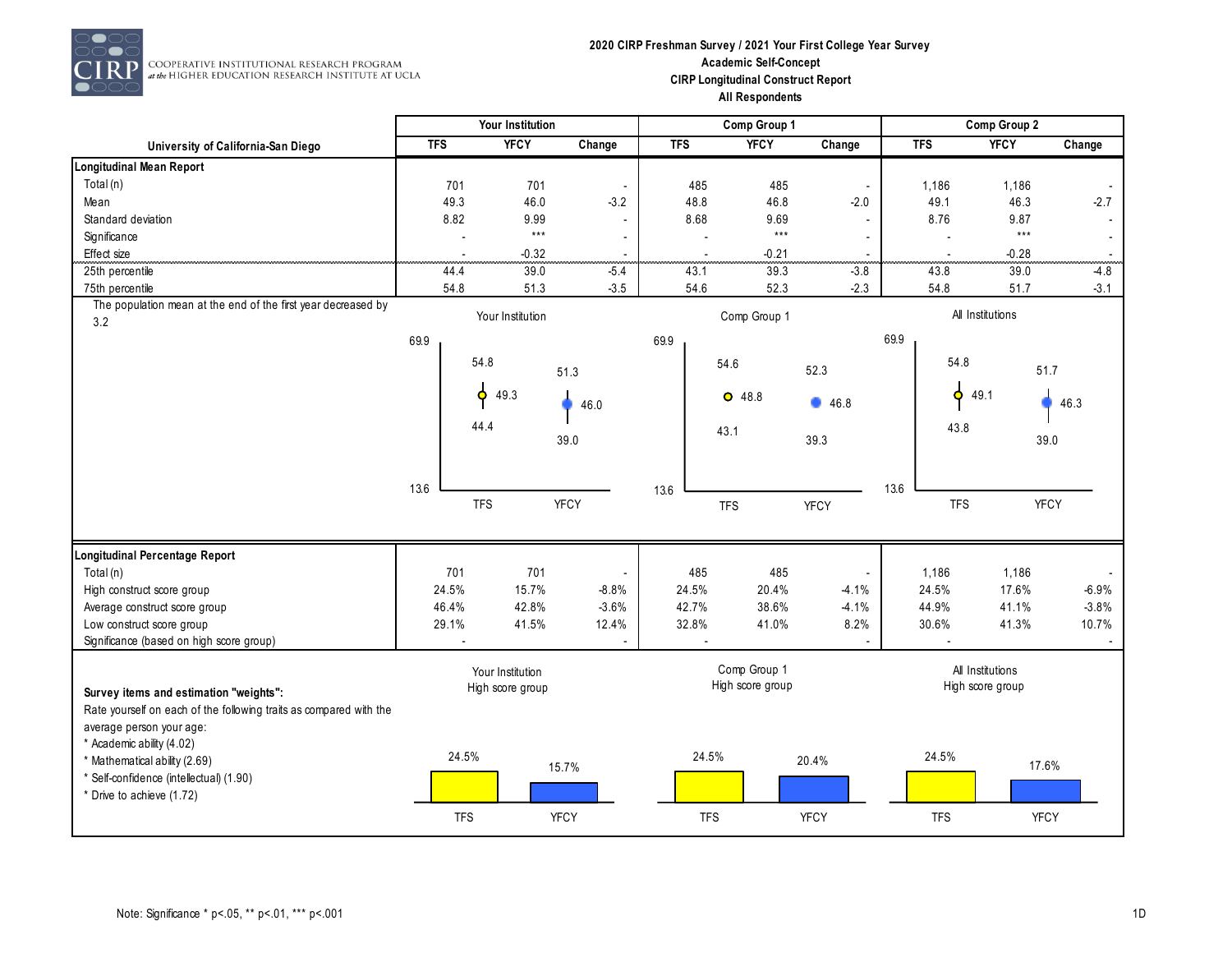COOPERATIVE INSTITUTIONAL RESEARCH PROGRAM at the HIGHER EDUCATION RESEARCH INSTITUTE AT UCLA

**2020 CIRP Freshman Survey / 2021 Your First College Year Survey**
**Academic Self-Concept**
**CIRP Longitudinal Construct Report**
**All Respondents**

| University of California-San Diego | Your Institution | | | Comp Group 1 | | | Comp Group 2 | | |
|---|---|---|---|---|---|---|---|---|---|
| | TFS | YFCY | Change | TFS | YFCY | Change | TFS | YFCY | Change |
| **Longitudinal Mean Report** | | | | | | | | | |
| Total (n) | 701 | 701 | - | 485 | 485 | - | 1,186 | 1,186 | - |
| Mean | 49.3 | 46.0 | -3.2 | 48.8 | 46.8 | -2.0 | 49.1 | 46.3 | -2.7 |
| Standard deviation | 8.82 | 9.99 | - | 8.68 | 9.69 | - | 8.76 | 9.87 | - |
| Significance | - | *** | - | - | *** | - | - | *** | - |
| Effect size | - | -0.32 | - | - | -0.21 | - | - | -0.28 | - |
| 25th percentile | 44.4 | 39.0 | -5.4 | 43.1 | 39.3 | -3.8 | 43.8 | 39.0 | -4.8 |
| 75th percentile | 54.8 | 51.3 | -3.5 | 54.6 | 52.3 | -2.3 | 54.8 | 51.7 | -3.1 |

The population mean at the end of the first year decreased by 3.2

| | Your Institution | | Comp Group 1 | | All Institutions | |
|---|---|---|---|---|---|---|
| | TFS | YFCY | TFS | YFCY | TFS | YFCY |
| 75th percentile | 54.8 | 51.3 | 54.6 | 52.3 | 54.8 | 51.7 |
| Mean | 49.3 | 46.0 | 48.8 | 46.8 | 49.1 | 46.3 |
| 25th percentile | 44.4 | 39.0 | 43.1 | 39.3 | 43.8 | 39.0 |

(Chart scale: 13.6 – 69.9)

| | Your Institution | | | Comp Group 1 | | | Comp Group 2 | | |
|---|---|---|---|---|---|---|---|---|---|
| | TFS | YFCY | Change | TFS | YFCY | Change | TFS | YFCY | Change |
| **Longitudinal Percentage Report** | | | | | | | | | |
| Total (n) | 701 | 701 | - | 485 | 485 | - | 1,186 | 1,186 | - |
| High construct score group | 24.5% | 15.7% | -8.8% | 24.5% | 20.4% | -4.1% | 24.5% | 17.6% | -6.9% |
| Average construct score group | 46.4% | 42.8% | -3.6% | 42.7% | 38.6% | -4.1% | 44.9% | 41.1% | -3.8% |
| Low construct score group | 29.1% | 41.5% | 12.4% | 32.8% | 41.0% | 8.2% | 30.6% | 41.3% | 10.7% |
| Significance (based on high score group) | - | - | - | - | - | - | - | - | - |

**Survey items and estimation "weights":**
Rate yourself on each of the following traits as compared with the average person your age:
* Academic ability (4.02)
* Mathematical ability (2.69)
* Self-confidence (intellectual) (1.90)
* Drive to achieve (1.72)

| High score group | TFS | YFCY |
|---|---|---|
| Your Institution | 24.5% | 15.7% |
| Comp Group 1 | 24.5% | 20.4% |
| All Institutions | 24.5% | 17.6% |

Note: Significance * p<.05, ** p<.01, *** p<.001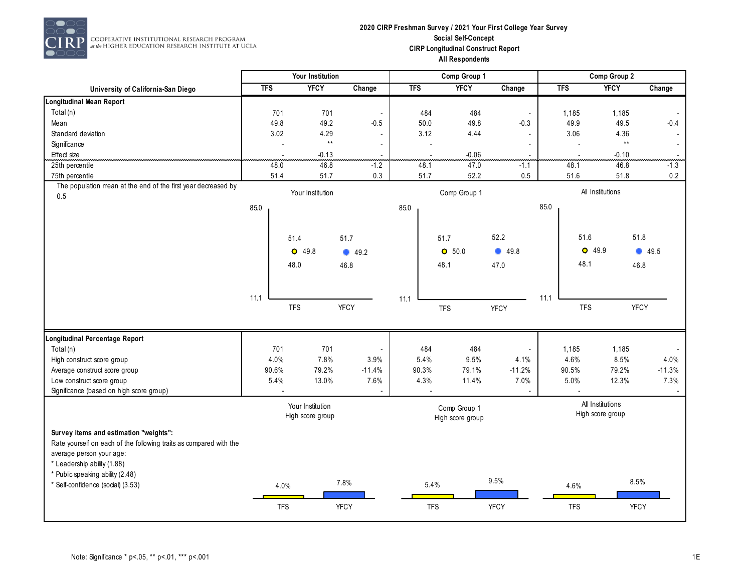COOPERATIVE INSTITUTIONAL RESEARCH PROGRAM at the HIGHER EDUCATION RESEARCH INSTITUTE AT UCLA

**2020 CIRP Freshman Survey / 2021 Your First College Year Survey**
**Social Self-Concept**
**CIRP Longitudinal Construct Report**
**All Respondents**

| University of California-San Diego | Your Institution TFS | Your Institution YFCY | Your Institution Change | Comp Group 1 TFS | Comp Group 1 YFCY | Comp Group 1 Change | Comp Group 2 TFS | Comp Group 2 YFCY | Comp Group 2 Change |
|---|---|---|---|---|---|---|---|---|---|
| **Longitudinal Mean Report** | | | | | | | | | |
| Total (n) | 701 | 701 | - | 484 | 484 | - | 1,185 | 1,185 | - |
| Mean | 49.8 | 49.2 | -0.5 | 50.0 | 49.8 | -0.3 | 49.9 | 49.5 | -0.4 |
| Standard deviation | 3.02 | 4.29 | - | 3.12 | 4.44 | - | 3.06 | 4.36 | - |
| Significance | - | ** | - | - | | - | - | ** | - |
| Effect size | - | -0.13 | - | - | -0.06 | - | - | -0.10 | - |
| 25th percentile | 48.0 | 46.8 | -1.2 | 48.1 | 47.0 | -1.1 | 48.1 | 46.8 | -1.3 |
| 75th percentile | 51.4 | 51.7 | 0.3 | 51.7 | 52.2 | 0.5 | 51.6 | 51.8 | 0.2 |

The population mean at the end of the first year decreased by 0.5

| | Your Institution TFS | Your Institution YFCY | Comp Group 1 TFS | Comp Group 1 YFCY | All Institutions TFS | All Institutions YFCY |
|---|---|---|---|---|---|---|
| 75th percentile | 51.4 | 51.7 | 51.7 | 52.2 | 51.6 | 51.8 |
| Mean | 49.8 | 49.2 | 50.0 | 49.8 | 49.9 | 49.5 |
| 25th percentile | 48.0 | 46.8 | 48.1 | 47.0 | 48.1 | 46.8 |

(Chart scale: 11.1 to 85.0)

| University of California-San Diego | Your Institution TFS | Your Institution YFCY | Your Institution Change | Comp Group 1 TFS | Comp Group 1 YFCY | Comp Group 1 Change | Comp Group 2 TFS | Comp Group 2 YFCY | Comp Group 2 Change |
|---|---|---|---|---|---|---|---|---|---|
| **Longitudinal Percentage Report** | | | | | | | | | |
| Total (n) | 701 | 701 | - | 484 | 484 | - | 1,185 | 1,185 | - |
| High construct score group | 4.0% | 7.8% | 3.9% | 5.4% | 9.5% | 4.1% | 4.6% | 8.5% | 4.0% |
| Average construct score group | 90.6% | 79.2% | -11.4% | 90.3% | 79.1% | -11.2% | 90.5% | 79.2% | -11.3% |
| Low construct score group | 5.4% | 13.0% | 7.6% | 4.3% | 11.4% | 7.0% | 5.0% | 12.3% | 7.3% |
| Significance (based on high score group) | - | | - | - | | - | - | | - |

| High score group | TFS | YFCY |
|---|---|---|
| Your Institution | 4.0% | 7.8% |
| Comp Group 1 | 5.4% | 9.5% |
| All Institutions | 4.6% | 8.5% |

**Survey items and estimation "weights":**

Rate yourself on each of the following traits as compared with the average person your age:

* Leadership ability (1.88)
* Public speaking ability (2.48)
* Self-confidence (social) (3.53)

Note: Significance * p<.05, ** p<.01, *** p<.001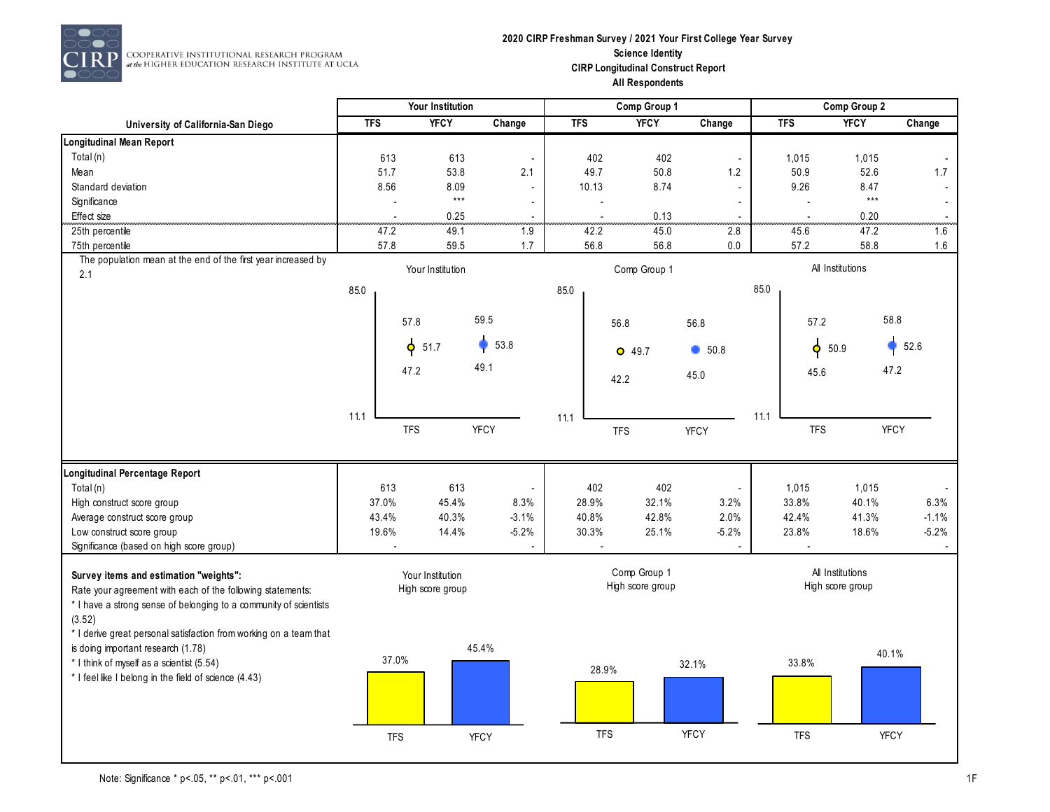**COOPERATIVE INSTITUTIONAL RESEARCH PROGRAM** *at the* HIGHER EDUCATION RESEARCH INSTITUTE AT UCLA

**2020 CIRP Freshman Survey / 2021 Your First College Year Survey**
**Science Identity**
**CIRP Longitudinal Construct Report**
**All Respondents**

| University of California-San Diego | Your Institution | | | Comp Group 1 | | | Comp Group 2 | | |
|---|---|---|---|---|---|---|---|---|---|
| | TFS | YFCY | Change | TFS | YFCY | Change | TFS | YFCY | Change |
| **Longitudinal Mean Report** | | | | | | | | | |
| Total (n) | 613 | 613 | - | 402 | 402 | - | 1,015 | 1,015 | - |
| Mean | 51.7 | 53.8 | 2.1 | 49.7 | 50.8 | 1.2 | 50.9 | 52.6 | 1.7 |
| Standard deviation | 8.56 | 8.09 | - | 10.13 | 8.74 | - | 9.26 | 8.47 | - |
| Significance | - | *** | - | - | - | - | - | *** | - |
| Effect size | - | 0.25 | - | - | 0.13 | - | - | 0.20 | - |
| 25th percentile | 47.2 | 49.1 | 1.9 | 42.2 | 45.0 | 2.8 | 45.6 | 47.2 | 1.6 |
| 75th percentile | 57.8 | 59.5 | 1.7 | 56.8 | 56.8 | 0.0 | 57.2 | 58.8 | 1.6 |

The population mean at the end of the first year increased by 2.1

| | Your Institution | | Comp Group 1 | | All Institutions | |
|---|---|---|---|---|---|---|
| | TFS | YFCY | TFS | YFCY | TFS | YFCY |
| 75th percentile | 57.8 | 59.5 | 56.8 | 56.8 | 57.2 | 58.8 |
| Mean | 51.7 | 53.8 | 49.7 | 50.8 | 50.9 | 52.6 |
| 25th percentile | 47.2 | 49.1 | 42.2 | 45.0 | 45.6 | 47.2 |

(Chart scale: 11.1 to 85.0)

| | Your Institution | | | Comp Group 1 | | | Comp Group 2 | | |
|---|---|---|---|---|---|---|---|---|---|
| | TFS | YFCY | Change | TFS | YFCY | Change | TFS | YFCY | Change |
| **Longitudinal Percentage Report** | | | | | | | | | |
| Total (n) | 613 | 613 | - | 402 | 402 | - | 1,015 | 1,015 | - |
| High construct score group | 37.0% | 45.4% | 8.3% | 28.9% | 32.1% | 3.2% | 33.8% | 40.1% | 6.3% |
| Average construct score group | 43.4% | 40.3% | -3.1% | 40.8% | 42.8% | 2.0% | 42.4% | 41.3% | -1.1% |
| Low construct score group | 19.6% | 14.4% | -5.2% | 30.3% | 25.1% | -5.2% | 23.8% | 18.6% | -5.2% |
| Significance (based on high score group) | - | - | - | - | - | - | - | - | - |

**Survey items and estimation "weights":**
Rate your agreement with each of the following statements:
* I have a strong sense of belonging to a community of scientists (3.52)
* I derive great personal satisfaction from working on a team that is doing important research (1.78)
* I think of myself as a scientist (5.54)
* I feel like I belong in the field of science (4.43)

| High score group | TFS | YFCY |
|---|---|---|
| Your Institution | 37.0% | 45.4% |
| Comp Group 1 | 28.9% | 32.1% |
| All Institutions | 33.8% | 40.1% |

Note: Significance * p<.05, ** p<.01, *** p<.001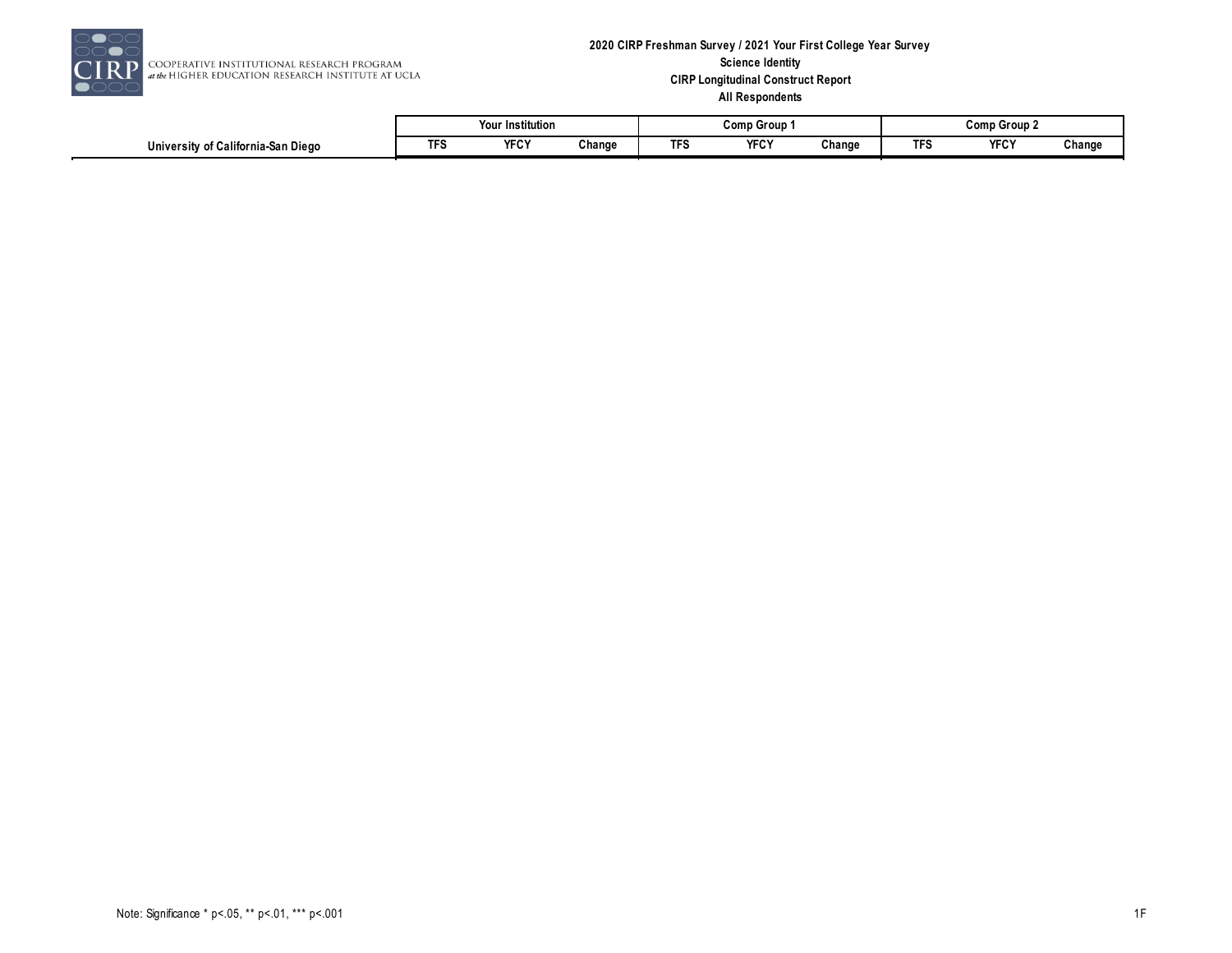**2020 CIRP Freshman Survey / 2021 Your First College Year Survey**
**Science Identity**
**CIRP Longitudinal Construct Report**
**All Respondents**

| University of California-San Diego | Your Institution | | | Comp Group 1 | | | Comp Group 2 | | |
|---|---|---|---|---|---|---|---|---|---|
| | TFS | YFCY | Change | TFS | YFCY | Change | TFS | YFCY | Change |

Note: Significance * p<.05, ** p<.01, *** p<.001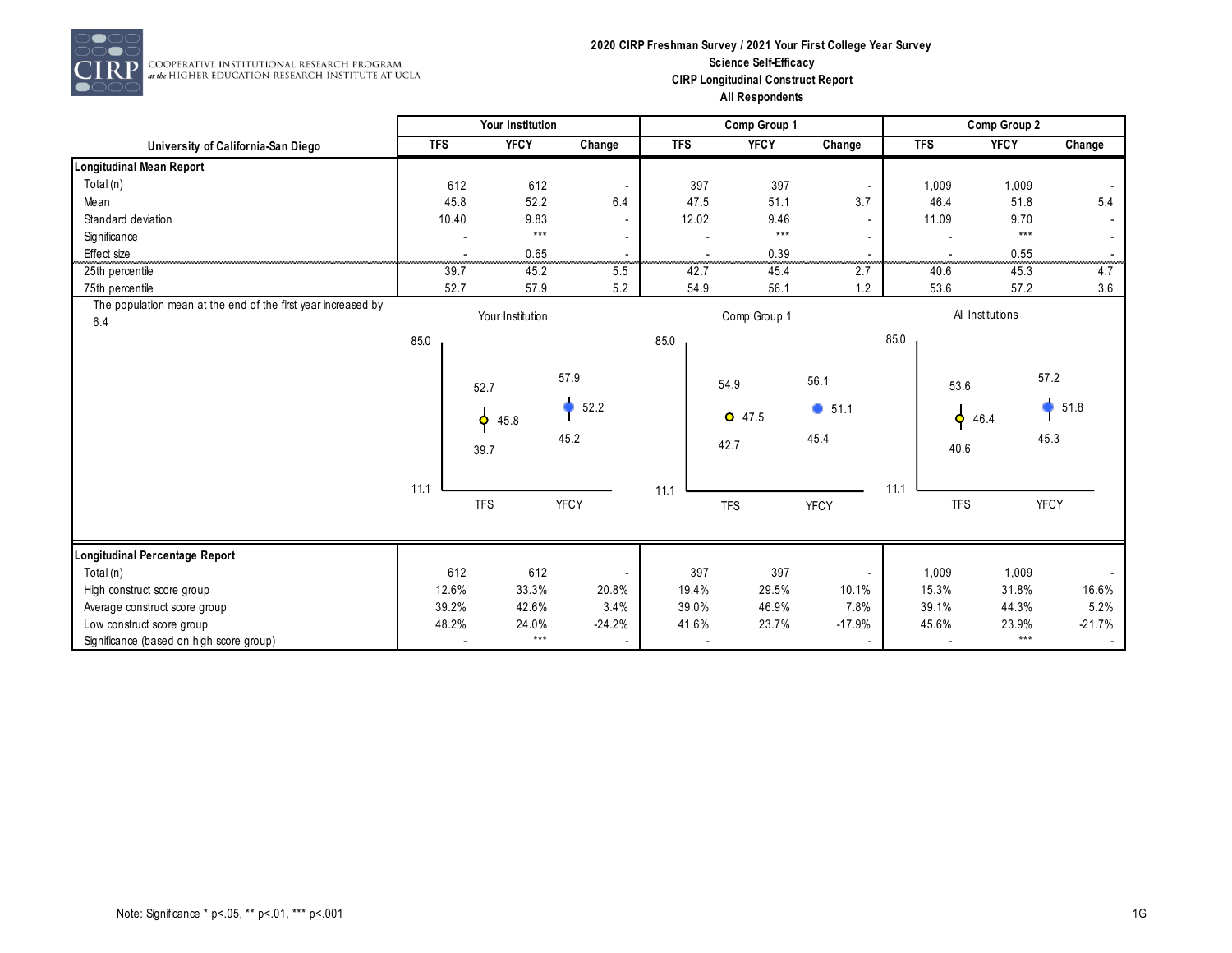**2020 CIRP Freshman Survey / 2021 Your First College Year Survey**
**Science Self-Efficacy**
**CIRP Longitudinal Construct Report**
**All Respondents**

COOPERATIVE INSTITUTIONAL RESEARCH PROGRAM at the HIGHER EDUCATION RESEARCH INSTITUTE AT UCLA

| University of California-San Diego | Your Institution | | | Comp Group 1 | | | Comp Group 2 | | |
|---|---|---|---|---|---|---|---|---|---|
| | TFS | YFCY | Change | TFS | YFCY | Change | TFS | YFCY | Change |
| **Longitudinal Mean Report** | | | | | | | | | |
| Total (n) | 612 | 612 | - | 397 | 397 | - | 1,009 | 1,009 | - |
| Mean | 45.8 | 52.2 | 6.4 | 47.5 | 51.1 | 3.7 | 46.4 | 51.8 | 5.4 |
| Standard deviation | 10.40 | 9.83 | - | 12.02 | 9.46 | - | 11.09 | 9.70 | - |
| Significance | - | *** | - | - | *** | - | - | *** | - |
| Effect size | - | 0.65 | - | - | 0.39 | - | - | 0.55 | - |
| 25th percentile | 39.7 | 45.2 | 5.5 | 42.7 | 45.4 | 2.7 | 40.6 | 45.3 | 4.7 |
| 75th percentile | 52.7 | 57.9 | 5.2 | 54.9 | 56.1 | 1.2 | 53.6 | 57.2 | 3.6 |

The population mean at the end of the first year increased by 6.4

| Chart | TFS 25th | TFS Mean | TFS 75th | YFCY 25th | YFCY Mean | YFCY 75th |
|---|---|---|---|---|---|---|
| Your Institution | 39.7 | 45.8 | 52.7 | 45.2 | 52.2 | 57.9 |
| Comp Group 1 | 42.7 | 47.5 | 54.9 | 45.4 | 51.1 | 56.1 |
| All Institutions | 40.6 | 46.4 | 53.6 | 45.3 | 51.8 | 57.2 |

(Chart axis range: 11.1 to 85.0)

| | Your Institution | | | Comp Group 1 | | | Comp Group 2 | | |
|---|---|---|---|---|---|---|---|---|---|
| | TFS | YFCY | Change | TFS | YFCY | Change | TFS | YFCY | Change |
| **Longitudinal Percentage Report** | | | | | | | | | |
| Total (n) | 612 | 612 | - | 397 | 397 | - | 1,009 | 1,009 | - |
| High construct score group | 12.6% | 33.3% | 20.8% | 19.4% | 29.5% | 10.1% | 15.3% | 31.8% | 16.6% |
| Average construct score group | 39.2% | 42.6% | 3.4% | 39.0% | 46.9% | 7.8% | 39.1% | 44.3% | 5.2% |
| Low construct score group | 48.2% | 24.0% | -24.2% | 41.6% | 23.7% | -17.9% | 45.6% | 23.9% | -21.7% |
| Significance (based on high score group) | - | *** | - | - | - | - | - | *** | - |

Note: Significance * p<.05, ** p<.01, *** p<.001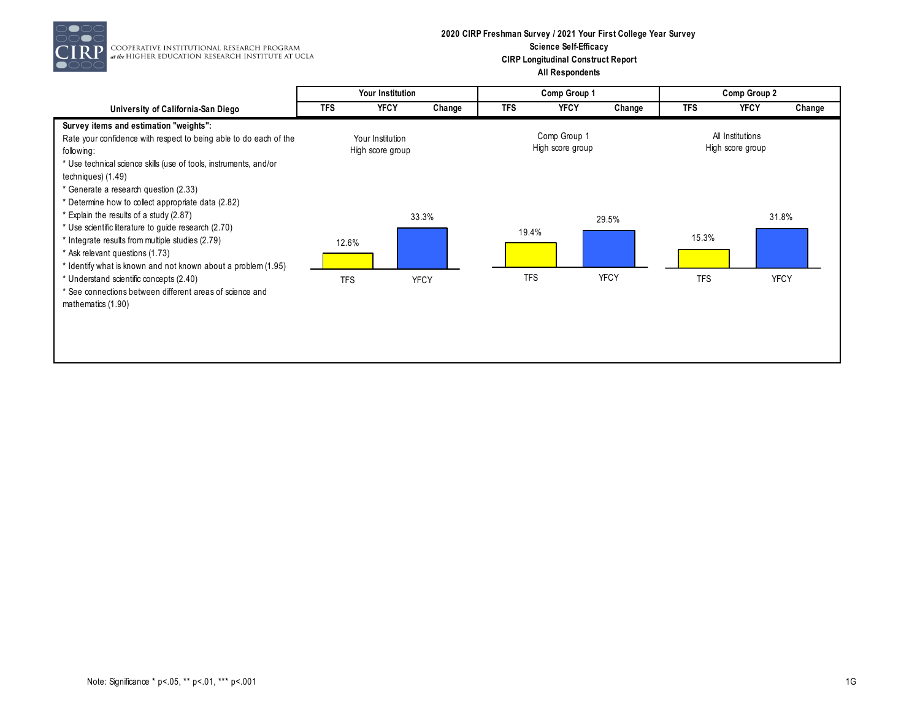**2020 CIRP Freshman Survey / 2021 Your First College Year Survey**
**Science Self-Efficacy**
**CIRP Longitudinal Construct Report**
**All Respondents**

COOPERATIVE INSTITUTIONAL RESEARCH PROGRAM at the HIGHER EDUCATION RESEARCH INSTITUTE AT UCLA

| University of California-San Diego | Your Institution | | | Comp Group 1 | | | Comp Group 2 | | |
|---|---|---|---|---|---|---|---|---|---|
| | TFS | YFCY | Change | TFS | YFCY | Change | TFS | YFCY | Change |

**Survey items and estimation "weights":**

Rate your confidence with respect to being able to do each of the following:

* Use technical science skills (use of tools, instruments, and/or techniques) (1.49)
* Generate a research question (2.33)
* Determine how to collect appropriate data (2.82)
* Explain the results of a study (2.87)
* Use scientific literature to guide research (2.70)
* Integrate results from multiple studies (2.79)
* Ask relevant questions (1.73)
* Identify what is known and not known about a problem (1.95)
* Understand scientific concepts (2.40)
* See connections between different areas of science and mathematics (1.90)

| | Your Institution High score group | Comp Group 1 High score group | All Institutions High score group |
|---|---|---|---|
| TFS | 12.6% | 19.4% | 15.3% |
| YFCY | 33.3% | 29.5% | 31.8% |

Note: Significance * p<.05, ** p<.01, *** p<.001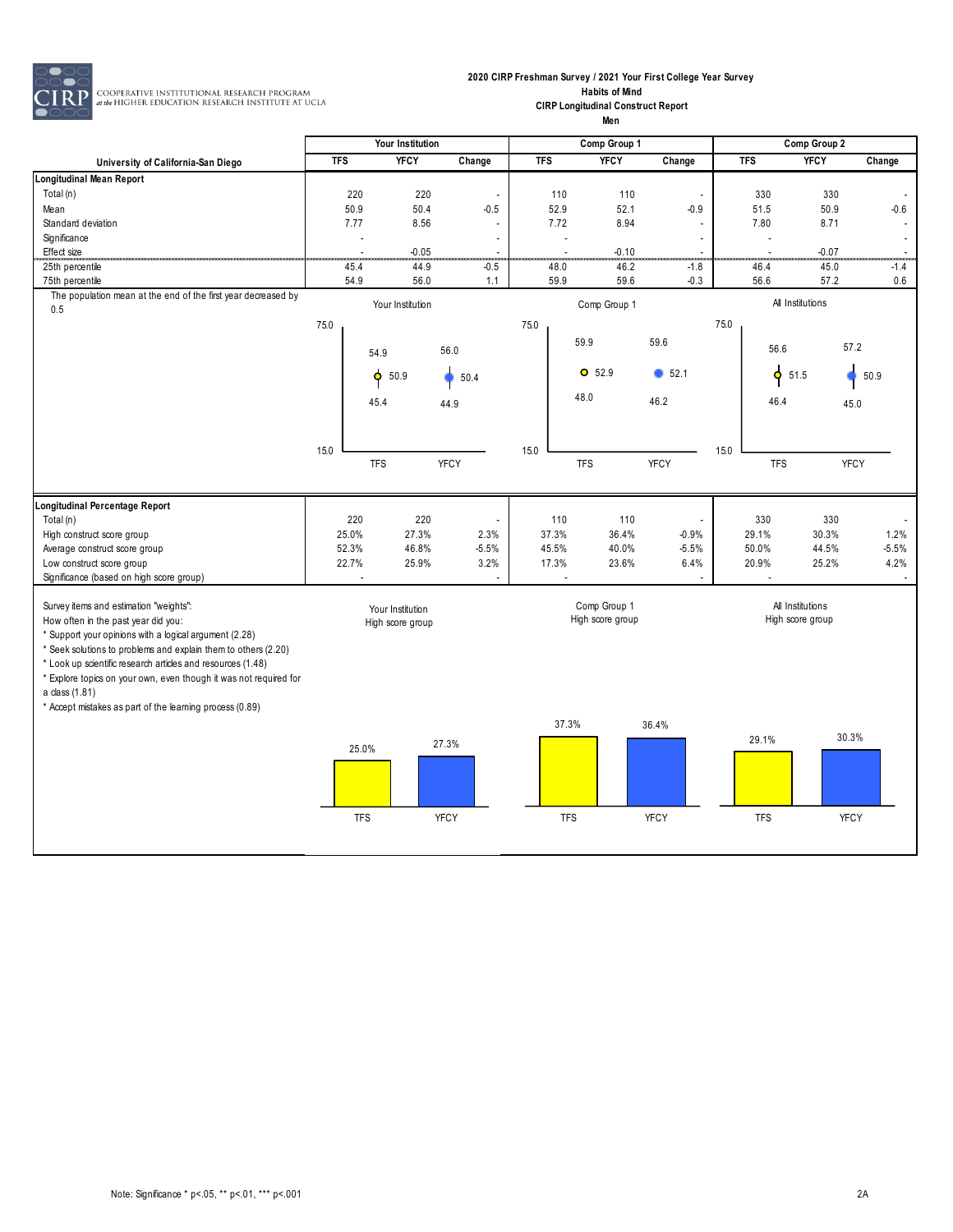**2020 CIRP Freshman Survey / 2021 Your First College Year Survey**
**Habits of Mind**
**CIRP Longitudinal Construct Report**
**Men**

COOPERATIVE INSTITUTIONAL RESEARCH PROGRAM at the HIGHER EDUCATION RESEARCH INSTITUTE AT UCLA

| University of California-San Diego | Your Institution | | | Comp Group 1 | | | Comp Group 2 | | |
|---|---|---|---|---|---|---|---|---|---|
| | TFS | YFCY | Change | TFS | YFCY | Change | TFS | YFCY | Change |
| **Longitudinal Mean Report** | | | | | | | | | |
| Total (n) | 220 | 220 | - | 110 | 110 | - | 330 | 330 | - |
| Mean | 50.9 | 50.4 | -0.5 | 52.9 | 52.1 | -0.9 | 51.5 | 50.9 | -0.6 |
| Standard deviation | 7.77 | 8.56 | - | 7.72 | 8.94 | - | 7.80 | 8.71 | - |
| Significance | - | | - | - | | - | - | | - |
| Effect size | - | -0.05 | - | - | -0.10 | - | - | -0.07 | - |
| 25th percentile | 45.4 | 44.9 | -0.5 | 48.0 | 46.2 | -1.8 | 46.4 | 45.0 | -1.4 |
| 75th percentile | 54.9 | 56.0 | 1.1 | 59.9 | 59.6 | -0.3 | 56.6 | 57.2 | 0.6 |

The population mean at the end of the first year decreased by 0.5

| | Your Institution | | Comp Group 1 | | All Institutions | |
|---|---|---|---|---|---|---|
| | TFS | YFCY | TFS | YFCY | TFS | YFCY |
| 75th percentile | 54.9 | 56.0 | 59.9 | 59.6 | 56.6 | 57.2 |
| Mean | 50.9 | 50.4 | 52.9 | 52.1 | 51.5 | 50.9 |
| 25th percentile | 45.4 | 44.9 | 48.0 | 46.2 | 46.4 | 45.0 |

| | Your Institution | | | Comp Group 1 | | | Comp Group 2 | | |
|---|---|---|---|---|---|---|---|---|---|
| | TFS | YFCY | Change | TFS | YFCY | Change | TFS | YFCY | Change |
| **Longitudinal Percentage Report** | | | | | | | | | |
| Total (n) | 220 | 220 | - | 110 | 110 | - | 330 | 330 | - |
| High construct score group | 25.0% | 27.3% | 2.3% | 37.3% | 36.4% | -0.9% | 29.1% | 30.3% | 1.2% |
| Average construct score group | 52.3% | 46.8% | -5.5% | 45.5% | 40.0% | -5.5% | 50.0% | 44.5% | -5.5% |
| Low construct score group | 22.7% | 25.9% | 3.2% | 17.3% | 23.6% | 6.4% | 20.9% | 25.2% | 4.2% |
| Significance (based on high score group) | - | | - | - | | - | - | | - |

Survey items and estimation "weights":
How often in the past year did you:
* Support your opinions with a logical argument (2.28)
* Seek solutions to problems and explain them to others (2.20)
* Look up scientific research articles and resources (1.48)
* Explore topics on your own, even though it was not required for a class (1.81)
* Accept mistakes as part of the learning process (0.89)

| | Your Institution High score group | | Comp Group 1 High score group | | All Institutions High score group | |
|---|---|---|---|---|---|---|
| | TFS | YFCY | TFS | YFCY | TFS | YFCY |
| High score group | 25.0% | 27.3% | 37.3% | 36.4% | 29.1% | 30.3% |

Note: Significance * p<.05, ** p<.01, *** p<.001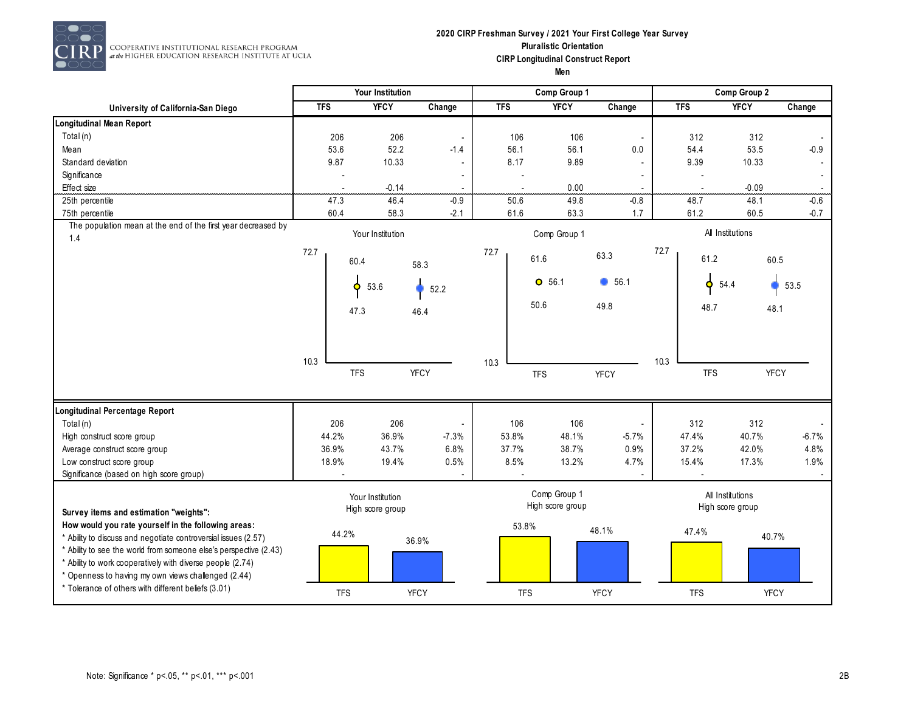# 2020 CIRP Freshman Survey / 2021 Your First College Year Survey
## Pluralistic Orientation
### CIRP Longitudinal Construct Report
### Men

COOPERATIVE INSTITUTIONAL RESEARCH PROGRAM at the HIGHER EDUCATION RESEARCH INSTITUTE AT UCLA

| University of California-San Diego | Your Institution | | | Comp Group 1 | | | Comp Group 2 | | |
|---|---|---|---|---|---|---|---|---|---|
| | TFS | YFCY | Change | TFS | YFCY | Change | TFS | YFCY | Change |
| **Longitudinal Mean Report** | | | | | | | | | |
| Total (n) | 206 | 206 | - | 106 | 106 | - | 312 | 312 | - |
| Mean | 53.6 | 52.2 | -1.4 | 56.1 | 56.1 | 0.0 | 54.4 | 53.5 | -0.9 |
| Standard deviation | 9.87 | 10.33 | - | 8.17 | 9.89 | - | 9.39 | 10.33 | - |
| Significance | - | | - | - | | - | - | | - |
| Effect size | - | -0.14 | - | - | 0.00 | - | - | -0.09 | - |
| 25th percentile | 47.3 | 46.4 | -0.9 | 50.6 | 49.8 | -0.8 | 48.7 | 48.1 | -0.6 |
| 75th percentile | 60.4 | 58.3 | -2.1 | 61.6 | 63.3 | 1.7 | 61.2 | 60.5 | -0.7 |

The population mean at the end of the first year decreased by 1.4

| | Your Institution TFS | Your Institution YFCY | Comp Group 1 TFS | Comp Group 1 YFCY | All Institutions TFS | All Institutions YFCY |
|---|---|---|---|---|---|---|
| 75th percentile | 60.4 | 58.3 | 61.6 | 63.3 | 61.2 | 60.5 |
| Mean | 53.6 | 52.2 | 56.1 | 56.1 | 54.4 | 53.5 |
| 25th percentile | 47.3 | 46.4 | 50.6 | 49.8 | 48.7 | 48.1 |

(Axis range: 10.3 – 72.7)

| **Longitudinal Percentage Report** | TFS | YFCY | Change | TFS | YFCY | Change | TFS | YFCY | Change |
|---|---|---|---|---|---|---|---|---|---|
| Total (n) | 206 | 206 | - | 106 | 106 | - | 312 | 312 | - |
| High construct score group | 44.2% | 36.9% | -7.3% | 53.8% | 48.1% | -5.7% | 47.4% | 40.7% | -6.7% |
| Average construct score group | 36.9% | 43.7% | 6.8% | 37.7% | 38.7% | 0.9% | 37.2% | 42.0% | 4.8% |
| Low construct score group | 18.9% | 19.4% | 0.5% | 8.5% | 13.2% | 4.7% | 15.4% | 17.3% | 1.9% |
| Significance (based on high score group) | - | | - | - | | - | - | | - |

**Survey items and estimation "weights":**

**How would you rate yourself in the following areas:**

* Ability to discuss and negotiate controversial issues (2.57)
* Ability to see the world from someone else's perspective (2.43)
* Ability to work cooperatively with diverse people (2.74)
* Openness to having my own views challenged (2.44)
* Tolerance of others with different beliefs (3.01)

| High score group | TFS | YFCY |
|---|---|---|
| Your Institution | 44.2% | 36.9% |
| Comp Group 1 | 53.8% | 48.1% |
| All Institutions | 47.4% | 40.7% |

Note: Significance * p<.05, ** p<.01, *** p<.001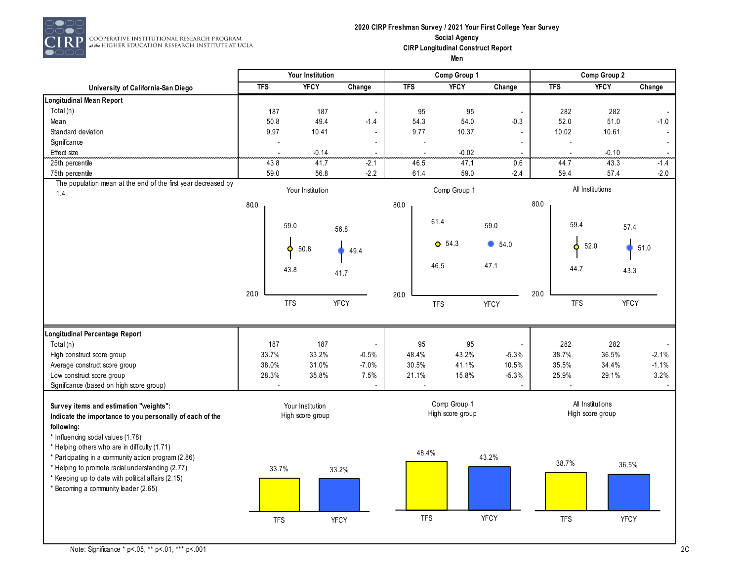**2020 CIRP Freshman Survey / 2021 Your First College Year Survey**
**Social Agency**
**CIRP Longitudinal Construct Report**
**Men**

COOPERATIVE INSTITUTIONAL RESEARCH PROGRAM at the HIGHER EDUCATION RESEARCH INSTITUTE AT UCLA

| University of California-San Diego | Your Institution | | | Comp Group 1 | | | Comp Group 2 | | |
|---|---|---|---|---|---|---|---|---|---|
| | TFS | YFCY | Change | TFS | YFCY | Change | TFS | YFCY | Change |
| **Longitudinal Mean Report** | | | | | | | | | |
| Total (n) | 187 | 187 | - | 95 | 95 | - | 282 | 282 | - |
| Mean | 50.8 | 49.4 | -1.4 | 54.3 | 54.0 | -0.3 | 52.0 | 51.0 | -1.0 |
| Standard deviation | 9.97 | 10.41 | - | 9.77 | 10.37 | - | 10.02 | 10.61 | - |
| Significance | - | | - | - | | - | - | | - |
| Effect size | - | -0.14 | - | - | -0.02 | - | - | -0.10 | - |
| 25th percentile | 43.8 | 41.7 | -2.1 | 46.5 | 47.1 | 0.6 | 44.7 | 43.3 | -1.4 |
| 75th percentile | 59.0 | 56.8 | -2.2 | 61.4 | 59.0 | -2.4 | 59.4 | 57.4 | -2.0 |

The population mean at the end of the first year decreased by 1.4

| | Your Institution | | Comp Group 1 | | All Institutions | |
|---|---|---|---|---|---|---|
| | TFS | YFCY | TFS | YFCY | TFS | YFCY |
| 75th percentile | 59.0 | 56.8 | 61.4 | 59.0 | 59.4 | 57.4 |
| Mean | 50.8 | 49.4 | 54.3 | 54.0 | 52.0 | 51.0 |
| 25th percentile | 43.8 | 41.7 | 46.5 | 47.1 | 44.7 | 43.3 |

| **Longitudinal Percentage Report** | Your Institution | | | Comp Group 1 | | | Comp Group 2 | | |
|---|---|---|---|---|---|---|---|---|---|
| | TFS | YFCY | Change | TFS | YFCY | Change | TFS | YFCY | Change |
| Total (n) | 187 | 187 | - | 95 | 95 | - | 282 | 282 | - |
| High construct score group | 33.7% | 33.2% | -0.5% | 48.4% | 43.2% | -5.3% | 38.7% | 36.5% | -2.1% |
| Average construct score group | 38.0% | 31.0% | -7.0% | 30.5% | 41.1% | 10.5% | 35.5% | 34.4% | -1.1% |
| Low construct score group | 28.3% | 35.8% | 7.5% | 21.1% | 15.8% | -5.3% | 25.9% | 29.1% | 3.2% |
| Significance (based on high score group) | - | | - | - | | - | - | | - |

**Survey items and estimation "weights":**
**Indicate the importance to you personally of each of the following:**
* Influencing social values (1.78)
* Helping others who are in difficulty (1.71)
* Participating in a community action program (2.86)
* Helping to promote racial understanding (2.77)
* Keeping up to date with political affairs (2.15)
* Becoming a community leader (2.65)

| High score group | Your Institution | Comp Group 1 | All Institutions |
|---|---|---|---|
| TFS | 33.7% | 48.4% | 38.7% |
| YFCY | 33.2% | 43.2% | 36.5% |

Note: Significance * p<.05, ** p<.01, *** p<.001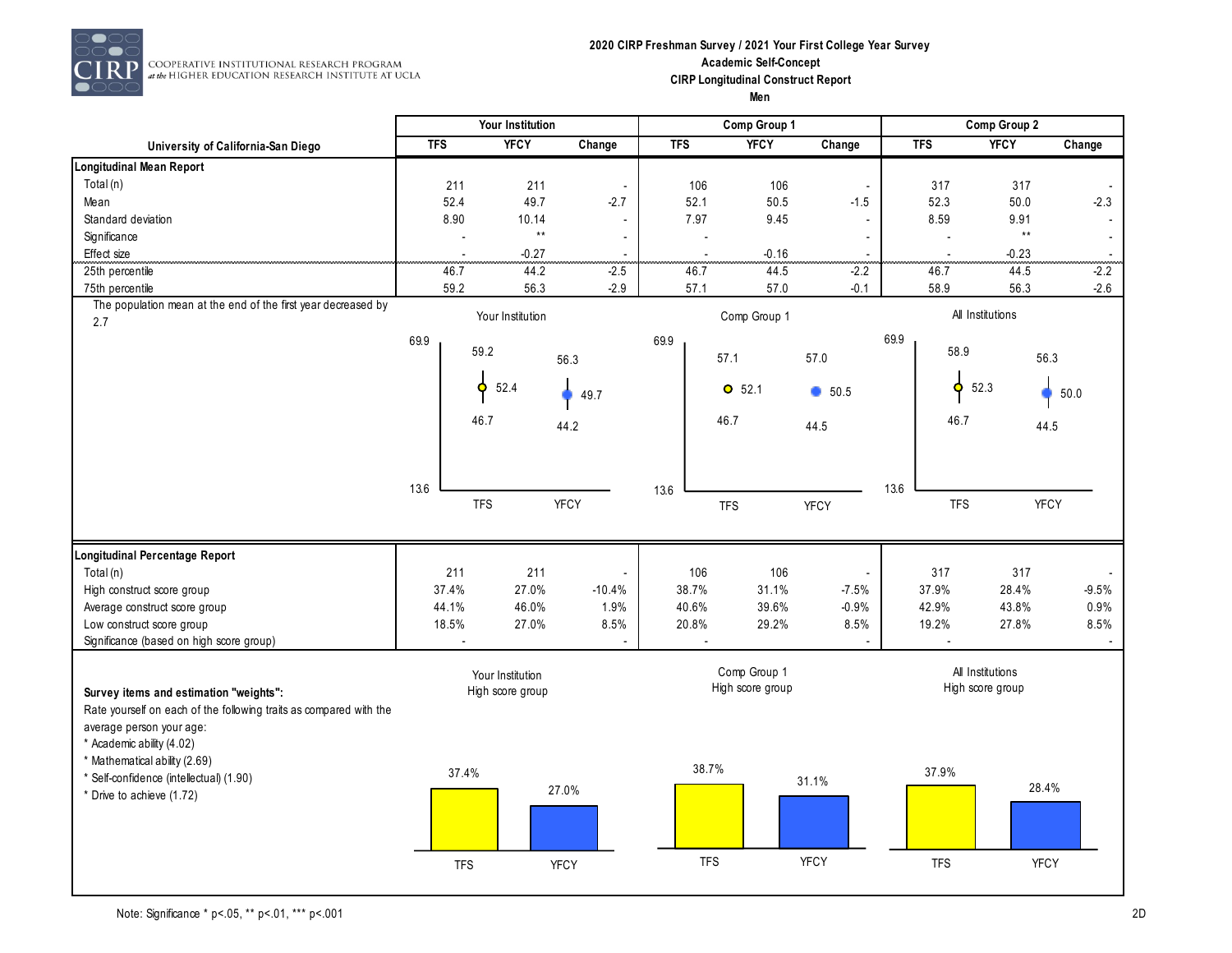COOPERATIVE INSTITUTIONAL RESEARCH PROGRAM at the HIGHER EDUCATION RESEARCH INSTITUTE AT UCLA

**2020 CIRP Freshman Survey / 2021 Your First College Year Survey**
**Academic Self-Concept**
**CIRP Longitudinal Construct Report**
**Men**

| University of California-San Diego | Your Institution | | | Comp Group 1 | | | Comp Group 2 | | |
|---|---|---|---|---|---|---|---|---|---|
| | TFS | YFCY | Change | TFS | YFCY | Change | TFS | YFCY | Change |
| **Longitudinal Mean Report** | | | | | | | | | |
| Total (n) | 211 | 211 | - | 106 | 106 | - | 317 | 317 | - |
| Mean | 52.4 | 49.7 | -2.7 | 52.1 | 50.5 | -1.5 | 52.3 | 50.0 | -2.3 |
| Standard deviation | 8.90 | 10.14 | - | 7.97 | 9.45 | - | 8.59 | 9.91 | - |
| Significance | - | ** | - | - | | - | - | ** | - |
| Effect size | - | -0.27 | - | - | -0.16 | - | - | -0.23 | - |
| 25th percentile | 46.7 | 44.2 | -2.5 | 46.7 | 44.5 | -2.2 | 46.7 | 44.5 | -2.2 |
| 75th percentile | 59.2 | 56.3 | -2.9 | 57.1 | 57.0 | -0.1 | 58.9 | 56.3 | -2.6 |

The population mean at the end of the first year decreased by 2.7

| Longitudinal Percentage Report | TFS | YFCY | Change | TFS | YFCY | Change | TFS | YFCY | Change |
|---|---|---|---|---|---|---|---|---|---|
| Total (n) | 211 | 211 | - | 106 | 106 | - | 317 | 317 | - |
| High construct score group | 37.4% | 27.0% | -10.4% | 38.7% | 31.1% | -7.5% | 37.9% | 28.4% | -9.5% |
| Average construct score group | 44.1% | 46.0% | 1.9% | 40.6% | 39.6% | -0.9% | 42.9% | 43.8% | 0.9% |
| Low construct score group | 18.5% | 27.0% | 8.5% | 20.8% | 29.2% | 8.5% | 19.2% | 27.8% | 8.5% |
| Significance (based on high score group) | - | | - | - | | - | - | | - |

**Survey items and estimation "weights":**
Rate yourself on each of the following traits as compared with the average person your age:
* Academic ability (4.02)
* Mathematical ability (2.69)
* Self-confidence (intellectual) (1.90)
* Drive to achieve (1.72)

Note: Significance * p<.05, ** p<.01, *** p<.001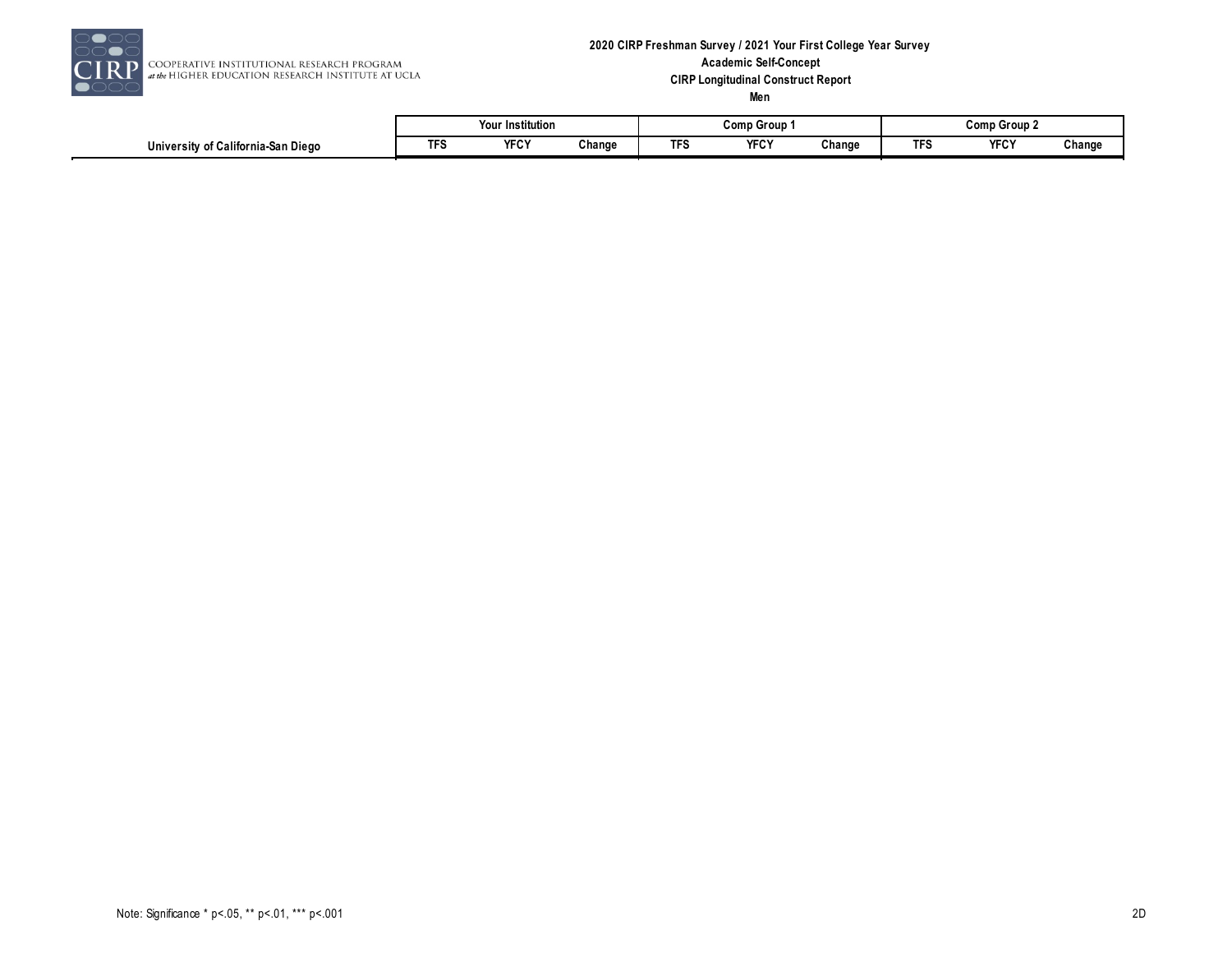2020 CIRP Freshman Survey / 2021 Your First College Year Survey

Academic Self-Concept

CIRP Longitudinal Construct Report

Men

| | Your Institution | | | Comp Group 1 | | | Comp Group 2 | | |
|---|---|---|---|---|---|---|---|---|---|
| University of California-San Diego | TFS | YFCY | Change | TFS | YFCY | Change | TFS | YFCY | Change |

Note: Significance * p<.05, ** p<.01, *** p<.001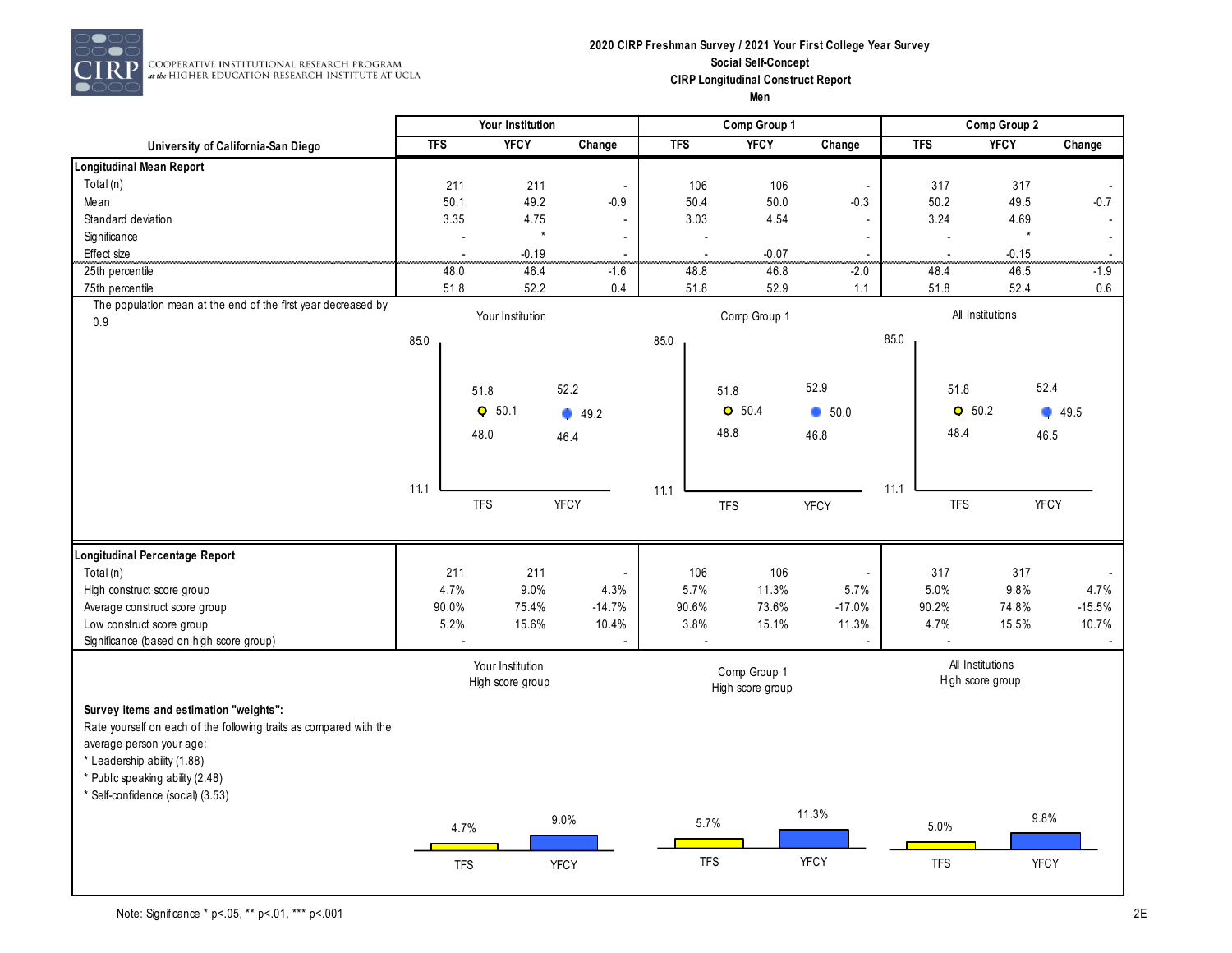COOPERATIVE INSTITUTIONAL RESEARCH PROGRAM at the HIGHER EDUCATION RESEARCH INSTITUTE AT UCLA

**2020 CIRP Freshman Survey / 2021 Your First College Year Survey**
**Social Self-Concept**
**CIRP Longitudinal Construct Report**
**Men**

| University of California-San Diego | Your Institution | | | Comp Group 1 | | | Comp Group 2 | | |
|---|---|---|---|---|---|---|---|---|---|
| | TFS | YFCY | Change | TFS | YFCY | Change | TFS | YFCY | Change |
| **Longitudinal Mean Report** | | | | | | | | | |
| Total (n) | 211 | 211 | - | 106 | 106 | - | 317 | 317 | - |
| Mean | 50.1 | 49.2 | -0.9 | 50.4 | 50.0 | -0.3 | 50.2 | 49.5 | -0.7 |
| Standard deviation | 3.35 | 4.75 | - | 3.03 | 4.54 | - | 3.24 | 4.69 | - |
| Significance | - | * | - | - | | - | - | * | - |
| Effect size | - | -0.19 | - | - | -0.07 | - | - | -0.15 | - |
| 25th percentile | 48.0 | 46.4 | -1.6 | 48.8 | 46.8 | -2.0 | 48.4 | 46.5 | -1.9 |
| 75th percentile | 51.8 | 52.2 | 0.4 | 51.8 | 52.9 | 1.1 | 51.8 | 52.4 | 0.6 |

The population mean at the end of the first year decreased by 0.9

| | Your Institution | | Comp Group 1 | | All Institutions | |
|---|---|---|---|---|---|---|
| | TFS | YFCY | TFS | YFCY | TFS | YFCY |
| 75th percentile | 51.8 | 52.2 | 51.8 | 52.9 | 51.8 | 52.4 |
| Mean | 50.1 | 49.2 | 50.4 | 50.0 | 50.2 | 49.5 |
| 25th percentile | 48.0 | 46.4 | 48.8 | 46.8 | 48.4 | 46.5 |

(Chart scale: 11.1 to 85.0)

| | Your Institution | | | Comp Group 1 | | | Comp Group 2 | | |
|---|---|---|---|---|---|---|---|---|---|
| | TFS | YFCY | Change | TFS | YFCY | Change | TFS | YFCY | Change |
| **Longitudinal Percentage Report** | | | | | | | | | |
| Total (n) | 211 | 211 | - | 106 | 106 | - | 317 | 317 | - |
| High construct score group | 4.7% | 9.0% | 4.3% | 5.7% | 11.3% | 5.7% | 5.0% | 9.8% | 4.7% |
| Average construct score group | 90.0% | 75.4% | -14.7% | 90.6% | 73.6% | -17.0% | 90.2% | 74.8% | -15.5% |
| Low construct score group | 5.2% | 15.6% | 10.4% | 3.8% | 15.1% | 11.3% | 4.7% | 15.5% | 10.7% |
| Significance (based on high score group) | - | | - | - | | - | - | | - |

**Survey items and estimation "weights":**

Rate yourself on each of the following traits as compared with the average person your age:

* Leadership ability (1.88)
* Public speaking ability (2.48)
* Self-confidence (social) (3.53)

| | Your Institution High score group | | Comp Group 1 High score group | | All Institutions High score group | |
|---|---|---|---|---|---|---|
| | TFS | YFCY | TFS | YFCY | TFS | YFCY |
| High score group | 4.7% | 9.0% | 5.7% | 11.3% | 5.0% | 9.8% |

Note: Significance * p<.05, ** p<.01, *** p<.001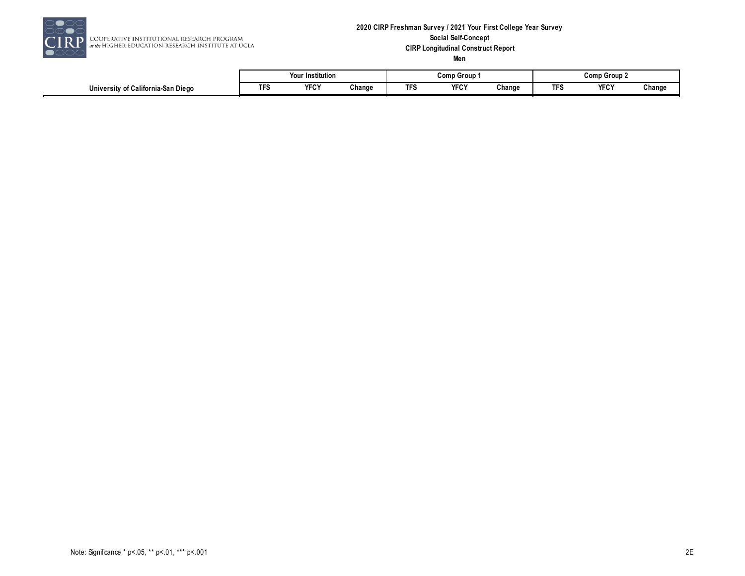**2020 CIRP Freshman Survey / 2021 Your First College Year Survey**

**Social Self-Concept**

**CIRP Longitudinal Construct Report**

**Men**

| University of California-San Diego | Your Institution | | | Comp Group 1 | | | Comp Group 2 | | |
|---|---|---|---|---|---|---|---|---|---|
| | TFS | YFCY | Change | TFS | YFCY | Change | TFS | YFCY | Change |

Note: Significance * p<.05, ** p<.01, *** p<.001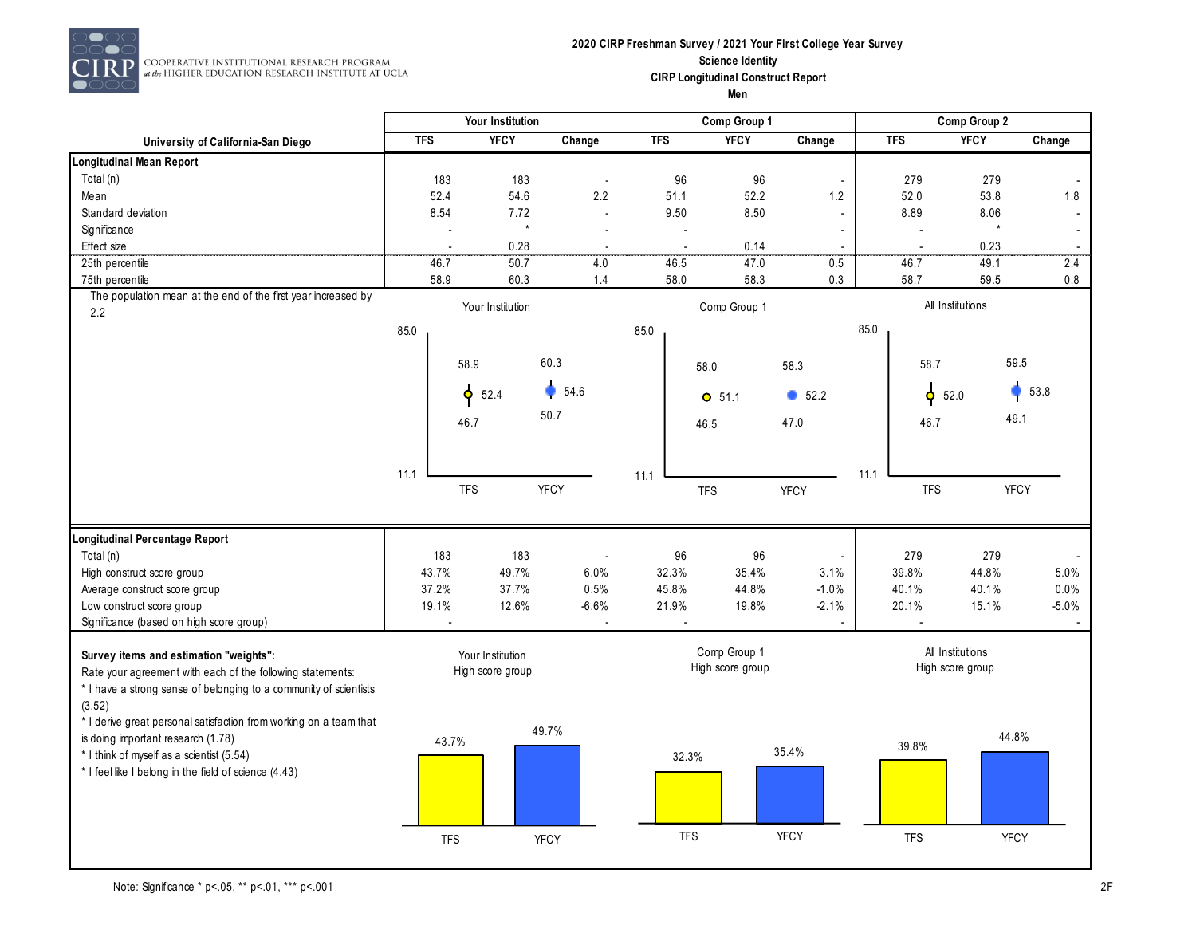**2020 CIRP Freshman Survey / 2021 Your First College Year Survey**
**Science Identity**
**CIRP Longitudinal Construct Report**
**Men**

COOPERATIVE INSTITUTIONAL RESEARCH PROGRAM at the HIGHER EDUCATION RESEARCH INSTITUTE AT UCLA

| University of California-San Diego | Your Institution | | | Comp Group 1 | | | Comp Group 2 | | |
|---|---|---|---|---|---|---|---|---|---|
| | TFS | YFCY | Change | TFS | YFCY | Change | TFS | YFCY | Change |
| **Longitudinal Mean Report** | | | | | | | | | |
| Total (n) | 183 | 183 | - | 96 | 96 | - | 279 | 279 | - |
| Mean | 52.4 | 54.6 | 2.2 | 51.1 | 52.2 | 1.2 | 52.0 | 53.8 | 1.8 |
| Standard deviation | 8.54 | 7.72 | - | 9.50 | 8.50 | - | 8.89 | 8.06 | - |
| Significance | - | * | - | - | | - | - | * | - |
| Effect size | - | 0.28 | - | - | 0.14 | - | - | 0.23 | - |
| 25th percentile | 46.7 | 50.7 | 4.0 | 46.5 | 47.0 | 0.5 | 46.7 | 49.1 | 2.4 |
| 75th percentile | 58.9 | 60.3 | 1.4 | 58.0 | 58.3 | 0.3 | 58.7 | 59.5 | 0.8 |

The population mean at the end of the first year increased by 2.2

| | Your Institution | | Comp Group 1 | | All Institutions | |
|---|---|---|---|---|---|---|
| | TFS | YFCY | TFS | YFCY | TFS | YFCY |
| 75th percentile | 58.9 | 60.3 | 58.0 | 58.3 | 58.7 | 59.5 |
| Mean | 52.4 | 54.6 | 51.1 | 52.2 | 52.0 | 53.8 |
| 25th percentile | 46.7 | 50.7 | 46.5 | 47.0 | 46.7 | 49.1 |

(Chart scale: 11.1 to 85.0)

| | Your Institution | | | Comp Group 1 | | | Comp Group 2 | | |
|---|---|---|---|---|---|---|---|---|---|
| | TFS | YFCY | Change | TFS | YFCY | Change | TFS | YFCY | Change |
| **Longitudinal Percentage Report** | | | | | | | | | |
| Total (n) | 183 | 183 | - | 96 | 96 | - | 279 | 279 | - |
| High construct score group | 43.7% | 49.7% | 6.0% | 32.3% | 35.4% | 3.1% | 39.8% | 44.8% | 5.0% |
| Average construct score group | 37.2% | 37.7% | 0.5% | 45.8% | 44.8% | -1.0% | 40.1% | 40.1% | 0.0% |
| Low construct score group | 19.1% | 12.6% | -6.6% | 21.9% | 19.8% | -2.1% | 20.1% | 15.1% | -5.0% |
| Significance (based on high score group) | - | | - | - | | - | - | | - |

**Survey items and estimation "weights":**
Rate your agreement with each of the following statements:
* I have a strong sense of belonging to a community of scientists (3.52)
* I derive great personal satisfaction from working on a team that is doing important research (1.78)
* I think of myself as a scientist (5.54)
* I feel like I belong in the field of science (4.43)

| High score group | TFS | YFCY |
|---|---|---|
| Your Institution | 43.7% | 49.7% |
| Comp Group 1 | 32.3% | 35.4% |
| All Institutions | 39.8% | 44.8% |

Note: Significance * p<.05, ** p<.01, *** p<.001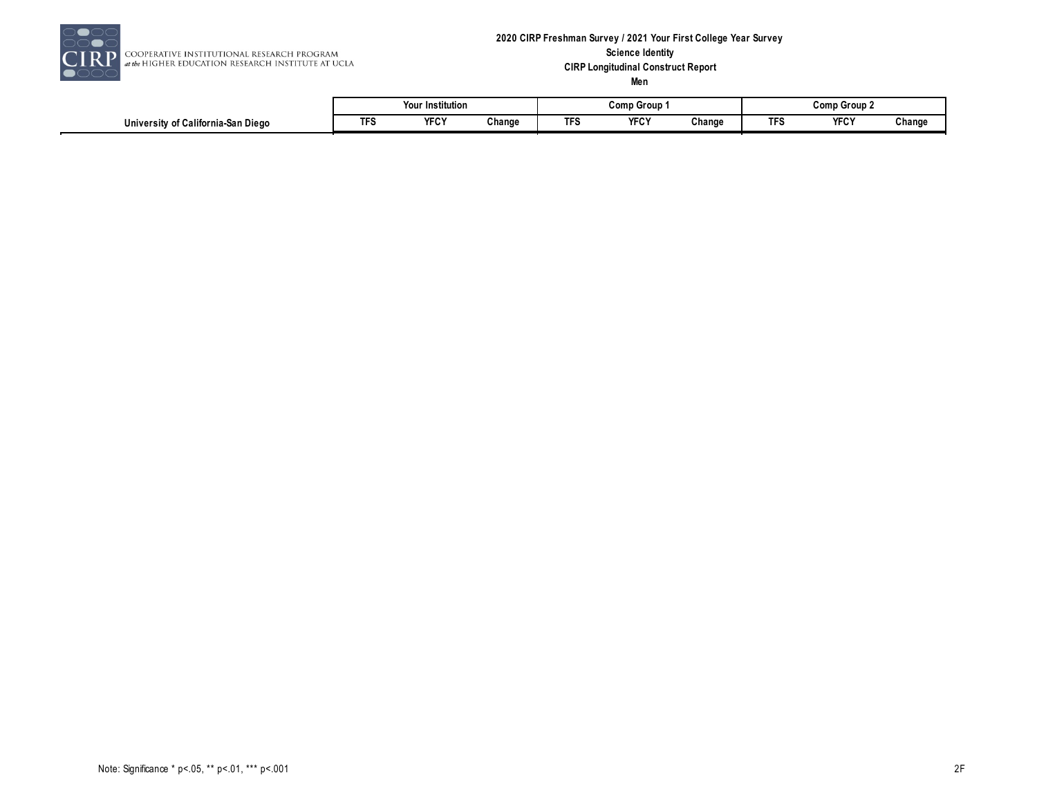**2020 CIRP Freshman Survey / 2021 Your First College Year Survey**

**Science Identity**

**CIRP Longitudinal Construct Report**

**Men**

| University of California-San Diego | Your Institution | | | Comp Group 1 | | | Comp Group 2 | | |
|---|---|---|---|---|---|---|---|---|---|
| | TFS | YFCY | Change | TFS | YFCY | Change | TFS | YFCY | Change |

Note: Significance * p<.05, ** p<.01, *** p<.001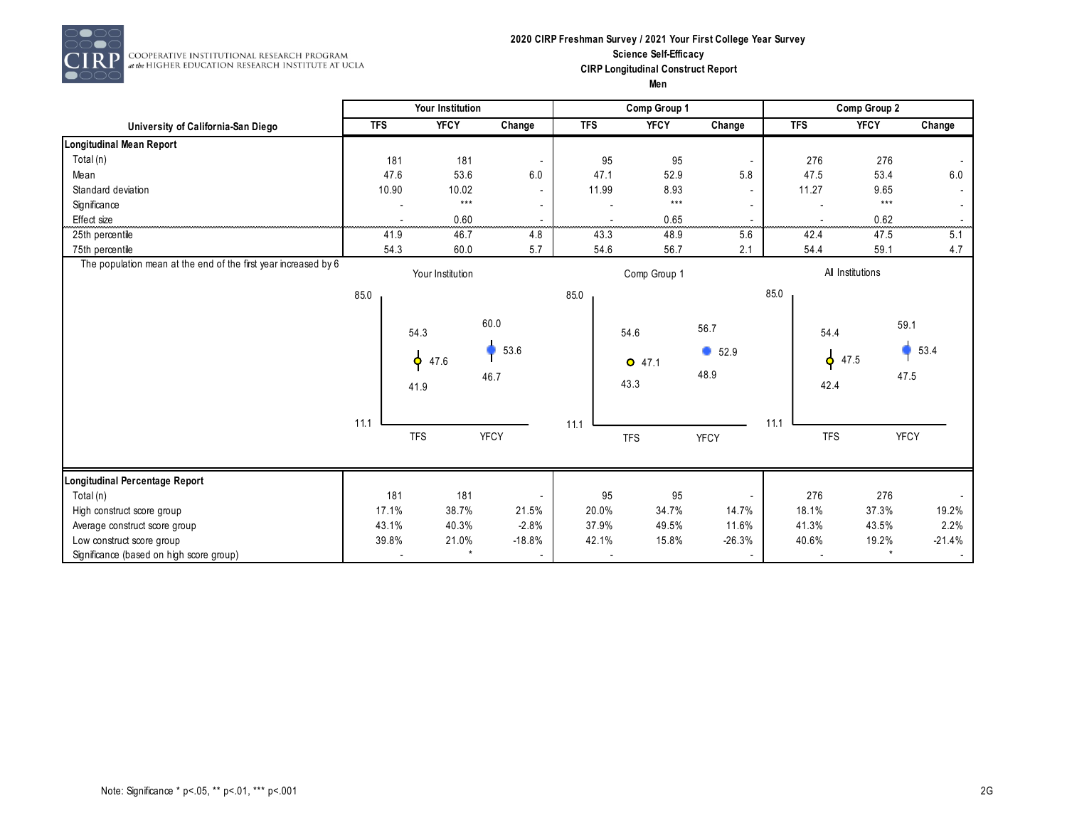**2020 CIRP Freshman Survey / 2021 Your First College Year Survey**
**Science Self-Efficacy**
**CIRP Longitudinal Construct Report**
**Men**

COOPERATIVE INSTITUTIONAL RESEARCH PROGRAM at the HIGHER EDUCATION RESEARCH INSTITUTE AT UCLA

| University of California-San Diego | Your Institution | | | Comp Group 1 | | | Comp Group 2 | | |
|---|---|---|---|---|---|---|---|---|---|
| | TFS | YFCY | Change | TFS | YFCY | Change | TFS | YFCY | Change |
| **Longitudinal Mean Report** | | | | | | | | | |
| Total (n) | 181 | 181 | - | 95 | 95 | - | 276 | 276 | - |
| Mean | 47.6 | 53.6 | 6.0 | 47.1 | 52.9 | 5.8 | 47.5 | 53.4 | 6.0 |
| Standard deviation | 10.90 | 10.02 | - | 11.99 | 8.93 | - | 11.27 | 9.65 | - |
| Significance | - | *** | - | - | *** | - | - | *** | - |
| Effect size | - | 0.60 | - | - | 0.65 | - | - | 0.62 | - |
| 25th percentile | 41.9 | 46.7 | 4.8 | 43.3 | 48.9 | 5.6 | 42.4 | 47.5 | 5.1 |
| 75th percentile | 54.3 | 60.0 | 5.7 | 54.6 | 56.7 | 2.1 | 54.4 | 59.1 | 4.7 |

The population mean at the end of the first year increased by 6

| | Your Institution | | Comp Group 1 | | All Institutions | |
|---|---|---|---|---|---|---|
| | TFS | YFCY | TFS | YFCY | TFS | YFCY |
| 75th percentile | 54.3 | 60.0 | 54.6 | 56.7 | 54.4 | 59.1 |
| Mean | 47.6 | 53.6 | 47.1 | 52.9 | 47.5 | 53.4 |
| 25th percentile | 41.9 | 46.7 | 43.3 | 48.9 | 42.4 | 47.5 |

(Chart axis range: 11.1 to 85.0)

| | Your Institution | | | Comp Group 1 | | | Comp Group 2 | | |
|---|---|---|---|---|---|---|---|---|---|
| **Longitudinal Percentage Report** | TFS | YFCY | Change | TFS | YFCY | Change | TFS | YFCY | Change |
| Total (n) | 181 | 181 | - | 95 | 95 | - | 276 | 276 | - |
| High construct score group | 17.1% | 38.7% | 21.5% | 20.0% | 34.7% | 14.7% | 18.1% | 37.3% | 19.2% |
| Average construct score group | 43.1% | 40.3% | -2.8% | 37.9% | 49.5% | 11.6% | 41.3% | 43.5% | 2.2% |
| Low construct score group | 39.8% | 21.0% | -18.8% | 42.1% | 15.8% | -26.3% | 40.6% | 19.2% | -21.4% |
| Significance (based on high score group) | - | * | - | - | - | - | - | * | - |

Note: Significance * p<.05, ** p<.01, *** p<.001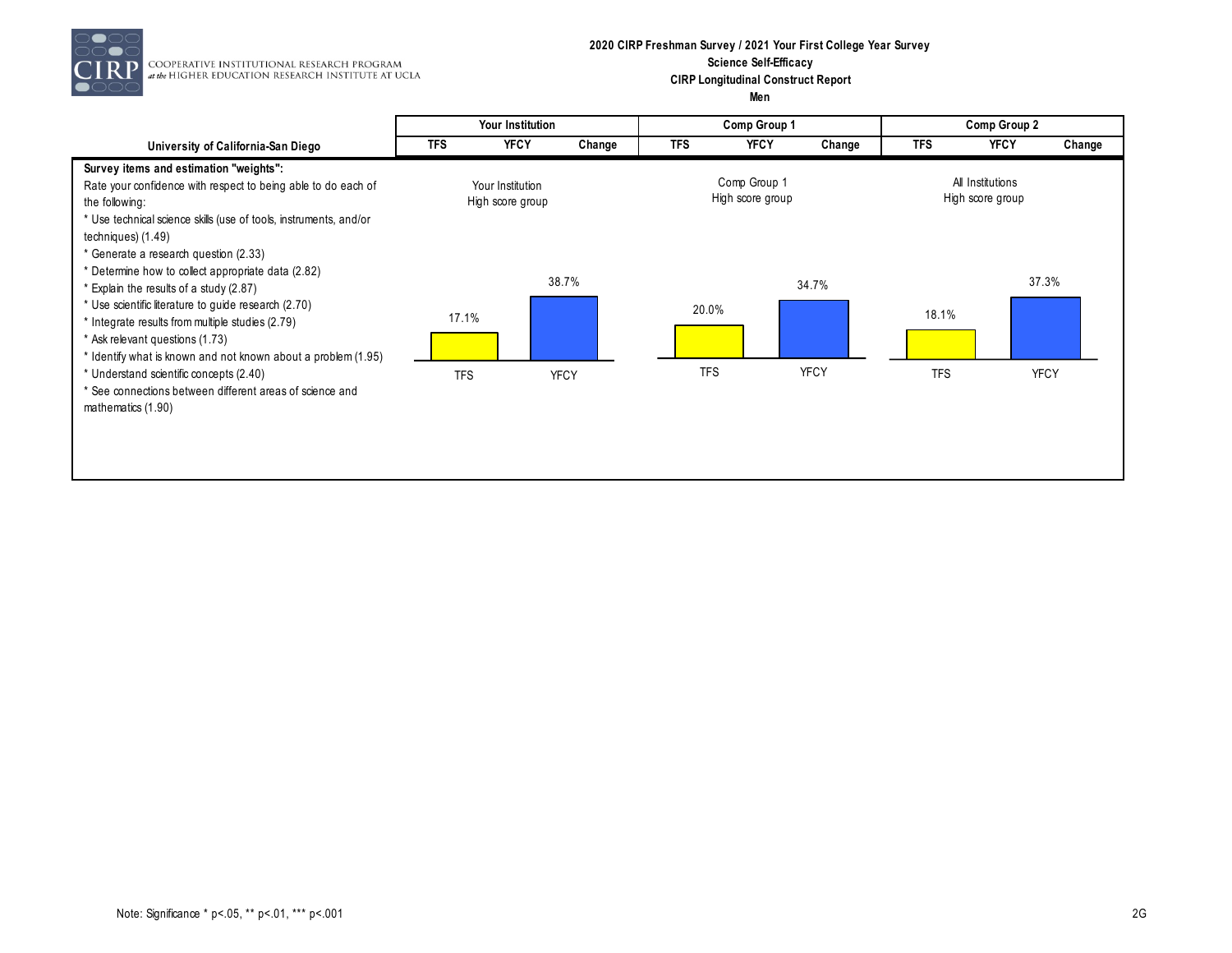**2020 CIRP Freshman Survey / 2021 Your First College Year Survey**
**Science Self-Efficacy**
**CIRP Longitudinal Construct Report**
**Men**

| University of California-San Diego | Your Institution | | | Comp Group 1 | | | Comp Group 2 | | |
|---|---|---|---|---|---|---|---|---|---|
| | TFS | YFCY | Change | TFS | YFCY | Change | TFS | YFCY | Change |
| | Your Institution High score group | | | Comp Group 1 High score group | | | All Institutions High score group | | |
| | 17.1% | 38.7% | | 20.0% | 34.7% | | 18.1% | 37.3% | |

**Survey items and estimation "weights":**

Rate your confidence with respect to being able to do each of the following:

* Use technical science skills (use of tools, instruments, and/or techniques) (1.49)
* Generate a research question (2.33)
* Determine how to collect appropriate data (2.82)
* Explain the results of a study (2.87)
* Use scientific literature to guide research (2.70)
* Integrate results from multiple studies (2.79)
* Ask relevant questions (1.73)
* Identify what is known and not known about a problem (1.95)
* Understand scientific concepts (2.40)
* See connections between different areas of science and mathematics (1.90)

Note: Significance * p<.05, ** p<.01, *** p<.001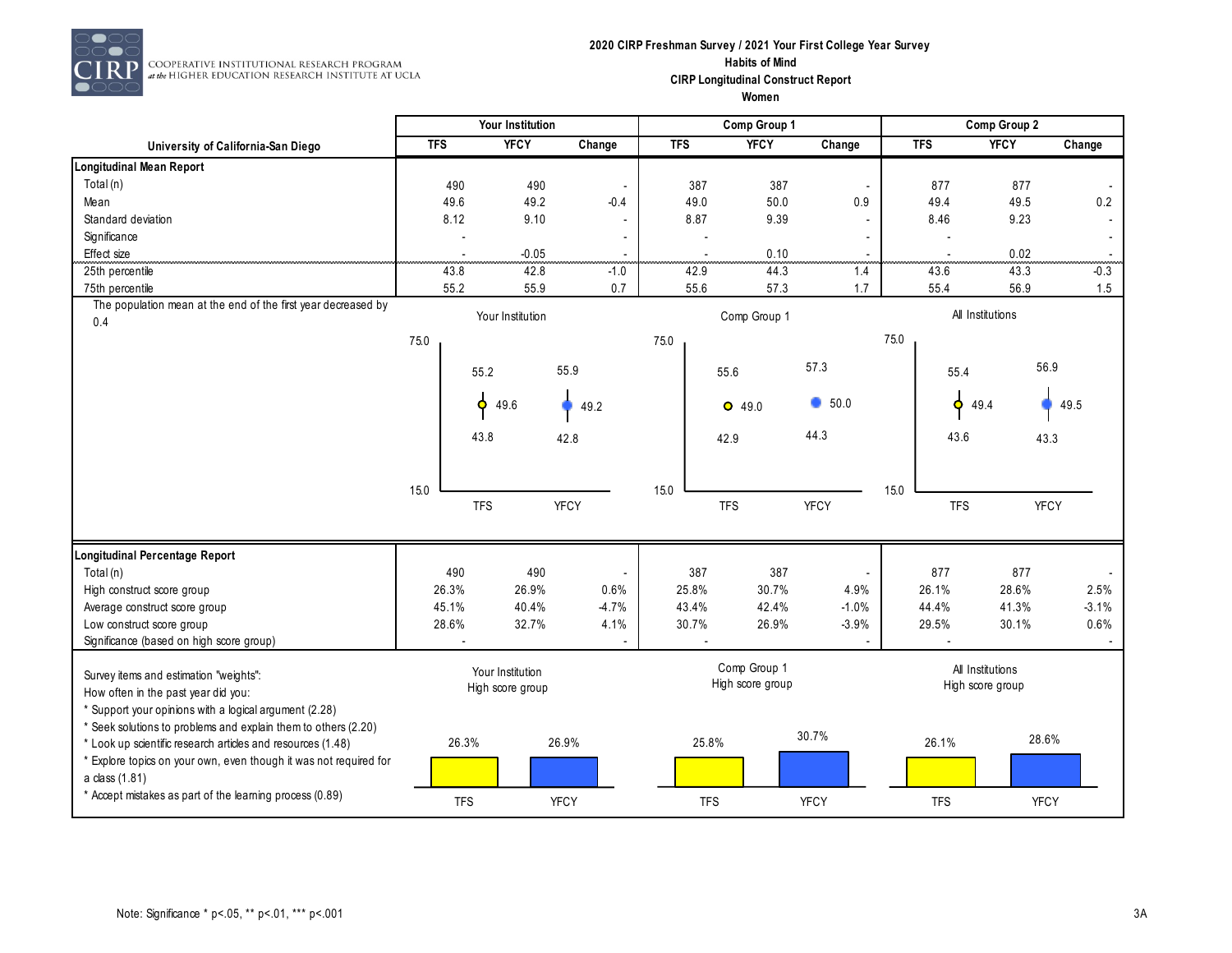COOPERATIVE INSTITUTIONAL RESEARCH PROGRAM at the HIGHER EDUCATION RESEARCH INSTITUTE AT UCLA

**2020 CIRP Freshman Survey / 2021 Your First College Year Survey**
**Habits of Mind**
**CIRP Longitudinal Construct Report**
**Women**

| University of California-San Diego | Your Institution | | | Comp Group 1 | | | Comp Group 2 | | |
|---|---|---|---|---|---|---|---|---|---|
| | TFS | YFCY | Change | TFS | YFCY | Change | TFS | YFCY | Change |
| **Longitudinal Mean Report** | | | | | | | | | |
| Total (n) | 490 | 490 | - | 387 | 387 | - | 877 | 877 | - |
| Mean | 49.6 | 49.2 | -0.4 | 49.0 | 50.0 | 0.9 | 49.4 | 49.5 | 0.2 |
| Standard deviation | 8.12 | 9.10 | - | 8.87 | 9.39 | - | 8.46 | 9.23 | - |
| Significance | - | | - | - | | - | - | | - |
| Effect size | - | -0.05 | - | - | 0.10 | - | - | 0.02 | - |
| 25th percentile | 43.8 | 42.8 | -1.0 | 42.9 | 44.3 | 1.4 | 43.6 | 43.3 | -0.3 |
| 75th percentile | 55.2 | 55.9 | 0.7 | 55.6 | 57.3 | 1.7 | 55.4 | 56.9 | 1.5 |

The population mean at the end of the first year decreased by 0.4

| | Your Institution | | Comp Group 1 | | All Institutions | |
|---|---|---|---|---|---|---|
| | TFS | YFCY | TFS | YFCY | TFS | YFCY |
| 75th percentile | 55.2 | 55.9 | 55.6 | 57.3 | 55.4 | 56.9 |
| Mean | 49.6 | 49.2 | 49.0 | 50.0 | 49.4 | 49.5 |
| 25th percentile | 43.8 | 42.8 | 42.9 | 44.3 | 43.6 | 43.3 |

| **Longitudinal Percentage Report** | Your Institution | | | Comp Group 1 | | | Comp Group 2 | | |
|---|---|---|---|---|---|---|---|---|---|
| | TFS | YFCY | Change | TFS | YFCY | Change | TFS | YFCY | Change |
| Total (n) | 490 | 490 | - | 387 | 387 | - | 877 | 877 | - |
| High construct score group | 26.3% | 26.9% | 0.6% | 25.8% | 30.7% | 4.9% | 26.1% | 28.6% | 2.5% |
| Average construct score group | 45.1% | 40.4% | -4.7% | 43.4% | 42.4% | -1.0% | 44.4% | 41.3% | -3.1% |
| Low construct score group | 28.6% | 32.7% | 4.1% | 30.7% | 26.9% | -3.9% | 29.5% | 30.1% | 0.6% |
| Significance (based on high score group) | - | | - | - | | - | - | | - |

Survey items and estimation "weights":
How often in the past year did you:
* Support your opinions with a logical argument (2.28)
* Seek solutions to problems and explain them to others (2.20)
* Look up scientific research articles and resources (1.48)
* Explore topics on your own, even though it was not required for a class (1.81)
* Accept mistakes as part of the learning process (0.89)

| High score group | TFS | YFCY |
|---|---|---|
| Your Institution | 26.3% | 26.9% |
| Comp Group 1 | 25.8% | 30.7% |
| All Institutions | 26.1% | 28.6% |

Note: Significance * p<.05, ** p<.01, *** p<.001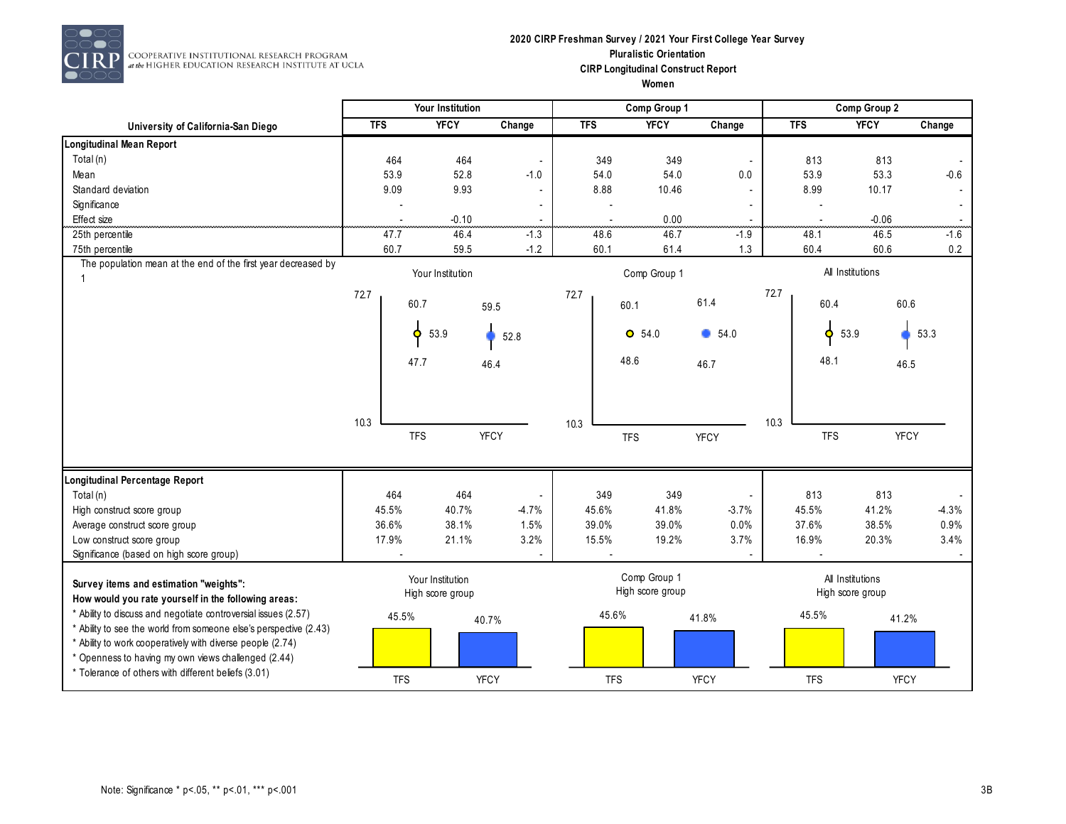COOPERATIVE INSTITUTIONAL RESEARCH PROGRAM at the HIGHER EDUCATION RESEARCH INSTITUTE AT UCLA

**2020 CIRP Freshman Survey / 2021 Your First College Year Survey**
**Pluralistic Orientation**
**CIRP Longitudinal Construct Report**
**Women**

| University of California-San Diego | Your Institution | | | Comp Group 1 | | | Comp Group 2 | | |
|---|---|---|---|---|---|---|---|---|---|
| | TFS | YFCY | Change | TFS | YFCY | Change | TFS | YFCY | Change |
| **Longitudinal Mean Report** | | | | | | | | | |
| Total (n) | 464 | 464 | - | 349 | 349 | - | 813 | 813 | - |
| Mean | 53.9 | 52.8 | -1.0 | 54.0 | 54.0 | 0.0 | 53.9 | 53.3 | -0.6 |
| Standard deviation | 9.09 | 9.93 | - | 8.88 | 10.46 | - | 8.99 | 10.17 | - |
| Significance | - | | - | - | | - | - | | - |
| Effect size | - | -0.10 | - | - | 0.00 | - | - | -0.06 | - |
| 25th percentile | 47.7 | 46.4 | -1.3 | 48.6 | 46.7 | -1.9 | 48.1 | 46.5 | -1.6 |
| 75th percentile | 60.7 | 59.5 | -1.2 | 60.1 | 61.4 | 1.3 | 60.4 | 60.6 | 0.2 |

The population mean at the end of the first year decreased by 1

| | Your Institution TFS | Your Institution YFCY | Comp Group 1 TFS | Comp Group 1 YFCY | All Institutions TFS | All Institutions YFCY |
|---|---|---|---|---|---|---|
| 75th percentile | 60.7 | 59.5 | 60.1 | 61.4 | 60.4 | 60.6 |
| Mean | 53.9 | 52.8 | 54.0 | 54.0 | 53.9 | 53.3 |
| 25th percentile | 47.7 | 46.4 | 48.6 | 46.7 | 48.1 | 46.5 |

(Chart axis range: 10.3 – 72.7)

| **Longitudinal Percentage Report** | TFS | YFCY | Change | TFS | YFCY | Change | TFS | YFCY | Change |
|---|---|---|---|---|---|---|---|---|---|
| Total (n) | 464 | 464 | - | 349 | 349 | - | 813 | 813 | - |
| High construct score group | 45.5% | 40.7% | -4.7% | 45.6% | 41.8% | -3.7% | 45.5% | 41.2% | -4.3% |
| Average construct score group | 36.6% | 38.1% | 1.5% | 39.0% | 39.0% | 0.0% | 37.6% | 38.5% | 0.9% |
| Low construct score group | 17.9% | 21.1% | 3.2% | 15.5% | 19.2% | 3.7% | 16.9% | 20.3% | 3.4% |
| Significance (based on high score group) | - | | - | - | | - | - | | - |

**Survey items and estimation "weights":**
**How would you rate yourself in the following areas:**
* Ability to discuss and negotiate controversial issues (2.57)
* Ability to see the world from someone else's perspective (2.43)
* Ability to work cooperatively with diverse people (2.74)
* Openness to having my own views challenged (2.44)
* Tolerance of others with different beliefs (3.01)

| High score group | TFS | YFCY |
|---|---|---|
| Your Institution | 45.5% | 40.7% |
| Comp Group 1 | 45.6% | 41.8% |
| All Institutions | 45.5% | 41.2% |

Note: Significance * p<.05, ** p<.01, *** p<.001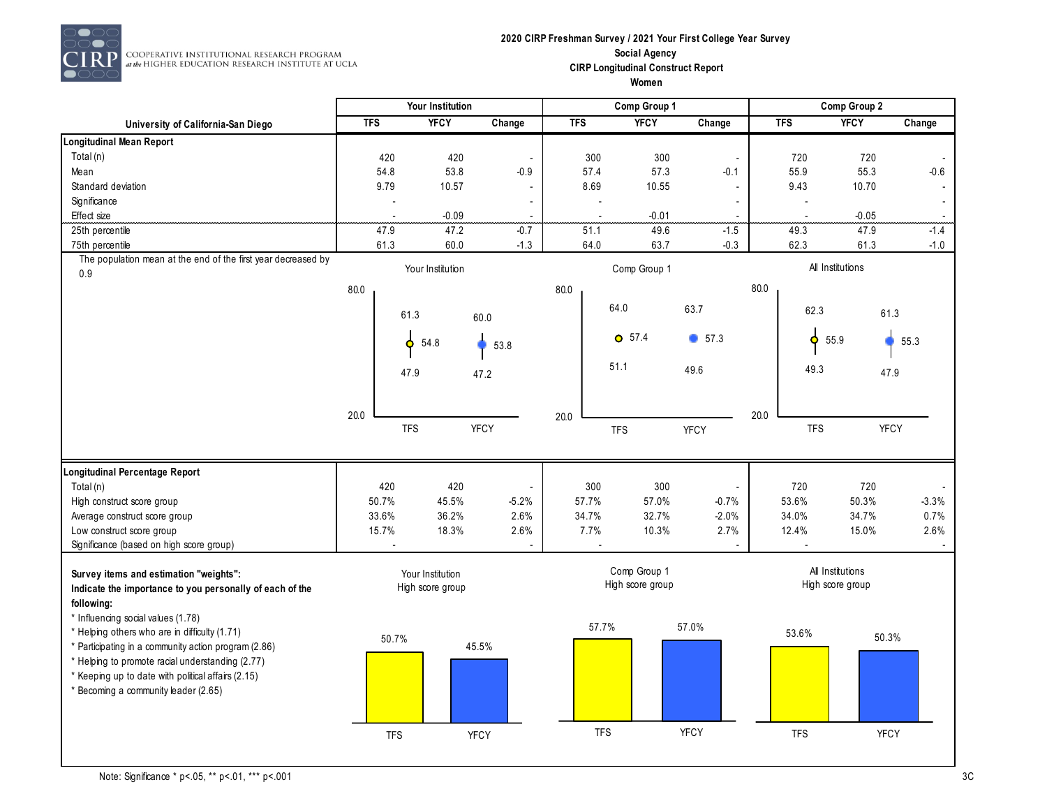CIRP COOPERATIVE INSTITUTIONAL RESEARCH PROGRAM at the HIGHER EDUCATION RESEARCH INSTITUTE AT UCLA

**2020 CIRP Freshman Survey / 2021 Your First College Year Survey**
**Social Agency**
**CIRP Longitudinal Construct Report**
**Women**

| University of California-San Diego | Your Institution TFS | Your Institution YFCY | Your Institution Change | Comp Group 1 TFS | Comp Group 1 YFCY | Comp Group 1 Change | Comp Group 2 TFS | Comp Group 2 YFCY | Comp Group 2 Change |
|---|---|---|---|---|---|---|---|---|---|
| **Longitudinal Mean Report** | | | | | | | | | |
| Total (n) | 420 | 420 | - | 300 | 300 | - | 720 | 720 | - |
| Mean | 54.8 | 53.8 | -0.9 | 57.4 | 57.3 | -0.1 | 55.9 | 55.3 | -0.6 |
| Standard deviation | 9.79 | 10.57 | - | 8.69 | 10.55 | - | 9.43 | 10.70 | - |
| Significance | - | | - | - | | - | - | | - |
| Effect size | - | -0.09 | - | - | -0.01 | - | - | -0.05 | - |
| 25th percentile | 47.9 | 47.2 | -0.7 | 51.1 | 49.6 | -1.5 | 49.3 | 47.9 | -1.4 |
| 75th percentile | 61.3 | 60.0 | -1.3 | 64.0 | 63.7 | -0.3 | 62.3 | 61.3 | -1.0 |

The population mean at the end of the first year decreased by 0.9

| University of California-San Diego | Your Institution TFS | Your Institution YFCY | Your Institution Change | Comp Group 1 TFS | Comp Group 1 YFCY | Comp Group 1 Change | Comp Group 2 TFS | Comp Group 2 YFCY | Comp Group 2 Change |
|---|---|---|---|---|---|---|---|---|---|
| **Longitudinal Percentage Report** | | | | | | | | | |
| Total (n) | 420 | 420 | - | 300 | 300 | - | 720 | 720 | - |
| High construct score group | 50.7% | 45.5% | -5.2% | 57.7% | 57.0% | -0.7% | 53.6% | 50.3% | -3.3% |
| Average construct score group | 33.6% | 36.2% | 2.6% | 34.7% | 32.7% | -2.0% | 34.0% | 34.7% | 0.7% |
| Low construct score group | 15.7% | 18.3% | 2.6% | 7.7% | 10.3% | 2.7% | 12.4% | 15.0% | 2.6% |
| Significance (based on high score group) | - | | - | - | | - | - | | - |

**Survey items and estimation "weights":**
**Indicate the importance to you personally of each of the following:**

* Influencing social values (1.78)
* Helping others who are in difficulty (1.71)
* Participating in a community action program (2.86)
* Helping to promote racial understanding (2.77)
* Keeping up to date with political affairs (2.15)
* Becoming a community leader (2.65)

Note: Significance * p<.05, ** p<.01, *** p<.001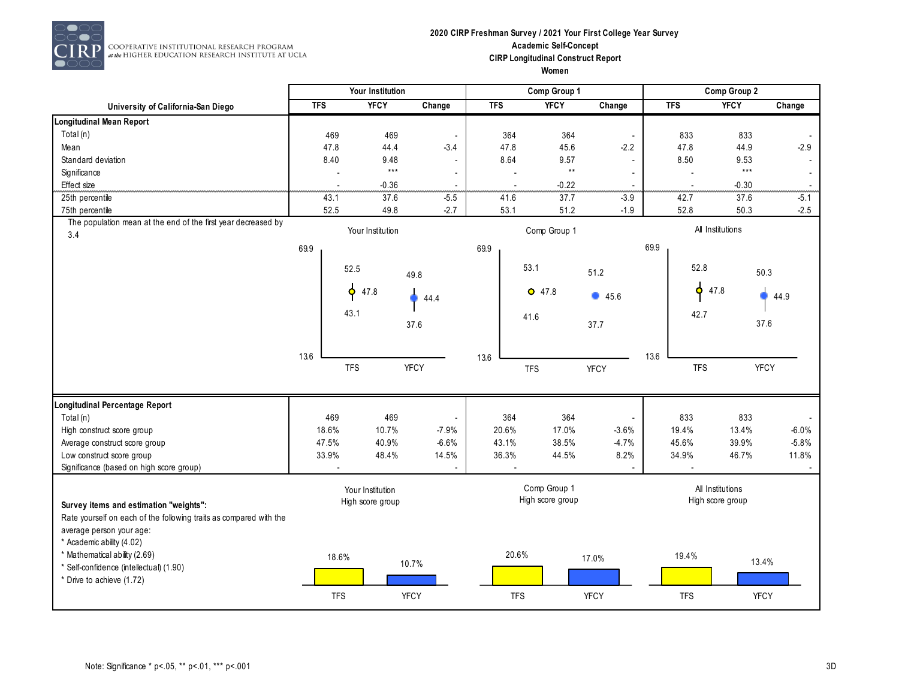COOPERATIVE INSTITUTIONAL RESEARCH PROGRAM at the HIGHER EDUCATION RESEARCH INSTITUTE AT UCLA

**2020 CIRP Freshman Survey / 2021 Your First College Year Survey**
**Academic Self-Concept**
**CIRP Longitudinal Construct Report**
**Women**

| University of California-San Diego | Your Institution | | | Comp Group 1 | | | Comp Group 2 | | |
|---|---|---|---|---|---|---|---|---|---|
| | TFS | YFCY | Change | TFS | YFCY | Change | TFS | YFCY | Change |
| **Longitudinal Mean Report** | | | | | | | | | |
| Total (n) | 469 | 469 | - | 364 | 364 | - | 833 | 833 | - |
| Mean | 47.8 | 44.4 | -3.4 | 47.8 | 45.6 | -2.2 | 47.8 | 44.9 | -2.9 |
| Standard deviation | 8.40 | 9.48 | - | 8.64 | 9.57 | - | 8.50 | 9.53 | - |
| Significance | - | *** | - | - | ** | - | - | *** | - |
| Effect size | - | -0.36 | - | - | -0.22 | - | - | -0.30 | - |
| 25th percentile | 43.1 | 37.6 | -5.5 | 41.6 | 37.7 | -3.9 | 42.7 | 37.6 | -5.1 |
| 75th percentile | 52.5 | 49.8 | -2.7 | 53.1 | 51.2 | -1.9 | 52.8 | 50.3 | -2.5 |

The population mean at the end of the first year decreased by 3.4

| Chart | TFS 25th | TFS Mean | TFS 75th | YFCY 25th | YFCY Mean | YFCY 75th |
|---|---|---|---|---|---|---|
| Your Institution | 43.1 | 47.8 | 52.5 | 37.6 | 44.4 | 49.8 |
| Comp Group 1 | 41.6 | 47.8 | 53.1 | 37.7 | 45.6 | 51.2 |
| All Institutions | 42.7 | 47.8 | 52.8 | 37.6 | 44.9 | 50.3 |

(Chart axis range: 13.6 to 69.9)

| | Your Institution | | | Comp Group 1 | | | Comp Group 2 | | |
|---|---|---|---|---|---|---|---|---|---|
| | TFS | YFCY | Change | TFS | YFCY | Change | TFS | YFCY | Change |
| **Longitudinal Percentage Report** | | | | | | | | | |
| Total (n) | 469 | 469 | - | 364 | 364 | - | 833 | 833 | - |
| High construct score group | 18.6% | 10.7% | -7.9% | 20.6% | 17.0% | -3.6% | 19.4% | 13.4% | -6.0% |
| Average construct score group | 47.5% | 40.9% | -6.6% | 43.1% | 38.5% | -4.7% | 45.6% | 39.9% | -5.8% |
| Low construct score group | 33.9% | 48.4% | 14.5% | 36.3% | 44.5% | 8.2% | 34.9% | 46.7% | 11.8% |
| Significance (based on high score group) | - | | - | - | | - | - | | - |

**Survey items and estimation "weights":**

Rate yourself on each of the following traits as compared with the average person your age:

- * Academic ability (4.02)
- * Mathematical ability (2.69)
- * Self-confidence (intellectual) (1.90)
- * Drive to achieve (1.72)

| High score group | TFS | YFCY |
|---|---|---|
| Your Institution | 18.6% | 10.7% |
| Comp Group 1 | 20.6% | 17.0% |
| All Institutions | 19.4% | 13.4% |

Note: Significance * p<.05, ** p<.01, *** p<.001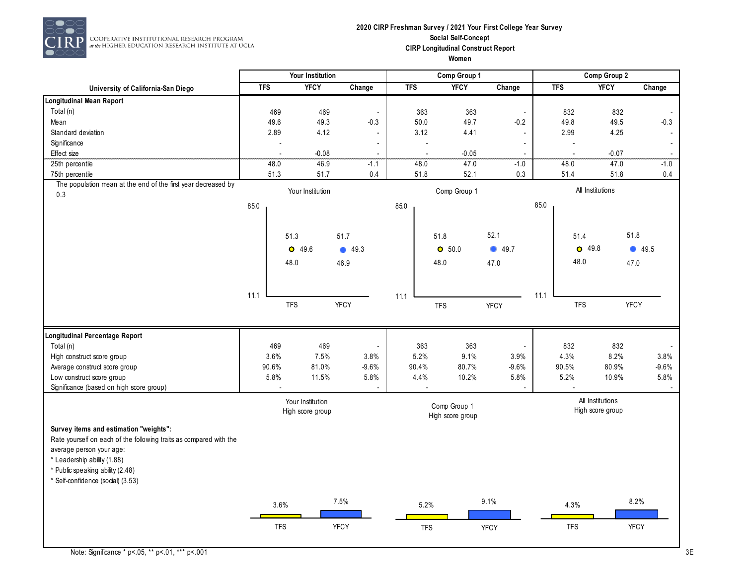COOPERATIVE INSTITUTIONAL RESEARCH PROGRAM at the HIGHER EDUCATION RESEARCH INSTITUTE AT UCLA

**2020 CIRP Freshman Survey / 2021 Your First College Year Survey**
**Social Self-Concept**
**CIRP Longitudinal Construct Report**
**Women**

| University of California-San Diego | Your Institution | | | Comp Group 1 | | | Comp Group 2 | | |
|---|---|---|---|---|---|---|---|---|---|
| | TFS | YFCY | Change | TFS | YFCY | Change | TFS | YFCY | Change |
| **Longitudinal Mean Report** | | | | | | | | | |
| Total (n) | 469 | 469 | - | 363 | 363 | - | 832 | 832 | - |
| Mean | 49.6 | 49.3 | -0.3 | 50.0 | 49.7 | -0.2 | 49.8 | 49.5 | -0.3 |
| Standard deviation | 2.89 | 4.12 | - | 3.12 | 4.41 | - | 2.99 | 4.25 | - |
| Significance | - | | - | - | | - | - | | - |
| Effect size | - | -0.08 | - | - | -0.05 | - | - | -0.07 | - |
| 25th percentile | 48.0 | 46.9 | -1.1 | 48.0 | 47.0 | -1.0 | 48.0 | 47.0 | -1.0 |
| 75th percentile | 51.3 | 51.7 | 0.4 | 51.8 | 52.1 | 0.3 | 51.4 | 51.8 | 0.4 |

The population mean at the end of the first year decreased by 0.3

| | Your Institution TFS | Your Institution YFCY | Comp Group 1 TFS | Comp Group 1 YFCY | All Institutions TFS | All Institutions YFCY |
|---|---|---|---|---|---|---|
| 75th percentile | 51.3 | 51.7 | 51.8 | 52.1 | 51.4 | 51.8 |
| Mean | 49.6 | 49.3 | 50.0 | 49.7 | 49.8 | 49.5 |
| 25th percentile | 48.0 | 46.9 | 48.0 | 47.0 | 48.0 | 47.0 |

(Chart scale: 11.1 to 85.0)

| | Your Institution | | | Comp Group 1 | | | Comp Group 2 | | |
|---|---|---|---|---|---|---|---|---|---|
| | TFS | YFCY | Change | TFS | YFCY | Change | TFS | YFCY | Change |
| **Longitudinal Percentage Report** | | | | | | | | | |
| Total (n) | 469 | 469 | - | 363 | 363 | - | 832 | 832 | - |
| High construct score group | 3.6% | 7.5% | 3.8% | 5.2% | 9.1% | 3.9% | 4.3% | 8.2% | 3.8% |
| Average construct score group | 90.6% | 81.0% | -9.6% | 90.4% | 80.7% | -9.6% | 90.5% | 80.9% | -9.6% |
| Low construct score group | 5.8% | 11.5% | 5.8% | 4.4% | 10.2% | 5.8% | 5.2% | 10.9% | 5.8% |
| Significance (based on high score group) | - | | - | - | | - | - | | - |

| | Your Institution High score group | Comp Group 1 High score group | All Institutions High score group |
|---|---|---|---|
| TFS | 3.6% | 5.2% | 4.3% |
| YFCY | 7.5% | 9.1% | 8.2% |

**Survey items and estimation "weights":**

Rate yourself on each of the following traits as compared with the average person your age:

* Leadership ability (1.88)
* Public speaking ability (2.48)
* Self-confidence (social) (3.53)

Note: Significance * p<.05, ** p<.01, *** p<.001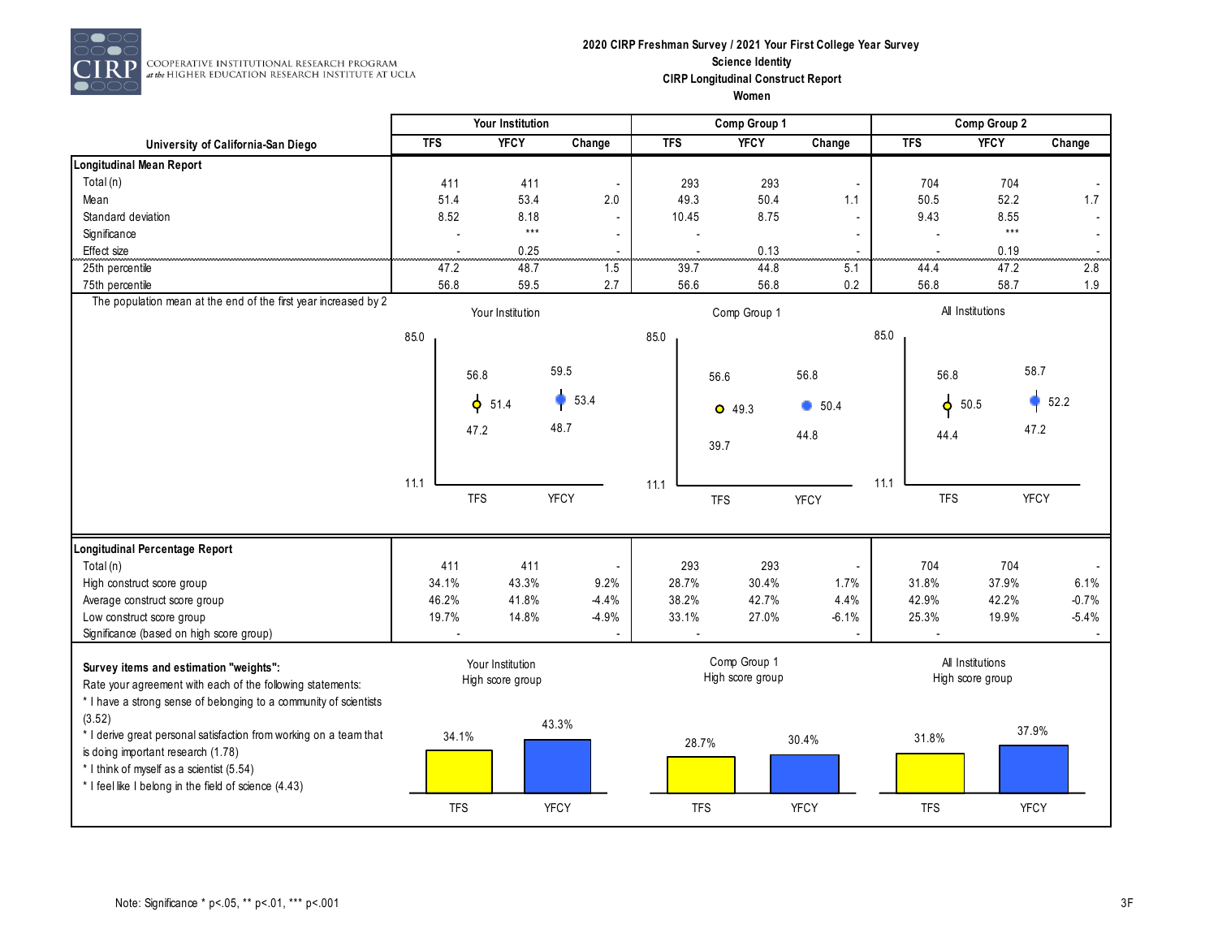2020 CIRP Freshman Survey / 2021 Your First College Year Survey
Science Identity
CIRP Longitudinal Construct Report
Women

| University of California-San Diego | Your Institution | | | Comp Group 1 | | | Comp Group 2 | | |
|---|---|---|---|---|---|---|---|---|---|
| | TFS | YFCY | Change | TFS | YFCY | Change | TFS | YFCY | Change |
| **Longitudinal Mean Report** | | | | | | | | | |
| Total (n) | 411 | 411 | - | 293 | 293 | - | 704 | 704 | - |
| Mean | 51.4 | 53.4 | 2.0 | 49.3 | 50.4 | 1.1 | 50.5 | 52.2 | 1.7 |
| Standard deviation | 8.52 | 8.18 | - | 10.45 | 8.75 | - | 9.43 | 8.55 | - |
| Significance | - | *** | - | - | - | - | - | *** | - |
| Effect size | - | 0.25 | - | - | 0.13 | - | - | 0.19 | - |
| 25th percentile | 47.2 | 48.7 | 1.5 | 39.7 | 44.8 | 5.1 | 44.4 | 47.2 | 2.8 |
| 75th percentile | 56.8 | 59.5 | 2.7 | 56.6 | 56.8 | 0.2 | 56.8 | 58.7 | 1.9 |

The population mean at the end of the first year increased by 2

| | Your Institution | | Comp Group 1 | | All Institutions | |
|---|---|---|---|---|---|---|
| | TFS | YFCY | TFS | YFCY | TFS | YFCY |
| 75th percentile | 56.8 | 59.5 | 56.6 | 56.8 | 56.8 | 58.7 |
| Mean | 51.4 | 53.4 | 49.3 | 50.4 | 50.5 | 52.2 |
| 25th percentile | 47.2 | 48.7 | 39.7 | 44.8 | 44.4 | 47.2 |

(Chart scale: 11.1 to 85.0)

| | Your Institution | | | Comp Group 1 | | | Comp Group 2 | | |
|---|---|---|---|---|---|---|---|---|---|
| | TFS | YFCY | Change | TFS | YFCY | Change | TFS | YFCY | Change |
| **Longitudinal Percentage Report** | | | | | | | | | |
| Total (n) | 411 | 411 | - | 293 | 293 | - | 704 | 704 | - |
| High construct score group | 34.1% | 43.3% | 9.2% | 28.7% | 30.4% | 1.7% | 31.8% | 37.9% | 6.1% |
| Average construct score group | 46.2% | 41.8% | -4.4% | 38.2% | 42.7% | 4.4% | 42.9% | 42.2% | -0.7% |
| Low construct score group | 19.7% | 14.8% | -4.9% | 33.1% | 27.0% | -6.1% | 25.3% | 19.9% | -5.4% |
| Significance (based on high score group) | - | | - | - | | - | - | | - |

**Survey items and estimation "weights":**
Rate your agreement with each of the following statements:
* I have a strong sense of belonging to a community of scientists (3.52)
* I derive great personal satisfaction from working on a team that is doing important research (1.78)
* I think of myself as a scientist (5.54)
* I feel like I belong in the field of science (4.43)

| High score group | TFS | YFCY |
|---|---|---|
| Your Institution | 34.1% | 43.3% |
| Comp Group 1 | 28.7% | 30.4% |
| All Institutions | 31.8% | 37.9% |

Note: Significance * p<.05, ** p<.01, *** p<.001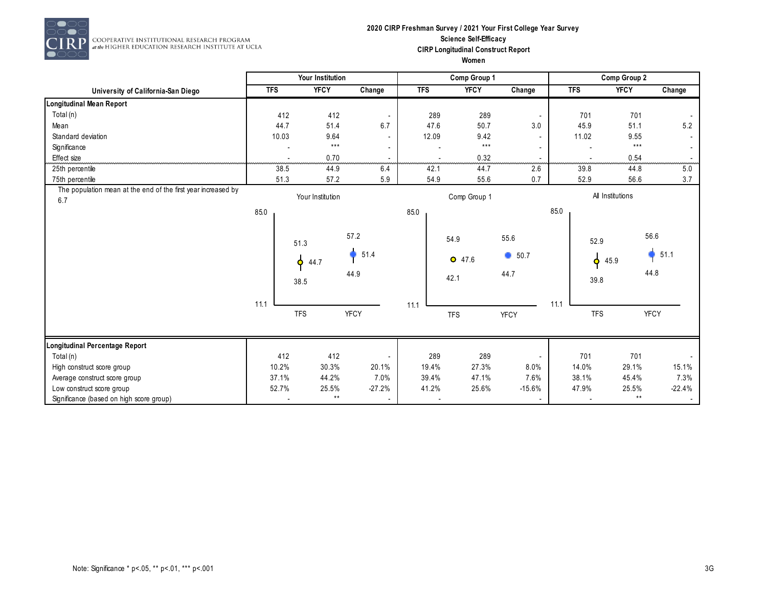**2020 CIRP Freshman Survey / 2021 Your First College Year Survey**
**Science Self-Efficacy**
**CIRP Longitudinal Construct Report**
**Women**

| University of California-San Diego | Your Institution | | | Comp Group 1 | | | Comp Group 2 | | |
|---|---|---|---|---|---|---|---|---|---|
| | TFS | YFCY | Change | TFS | YFCY | Change | TFS | YFCY | Change |
| **Longitudinal Mean Report** | | | | | | | | | |
| Total (n) | 412 | 412 | - | 289 | 289 | - | 701 | 701 | - |
| Mean | 44.7 | 51.4 | 6.7 | 47.6 | 50.7 | 3.0 | 45.9 | 51.1 | 5.2 |
| Standard deviation | 10.03 | 9.64 | - | 12.09 | 9.42 | - | 11.02 | 9.55 | - |
| Significance | - | *** | - | - | *** | - | - | *** | - |
| Effect size | - | 0.70 | - | - | 0.32 | - | - | 0.54 | - |
| 25th percentile | 38.5 | 44.9 | 6.4 | 42.1 | 44.7 | 2.6 | 39.8 | 44.8 | 5.0 |
| 75th percentile | 51.3 | 57.2 | 5.9 | 54.9 | 55.6 | 0.7 | 52.9 | 56.6 | 3.7 |

The population mean at the end of the first year increased by 6.7

| | Your Institution | | Comp Group 1 | | All Institutions | |
|---|---|---|---|---|---|---|
| | TFS | YFCY | TFS | YFCY | TFS | YFCY |
| 75th percentile | 51.3 | 57.2 | 54.9 | 55.6 | 52.9 | 56.6 |
| Mean | 44.7 | 51.4 | 47.6 | 50.7 | 45.9 | 51.1 |
| 25th percentile | 38.5 | 44.9 | 42.1 | 44.7 | 39.8 | 44.8 |

(Chart axis range: 11.1 – 85.0)

| | Your Institution | | | Comp Group 1 | | | Comp Group 2 | | |
|---|---|---|---|---|---|---|---|---|---|
| | TFS | YFCY | Change | TFS | YFCY | Change | TFS | YFCY | Change |
| **Longitudinal Percentage Report** | | | | | | | | | |
| Total (n) | 412 | 412 | - | 289 | 289 | - | 701 | 701 | - |
| High construct score group | 10.2% | 30.3% | 20.1% | 19.4% | 27.3% | 8.0% | 14.0% | 29.1% | 15.1% |
| Average construct score group | 37.1% | 44.2% | 7.0% | 39.4% | 47.1% | 7.6% | 38.1% | 45.4% | 7.3% |
| Low construct score group | 52.7% | 25.5% | -27.2% | 41.2% | 25.6% | -15.6% | 47.9% | 25.5% | -22.4% |
| Significance (based on high score group) | - | ** | - | - | - | - | - | ** | - |

Note: Significance * p<.05, ** p<.01, *** p<.001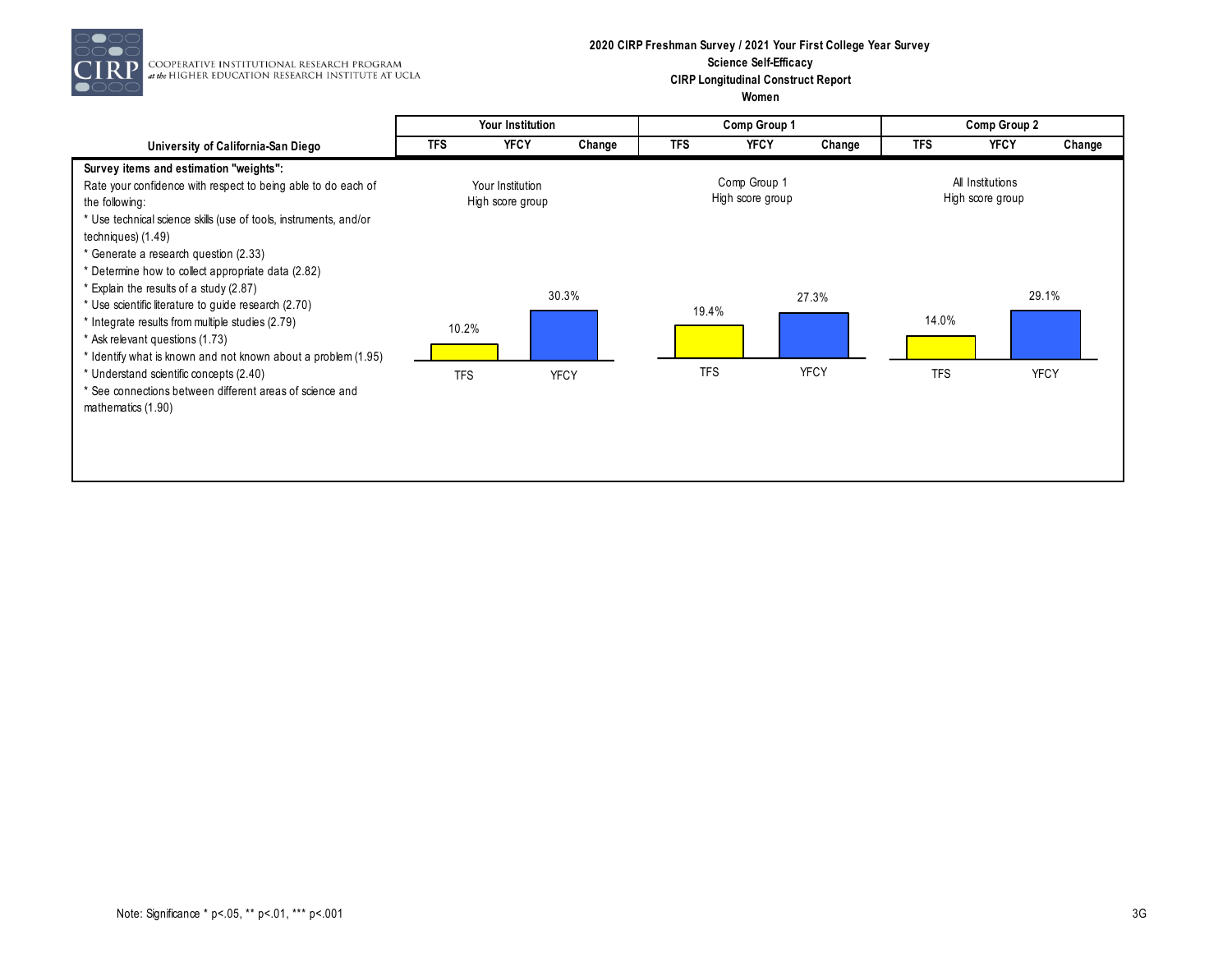# 2020 CIRP Freshman Survey / 2021 Your First College Year Survey
## Science Self-Efficacy
### CIRP Longitudinal Construct Report
### Women

| University of California-San Diego | Your Institution | | | Comp Group 1 | | | Comp Group 2 | | |
|---|---|---|---|---|---|---|---|---|---|
| | TFS | YFCY | Change | TFS | YFCY | Change | TFS | YFCY | Change |

**Survey items and estimation "weights":**

Rate your confidence with respect to being able to do each of the following:

* Use technical science skills (use of tools, instruments, and/or techniques) (1.49)
* Generate a research question (2.33)
* Determine how to collect appropriate data (2.82)
* Explain the results of a study (2.87)
* Use scientific literature to guide research (2.70)
* Integrate results from multiple studies (2.79)
* Ask relevant questions (1.73)
* Identify what is known and not known about a problem (1.95)
* Understand scientific concepts (2.40)
* See connections between different areas of science and mathematics (1.90)

| | TFS | YFCY |
|---|---|---|
| Your Institution High score group | 10.2% | 30.3% |
| Comp Group 1 High score group | 19.4% | 27.3% |
| All Institutions High score group | 14.0% | 29.1% |

Note: Significance * p<.05, ** p<.01, *** p<.001

3G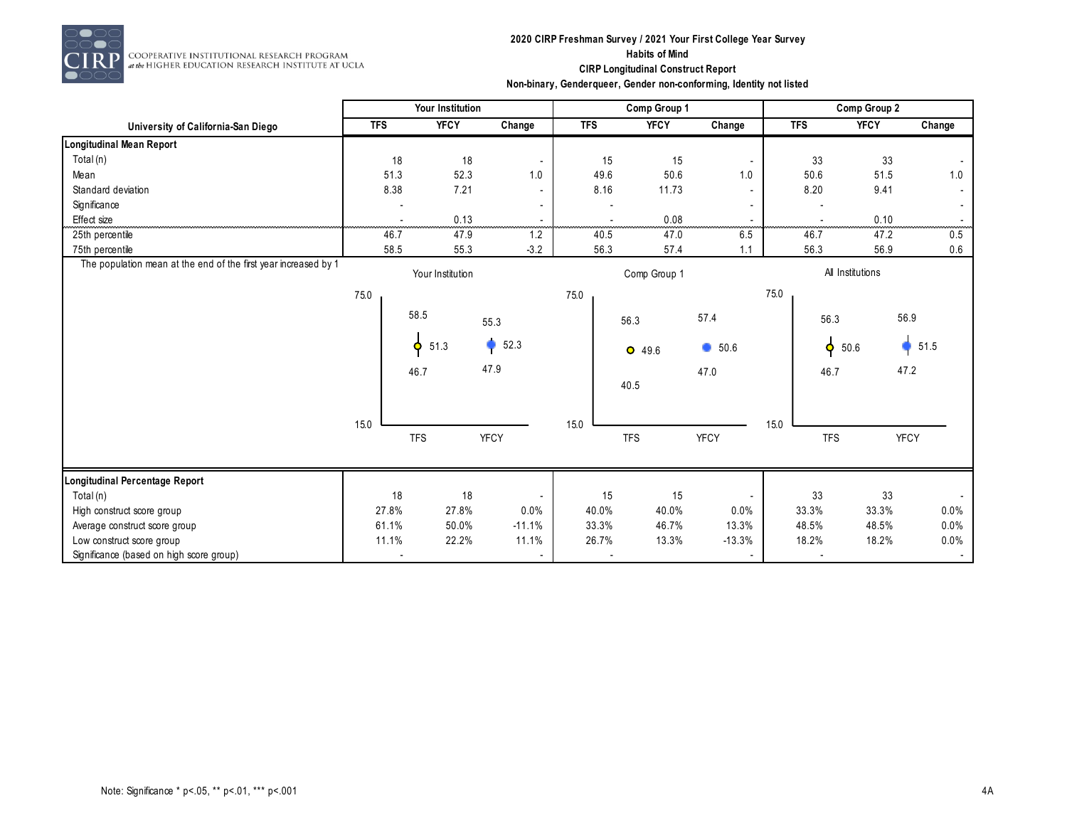# 2020 CIRP Freshman Survey / 2021 Your First College Year Survey

## Habits of Mind

### CIRP Longitudinal Construct Report

### Non-binary, Genderqueer, Gender non-conforming, Identity not listed

| University of California-San Diego | Your Institution | | | Comp Group 1 | | | Comp Group 2 | | |
|---|---|---|---|---|---|---|---|---|---|
| | TFS | YFCY | Change | TFS | YFCY | Change | TFS | YFCY | Change |
| **Longitudinal Mean Report** | | | | | | | | | |
| Total (n) | 18 | 18 | - | 15 | 15 | - | 33 | 33 | - |
| Mean | 51.3 | 52.3 | 1.0 | 49.6 | 50.6 | 1.0 | 50.6 | 51.5 | 1.0 |
| Standard deviation | 8.38 | 7.21 | - | 8.16 | 11.73 | - | 8.20 | 9.41 | - |
| Significance | - | | - | - | | - | - | | - |
| Effect size | - | 0.13 | - | - | 0.08 | - | - | 0.10 | - |
| 25th percentile | 46.7 | 47.9 | 1.2 | 40.5 | 47.0 | 6.5 | 46.7 | 47.2 | 0.5 |
| 75th percentile | 58.5 | 55.3 | -3.2 | 56.3 | 57.4 | 1.1 | 56.3 | 56.9 | 0.6 |

The population mean at the end of the first year increased by 1

| Chart | TFS 75th | TFS Mean | TFS 25th | YFCY 75th | YFCY Mean | YFCY 25th |
|---|---|---|---|---|---|---|
| Your Institution | 58.5 | 51.3 | 46.7 | 55.3 | 52.3 | 47.9 |
| Comp Group 1 | 56.3 | 49.6 | 40.5 | 57.4 | 50.6 | 47.0 |
| All Institutions | 56.3 | 50.6 | 46.7 | 56.9 | 51.5 | 47.2 |

(Chart scale: 15.0 to 75.0)

| | Your Institution | | | Comp Group 1 | | | Comp Group 2 | | |
|---|---|---|---|---|---|---|---|---|---|
| | TFS | YFCY | Change | TFS | YFCY | Change | TFS | YFCY | Change |
| **Longitudinal Percentage Report** | | | | | | | | | |
| Total (n) | 18 | 18 | - | 15 | 15 | - | 33 | 33 | - |
| High construct score group | 27.8% | 27.8% | 0.0% | 40.0% | 40.0% | 0.0% | 33.3% | 33.3% | 0.0% |
| Average construct score group | 61.1% | 50.0% | -11.1% | 33.3% | 46.7% | 13.3% | 48.5% | 48.5% | 0.0% |
| Low construct score group | 11.1% | 22.2% | 11.1% | 26.7% | 13.3% | -13.3% | 18.2% | 18.2% | 0.0% |
| Significance (based on high score group) | - | | - | - | | - | - | | - |

Note: Significance * p<.05, ** p<.01, *** p<.001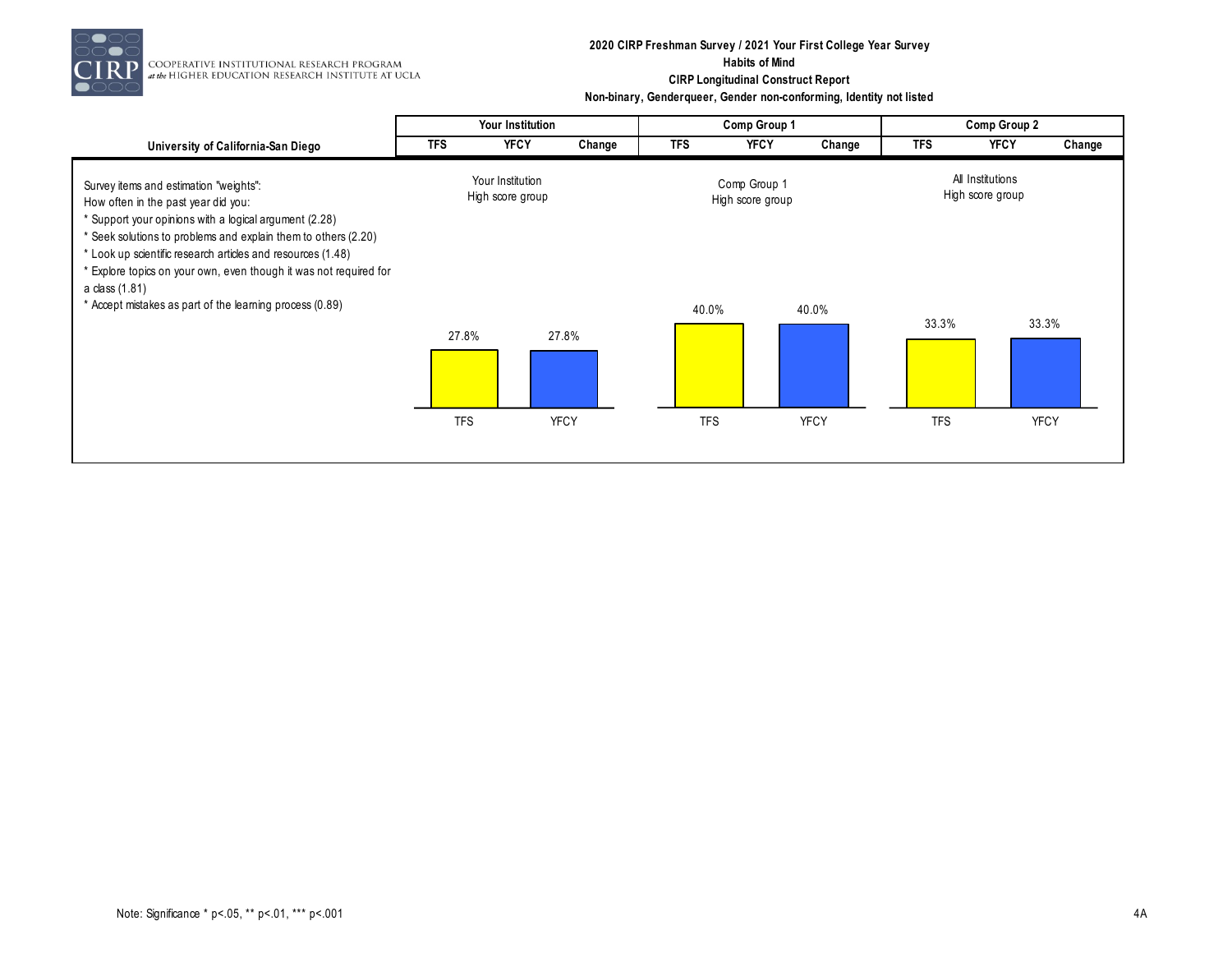**2020 CIRP Freshman Survey / 2021 Your First College Year Survey**
**Habits of Mind**
**CIRP Longitudinal Construct Report**
**Non-binary, Genderqueer, Gender non-conforming, Identity not listed**

| University of California-San Diego | Your Institution | | | Comp Group 1 | | | Comp Group 2 | | |
|---|---|---|---|---|---|---|---|---|---|
| | TFS | YFCY | Change | TFS | YFCY | Change | TFS | YFCY | Change |

Survey items and estimation "weights":
How often in the past year did you:
* Support your opinions with a logical argument (2.28)
* Seek solutions to problems and explain them to others (2.20)
* Look up scientific research articles and resources (1.48)
* Explore topics on your own, even though it was not required for a class (1.81)
* Accept mistakes as part of the learning process (0.89)

| | Your Institution High score group | Comp Group 1 High score group | All Institutions High score group |
|---|---|---|---|
| TFS | 27.8% | 40.0% | 33.3% |
| YFCY | 27.8% | 40.0% | 33.3% |

Note: Significance * p<.05, ** p<.01, *** p<.001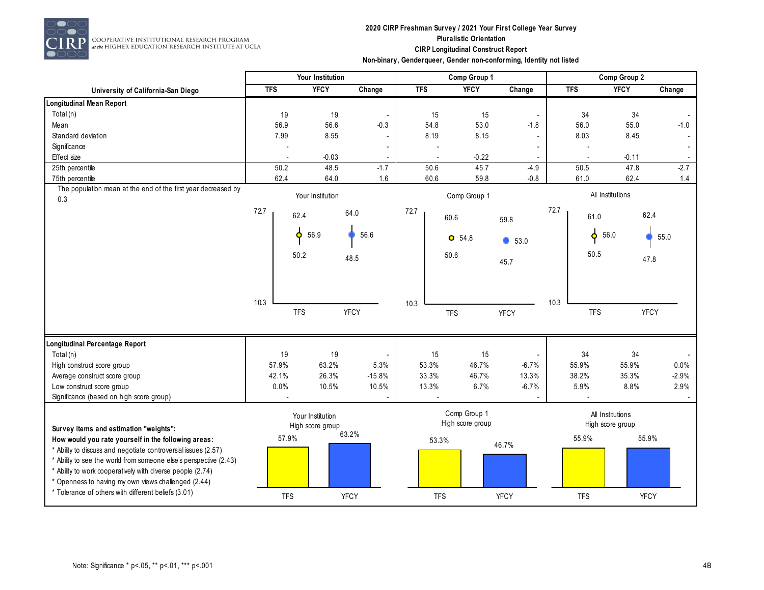# 2020 CIRP Freshman Survey / 2021 Your First College Year Survey

## Pluralistic Orientation

### CIRP Longitudinal Construct Report

### Non-binary, Genderqueer, Gender non-conforming, Identity not listed

| University of California-San Diego | Your Institution | | | Comp Group 1 | | | Comp Group 2 | | |
|---|---|---|---|---|---|---|---|---|---|
| | TFS | YFCY | Change | TFS | YFCY | Change | TFS | YFCY | Change |
| **Longitudinal Mean Report** | | | | | | | | | |
| Total (n) | 19 | 19 | - | 15 | 15 | - | 34 | 34 | - |
| Mean | 56.9 | 56.6 | -0.3 | 54.8 | 53.0 | -1.8 | 56.0 | 55.0 | -1.0 |
| Standard deviation | 7.99 | 8.55 | - | 8.19 | 8.15 | - | 8.03 | 8.45 | - |
| Significance | - | | - | - | | - | - | | - |
| Effect size | - | -0.03 | - | - | -0.22 | - | - | -0.11 | - |
| 25th percentile | 50.2 | 48.5 | -1.7 | 50.6 | 45.7 | -4.9 | 50.5 | 47.8 | -2.7 |
| 75th percentile | 62.4 | 64.0 | 1.6 | 60.6 | 59.8 | -0.8 | 61.0 | 62.4 | 1.4 |

The population mean at the end of the first year decreased by 0.3

| Chart | TFS 25th | TFS Mean | TFS 75th | YFCY 25th | YFCY Mean | YFCY 75th |
|---|---|---|---|---|---|---|
| Your Institution | 50.2 | 56.9 | 62.4 | 48.5 | 56.6 | 64.0 |
| Comp Group 1 | 50.6 | 54.8 | 60.6 | 45.7 | 53.0 | 59.8 |
| All Institutions | 50.5 | 56.0 | 61.0 | 47.8 | 55.0 | 62.4 |

(Axis range: 10.3 to 72.7)

| | Your Institution | | | Comp Group 1 | | | Comp Group 2 | | |
|---|---|---|---|---|---|---|---|---|---|
| | TFS | YFCY | Change | TFS | YFCY | Change | TFS | YFCY | Change |
| **Longitudinal Percentage Report** | | | | | | | | | |
| Total (n) | 19 | 19 | - | 15 | 15 | - | 34 | 34 | - |
| High construct score group | 57.9% | 63.2% | 5.3% | 53.3% | 46.7% | -6.7% | 55.9% | 55.9% | 0.0% |
| Average construct score group | 42.1% | 26.3% | -15.8% | 33.3% | 46.7% | 13.3% | 38.2% | 35.3% | -2.9% |
| Low construct score group | 0.0% | 10.5% | 10.5% | 13.3% | 6.7% | -6.7% | 5.9% | 8.8% | 2.9% |
| Significance (based on high score group) | - | | - | - | | - | - | | - |

**Survey items and estimation "weights":**
**How would you rate yourself in the following areas:**
* Ability to discuss and negotiate controversial issues (2.57)
* Ability to see the world from someone else's perspective (2.43)
* Ability to work cooperatively with diverse people (2.74)
* Openness to having my own views challenged (2.44)
* Tolerance of others with different beliefs (3.01)

| High score group | TFS | YFCY |
|---|---|---|
| Your Institution | 57.9% | 63.2% |
| Comp Group 1 | 53.3% | 46.7% |
| All Institutions | 55.9% | 55.9% |

Note: Significance * p<.05, ** p<.01, *** p<.001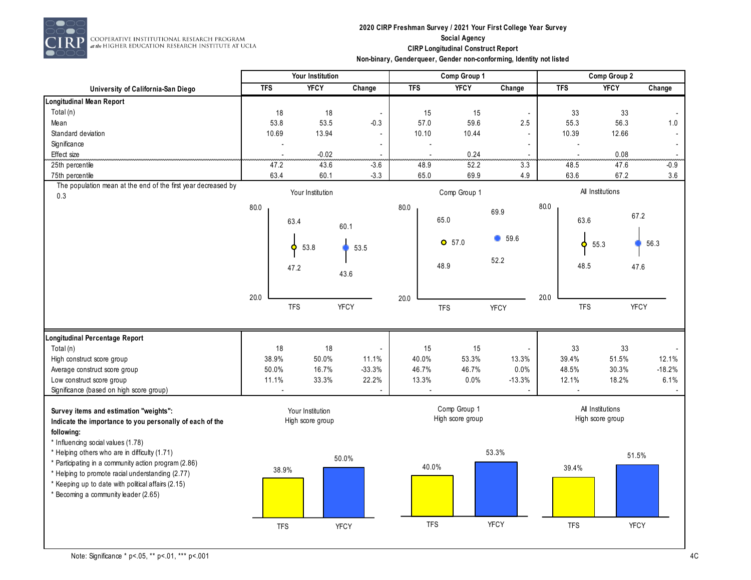# 2020 CIRP Freshman Survey / 2021 Your First College Year Survey

## Social Agency

### CIRP Longitudinal Construct Report

### Non-binary, Genderqueer, Gender non-conforming, Identity not listed

COOPERATIVE INSTITUTIONAL RESEARCH PROGRAM at the HIGHER EDUCATION RESEARCH INSTITUTE AT UCLA

| University of California-San Diego | Your Institution | | | Comp Group 1 | | | Comp Group 2 | | |
|---|---|---|---|---|---|---|---|---|---|
| | TFS | YFCY | Change | TFS | YFCY | Change | TFS | YFCY | Change |
| **Longitudinal Mean Report** | | | | | | | | | |
| Total (n) | 18 | 18 | - | 15 | 15 | - | 33 | 33 | - |
| Mean | 53.8 | 53.5 | -0.3 | 57.0 | 59.6 | 2.5 | 55.3 | 56.3 | 1.0 |
| Standard deviation | 10.69 | 13.94 | - | 10.10 | 10.44 | - | 10.39 | 12.66 | - |
| Significance | - | | - | - | | - | - | | - |
| Effect size | - | -0.02 | - | - | 0.24 | - | - | 0.08 | - |
| 25th percentile | 47.2 | 43.6 | -3.6 | 48.9 | 52.2 | 3.3 | 48.5 | 47.6 | -0.9 |
| 75th percentile | 63.4 | 60.1 | -3.3 | 65.0 | 69.9 | 4.9 | 63.6 | 67.2 | 3.6 |

The population mean at the end of the first year decreased by 0.3

| | Your Institution | | Comp Group 1 | | All Institutions | |
|---|---|---|---|---|---|---|
| | TFS | YFCY | TFS | YFCY | TFS | YFCY |
| 75th percentile | 63.4 | 60.1 | 65.0 | 69.9 | 63.6 | 67.2 |
| Mean | 53.8 | 53.5 | 57.0 | 59.6 | 55.3 | 56.3 |
| 25th percentile | 47.2 | 43.6 | 48.9 | 52.2 | 48.5 | 47.6 |

| | Your Institution | | | Comp Group 1 | | | Comp Group 2 | | |
|---|---|---|---|---|---|---|---|---|---|
| | TFS | YFCY | Change | TFS | YFCY | Change | TFS | YFCY | Change |
| **Longitudinal Percentage Report** | | | | | | | | | |
| Total (n) | 18 | 18 | - | 15 | 15 | - | 33 | 33 | - |
| High construct score group | 38.9% | 50.0% | 11.1% | 40.0% | 53.3% | 13.3% | 39.4% | 51.5% | 12.1% |
| Average construct score group | 50.0% | 16.7% | -33.3% | 46.7% | 46.7% | 0.0% | 48.5% | 30.3% | -18.2% |
| Low construct score group | 11.1% | 33.3% | 22.2% | 13.3% | 0.0% | -13.3% | 12.1% | 18.2% | 6.1% |
| Significance (based on high score group) | - | | - | - | | - | - | | - |

**Survey items and estimation "weights":**

**Indicate the importance to you personally of each of the following:**

* Influencing social values (1.78)
* Helping others who are in difficulty (1.71)
* Participating in a community action program (2.86)
* Helping to promote racial understanding (2.77)
* Keeping up to date with political affairs (2.15)
* Becoming a community leader (2.65)

| High score group | TFS | YFCY |
|---|---|---|
| Your Institution | 38.9% | 50.0% |
| Comp Group 1 | 40.0% | 53.3% |
| All Institutions | 39.4% | 51.5% |

Note: Significance * p<.05, ** p<.01, *** p<.001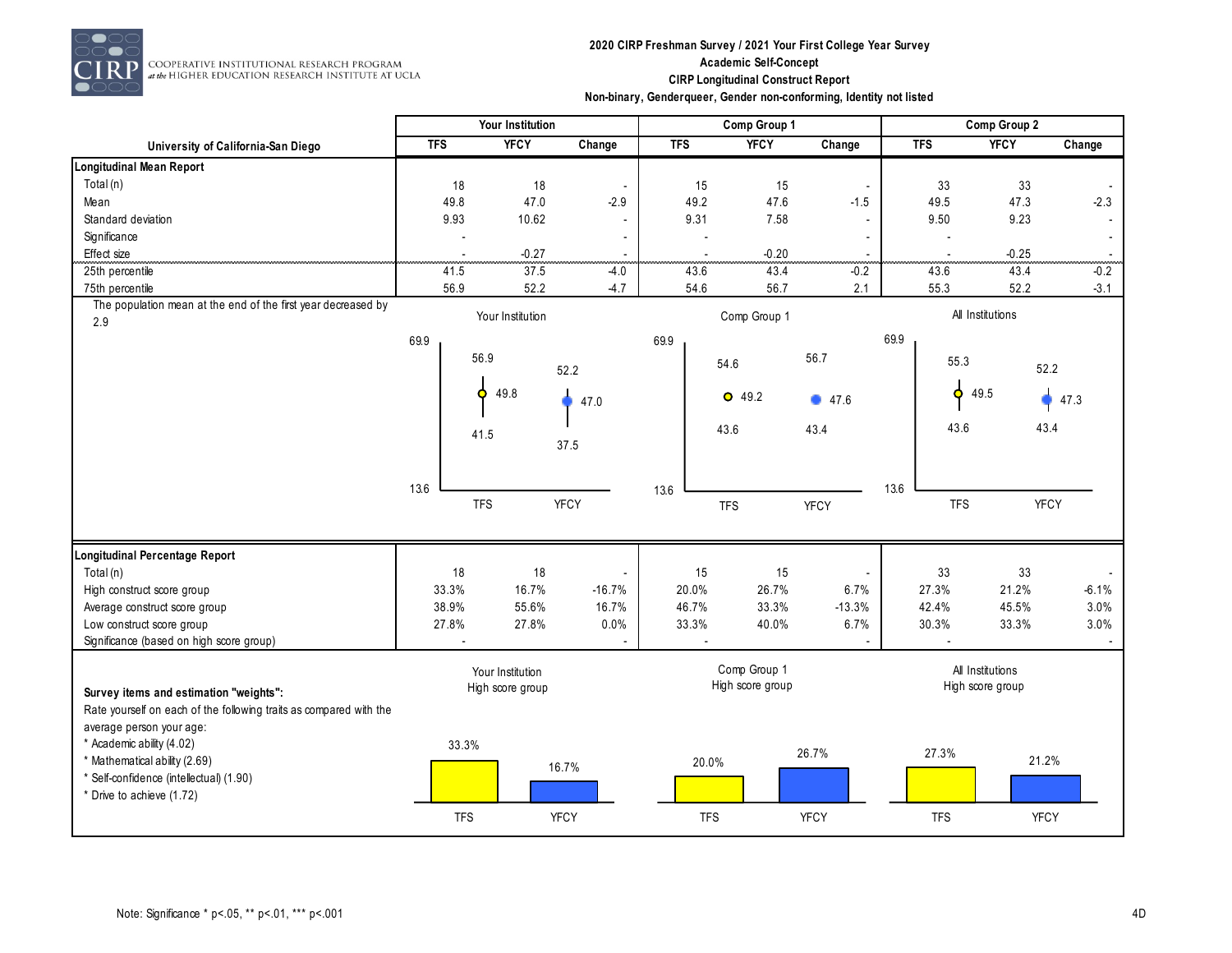COOPERATIVE INSTITUTIONAL RESEARCH PROGRAM at the HIGHER EDUCATION RESEARCH INSTITUTE AT UCLA

**2020 CIRP Freshman Survey / 2021 Your First College Year Survey**
**Academic Self-Concept**
**CIRP Longitudinal Construct Report**
**Non-binary, Genderqueer, Gender non-conforming, Identity not listed**

| | Your Institution | | | Comp Group 1 | | | Comp Group 2 | | |
|---|---|---|---|---|---|---|---|---|---|
| **University of California-San Diego** | **TFS** | **YFCY** | **Change** | **TFS** | **YFCY** | **Change** | **TFS** | **YFCY** | **Change** |
| **Longitudinal Mean Report** | | | | | | | | | |
| Total (n) | 18 | 18 | - | 15 | 15 | - | 33 | 33 | - |
| Mean | 49.8 | 47.0 | -2.9 | 49.2 | 47.6 | -1.5 | 49.5 | 47.3 | -2.3 |
| Standard deviation | 9.93 | 10.62 | - | 9.31 | 7.58 | - | 9.50 | 9.23 | - |
| Significance | - | | - | - | | - | - | | - |
| Effect size | - | -0.27 | - | - | -0.20 | - | - | -0.25 | - |
| 25th percentile | 41.5 | 37.5 | -4.0 | 43.6 | 43.4 | -0.2 | 43.6 | 43.4 | -0.2 |
| 75th percentile | 56.9 | 52.2 | -4.7 | 54.6 | 56.7 | 2.1 | 55.3 | 52.2 | -3.1 |

The population mean at the end of the first year decreased by 2.9

| | Your Institution | | Comp Group 1 | | All Institutions | |
|---|---|---|---|---|---|---|
| | TFS | YFCY | TFS | YFCY | TFS | YFCY |
| 75th percentile | 56.9 | 52.2 | 54.6 | 56.7 | 55.3 | 52.2 |
| Mean | 49.8 | 47.0 | 49.2 | 47.6 | 49.5 | 47.3 |
| 25th percentile | 41.5 | 37.5 | 43.6 | 43.4 | 43.6 | 43.4 |

(Chart axis range: 13.6 – 69.9)

| | Your Institution | | | Comp Group 1 | | | Comp Group 2 | | |
|---|---|---|---|---|---|---|---|---|---|
| **Longitudinal Percentage Report** | **TFS** | **YFCY** | **Change** | **TFS** | **YFCY** | **Change** | **TFS** | **YFCY** | **Change** |
| Total (n) | 18 | 18 | - | 15 | 15 | - | 33 | 33 | - |
| High construct score group | 33.3% | 16.7% | -16.7% | 20.0% | 26.7% | 6.7% | 27.3% | 21.2% | -6.1% |
| Average construct score group | 38.9% | 55.6% | 16.7% | 46.7% | 33.3% | -13.3% | 42.4% | 45.5% | 3.0% |
| Low construct score group | 27.8% | 27.8% | 0.0% | 33.3% | 40.0% | 6.7% | 30.3% | 33.3% | 3.0% |
| Significance (based on high score group) | - | | - | - | | - | - | | - |

**Survey items and estimation "weights":**
Rate yourself on each of the following traits as compared with the average person your age:
* Academic ability (4.02)
* Mathematical ability (2.69)
* Self-confidence (intellectual) (1.90)
* Drive to achieve (1.72)

| High score group | TFS | YFCY |
|---|---|---|
| Your Institution | 33.3% | 16.7% |
| Comp Group 1 | 20.0% | 26.7% |
| All Institutions | 27.3% | 21.2% |

Note: Significance * p<.05, ** p<.01, *** p<.001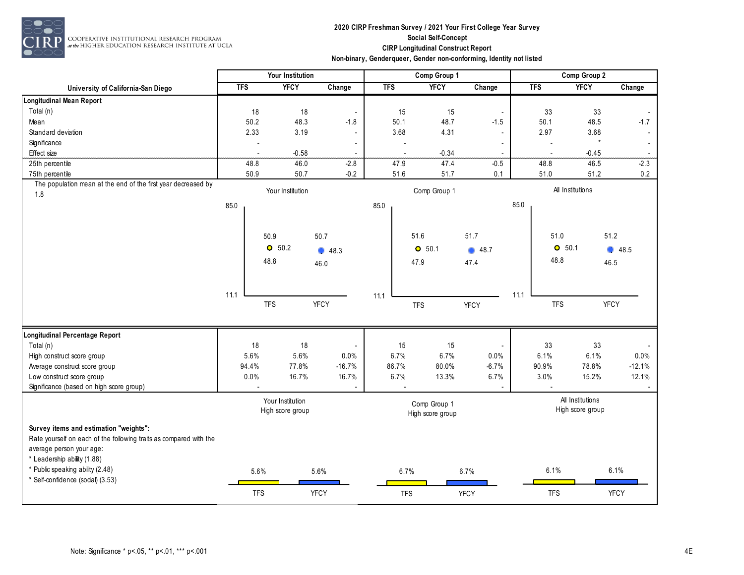**2020 CIRP Freshman Survey / 2021 Your First College Year Survey**
**Social Self-Concept**
**CIRP Longitudinal Construct Report**
**Non-binary, Genderqueer, Gender non-conforming, Identity not listed**

| University of California-San Diego | Your Institution | | | Comp Group 1 | | | Comp Group 2 | | |
|---|---|---|---|---|---|---|---|---|---|
| | TFS | YFCY | Change | TFS | YFCY | Change | TFS | YFCY | Change |
| **Longitudinal Mean Report** | | | | | | | | | |
| Total (n) | 18 | 18 | - | 15 | 15 | - | 33 | 33 | - |
| Mean | 50.2 | 48.3 | -1.8 | 50.1 | 48.7 | -1.5 | 50.1 | 48.5 | -1.7 |
| Standard deviation | 2.33 | 3.19 | - | 3.68 | 4.31 | - | 2.97 | 3.68 | - |
| Significance | - | | - | - | | - | - | * | - |
| Effect size | - | -0.58 | - | - | -0.34 | - | - | -0.45 | - |
| 25th percentile | 48.8 | 46.0 | -2.8 | 47.9 | 47.4 | -0.5 | 48.8 | 46.5 | -2.3 |
| 75th percentile | 50.9 | 50.7 | -0.2 | 51.6 | 51.7 | 0.1 | 51.0 | 51.2 | 0.2 |

The population mean at the end of the first year decreased by 1.8

| | Your Institution | | Comp Group 1 | | All Institutions | |
|---|---|---|---|---|---|---|
| | TFS | YFCY | TFS | YFCY | TFS | YFCY |
| 75th percentile | 50.9 | 50.7 | 51.6 | 51.7 | 51.0 | 51.2 |
| Mean | 50.2 | 48.3 | 50.1 | 48.7 | 50.1 | 48.5 |
| 25th percentile | 48.8 | 46.0 | 47.9 | 47.4 | 48.8 | 46.5 |

(Chart axis range: 11.1 to 85.0)

| | Your Institution | | | Comp Group 1 | | | Comp Group 2 | | |
|---|---|---|---|---|---|---|---|---|---|
| | TFS | YFCY | Change | TFS | YFCY | Change | TFS | YFCY | Change |
| **Longitudinal Percentage Report** | | | | | | | | | |
| Total (n) | 18 | 18 | - | 15 | 15 | - | 33 | 33 | - |
| High construct score group | 5.6% | 5.6% | 0.0% | 6.7% | 6.7% | 0.0% | 6.1% | 6.1% | 0.0% |
| Average construct score group | 94.4% | 77.8% | -16.7% | 86.7% | 80.0% | -6.7% | 90.9% | 78.8% | -12.1% |
| Low construct score group | 0.0% | 16.7% | 16.7% | 6.7% | 13.3% | 6.7% | 3.0% | 15.2% | 12.1% |
| Significance (based on high score group) | - | | - | - | | - | - | | - |

| | Your Institution High score group | | Comp Group 1 High score group | | All Institutions High score group | |
|---|---|---|---|---|---|---|
| | TFS | YFCY | TFS | YFCY | TFS | YFCY |
| High score group | 5.6% | 5.6% | 6.7% | 6.7% | 6.1% | 6.1% |

**Survey items and estimation "weights":**

Rate yourself on each of the following traits as compared with the average person your age:

* Leadership ability (1.88)
* Public speaking ability (2.48)
* Self-confidence (social) (3.53)

Note: Significance * p<.05, ** p<.01, *** p<.001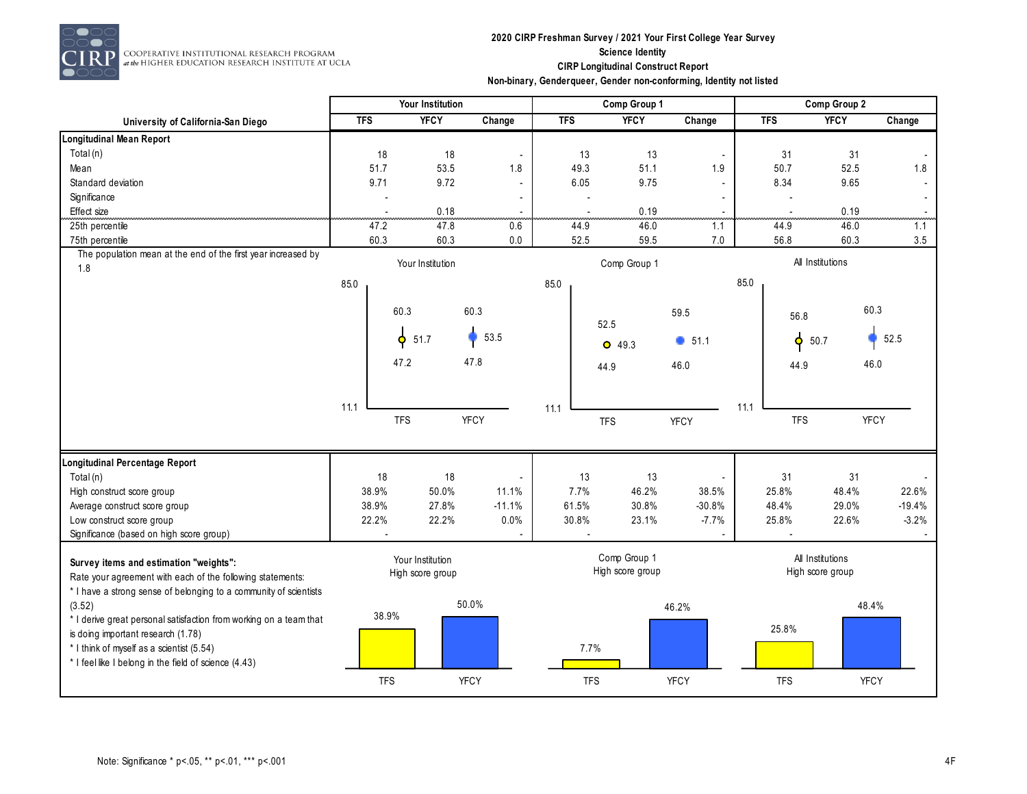**2020 CIRP Freshman Survey / 2021 Your First College Year Survey**
**Science Identity**
**CIRP Longitudinal Construct Report**
**Non-binary, Genderqueer, Gender non-conforming, Identity not listed**

COOPERATIVE INSTITUTIONAL RESEARCH PROGRAM at the HIGHER EDUCATION RESEARCH INSTITUTE AT UCLA

| University of California-San Diego | Your Institution | | | Comp Group 1 | | | Comp Group 2 | | |
|---|---|---|---|---|---|---|---|---|---|
| | TFS | YFCY | Change | TFS | YFCY | Change | TFS | YFCY | Change |
| **Longitudinal Mean Report** | | | | | | | | | |
| Total (n) | 18 | 18 | - | 13 | 13 | - | 31 | 31 | - |
| Mean | 51.7 | 53.5 | 1.8 | 49.3 | 51.1 | 1.9 | 50.7 | 52.5 | 1.8 |
| Standard deviation | 9.71 | 9.72 | - | 6.05 | 9.75 | - | 8.34 | 9.65 | - |
| Significance | - | | - | - | | - | - | | - |
| Effect size | - | 0.18 | - | - | 0.19 | - | - | 0.19 | - |
| 25th percentile | 47.2 | 47.8 | 0.6 | 44.9 | 46.0 | 1.1 | 44.9 | 46.0 | 1.1 |
| 75th percentile | 60.3 | 60.3 | 0.0 | 52.5 | 59.5 | 7.0 | 56.8 | 60.3 | 3.5 |

The population mean at the end of the first year increased by 1.8

| | Your Institution | | Comp Group 1 | | All Institutions | |
|---|---|---|---|---|---|---|
| | TFS | YFCY | TFS | YFCY | TFS | YFCY |
| 75th percentile | 60.3 | 60.3 | 52.5 | 59.5 | 56.8 | 60.3 |
| Mean | 51.7 | 53.5 | 49.3 | 51.1 | 50.7 | 52.5 |
| 25th percentile | 47.2 | 47.8 | 44.9 | 46.0 | 44.9 | 46.0 |

(Chart scale: 11.1 to 85.0)

| | Your Institution | | | Comp Group 1 | | | Comp Group 2 | | |
|---|---|---|---|---|---|---|---|---|---|
| | TFS | YFCY | Change | TFS | YFCY | Change | TFS | YFCY | Change |
| **Longitudinal Percentage Report** | | | | | | | | | |
| Total (n) | 18 | 18 | - | 13 | 13 | - | 31 | 31 | - |
| High construct score group | 38.9% | 50.0% | 11.1% | 7.7% | 46.2% | 38.5% | 25.8% | 48.4% | 22.6% |
| Average construct score group | 38.9% | 27.8% | -11.1% | 61.5% | 30.8% | -30.8% | 48.4% | 29.0% | -19.4% |
| Low construct score group | 22.2% | 22.2% | 0.0% | 30.8% | 23.1% | -7.7% | 25.8% | 22.6% | -3.2% |
| Significance (based on high score group) | - | | - | - | | - | - | | - |

**Survey items and estimation "weights":**
Rate your agreement with each of the following statements:
* I have a strong sense of belonging to a community of scientists (3.52)
* I derive great personal satisfaction from working on a team that is doing important research (1.78)
* I think of myself as a scientist (5.54)
* I feel like I belong in the field of science (4.43)

| High score group | TFS | YFCY |
|---|---|---|
| Your Institution | 38.9% | 50.0% |
| Comp Group 1 | 7.7% | 46.2% |
| All Institutions | 25.8% | 48.4% |

Note: Significance * p<.05, ** p<.01, *** p<.001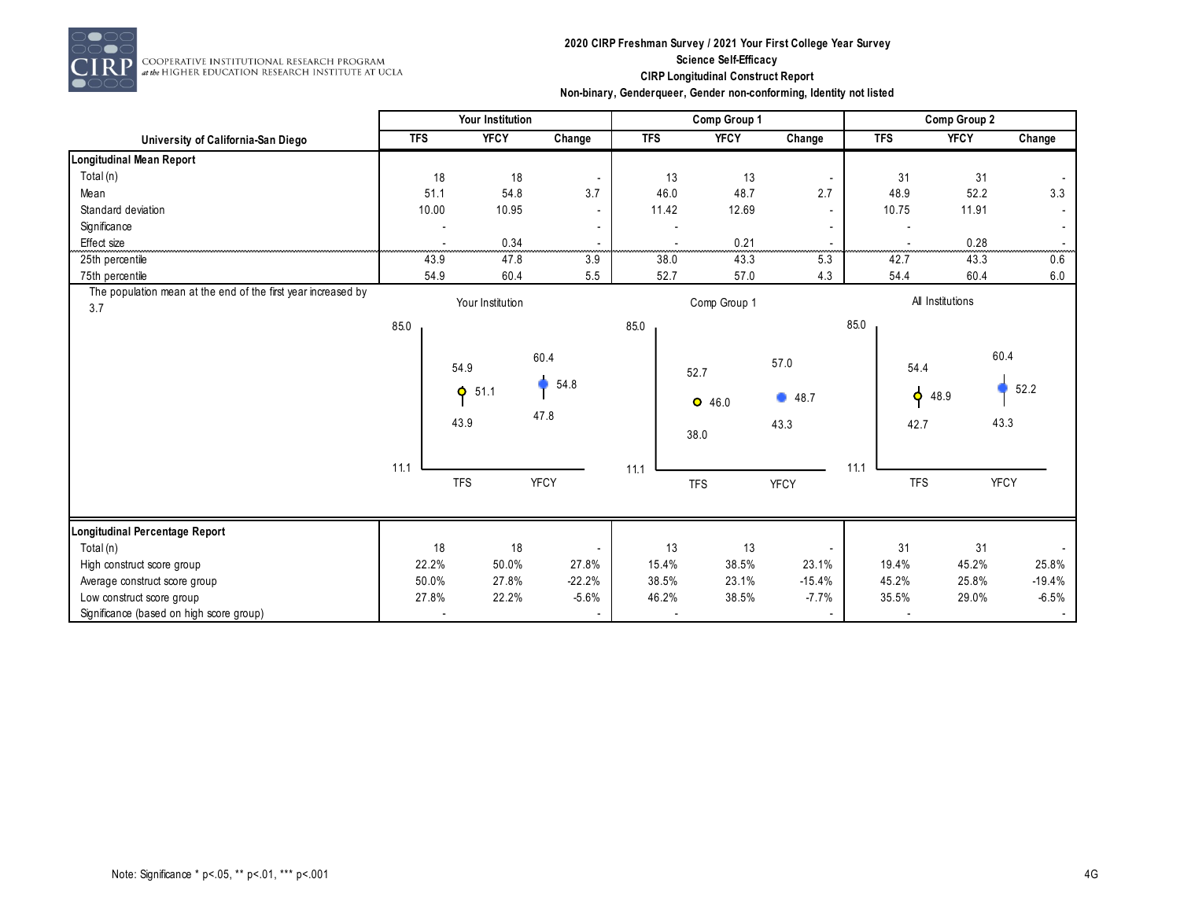**2020 CIRP Freshman Survey / 2021 Your First College Year Survey**
**Science Self-Efficacy**
**CIRP Longitudinal Construct Report**
**Non-binary, Genderqueer, Gender non-conforming, Identity not listed**

COOPERATIVE INSTITUTIONAL RESEARCH PROGRAM at the HIGHER EDUCATION RESEARCH INSTITUTE AT UCLA

| University of California-San Diego | Your Institution | | | Comp Group 1 | | | Comp Group 2 | | |
|---|---|---|---|---|---|---|---|---|---|
| | TFS | YFCY | Change | TFS | YFCY | Change | TFS | YFCY | Change |
| **Longitudinal Mean Report** | | | | | | | | | |
| Total (n) | 18 | 18 | - | 13 | 13 | - | 31 | 31 | - |
| Mean | 51.1 | 54.8 | 3.7 | 46.0 | 48.7 | 2.7 | 48.9 | 52.2 | 3.3 |
| Standard deviation | 10.00 | 10.95 | - | 11.42 | 12.69 | - | 10.75 | 11.91 | - |
| Significance | - | | - | - | | - | - | | - |
| Effect size | - | 0.34 | - | - | 0.21 | - | - | 0.28 | - |
| 25th percentile | 43.9 | 47.8 | 3.9 | 38.0 | 43.3 | 5.3 | 42.7 | 43.3 | 0.6 |
| 75th percentile | 54.9 | 60.4 | 5.5 | 52.7 | 57.0 | 4.3 | 54.4 | 60.4 | 6.0 |

The population mean at the end of the first year increased by 3.7

| | Your Institution | | Comp Group 1 | | All Institutions | |
|---|---|---|---|---|---|---|
| | TFS | YFCY | TFS | YFCY | TFS | YFCY |
| 75th percentile | 54.9 | 60.4 | 52.7 | 57.0 | 54.4 | 60.4 |
| Mean | 51.1 | 54.8 | 46.0 | 48.7 | 48.9 | 52.2 |
| 25th percentile | 43.9 | 47.8 | 38.0 | 43.3 | 42.7 | 43.3 |

(Chart axis range: 11.1 to 85.0)

| | Your Institution | | | Comp Group 1 | | | Comp Group 2 | | |
|---|---|---|---|---|---|---|---|---|---|
| **Longitudinal Percentage Report** | TFS | YFCY | Change | TFS | YFCY | Change | TFS | YFCY | Change |
| Total (n) | 18 | 18 | - | 13 | 13 | - | 31 | 31 | - |
| High construct score group | 22.2% | 50.0% | 27.8% | 15.4% | 38.5% | 23.1% | 19.4% | 45.2% | 25.8% |
| Average construct score group | 50.0% | 27.8% | -22.2% | 38.5% | 23.1% | -15.4% | 45.2% | 25.8% | -19.4% |
| Low construct score group | 27.8% | 22.2% | -5.6% | 46.2% | 38.5% | -7.7% | 35.5% | 29.0% | -6.5% |
| Significance (based on high score group) | - | | - | - | | - | - | | - |

Note: Significance * p<.05, ** p<.01, *** p<.001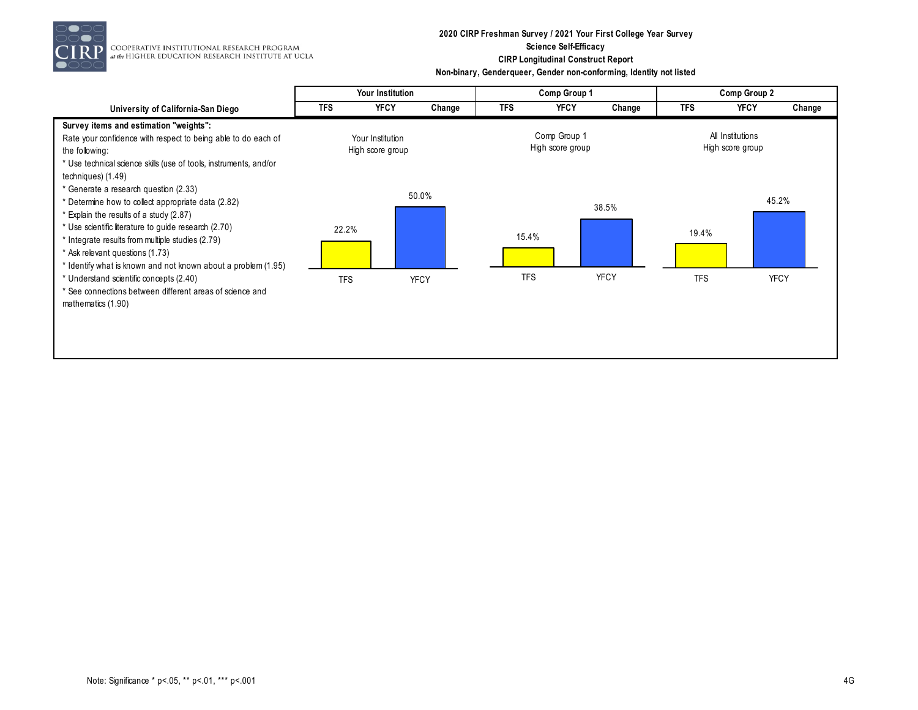2020 CIRP Freshman Survey / 2021 Your First College Year Survey

Science Self-Efficacy

CIRP Longitudinal Construct Report

Non-binary, Genderqueer, Gender non-conforming, Identity not listed

| University of California-San Diego | Your Institution | | | Comp Group 1 | | | Comp Group 2 | | |
|---|---|---|---|---|---|---|---|---|---|
| | TFS | YFCY | Change | TFS | YFCY | Change | TFS | YFCY | Change |

**Survey items and estimation "weights":**

Rate your confidence with respect to being able to do each of the following:

* Use technical science skills (use of tools, instruments, and/or techniques) (1.49)
* Generate a research question (2.33)
* Determine how to collect appropriate data (2.82)
* Explain the results of a study (2.87)
* Use scientific literature to guide research (2.70)
* Integrate results from multiple studies (2.79)
* Ask relevant questions (1.73)
* Identify what is known and not known about a problem (1.95)
* Understand scientific concepts (2.40)
* See connections between different areas of science and mathematics (1.90)

Your Institution
High score group
22.2%
50.0%
TFS
YFCY

Comp Group 1
High score group
15.4%
38.5%
TFS
YFCY

All Institutions
High score group
19.4%
45.2%
TFS
YFCY

Note: Significance * p<.05, ** p<.01, *** p<.001